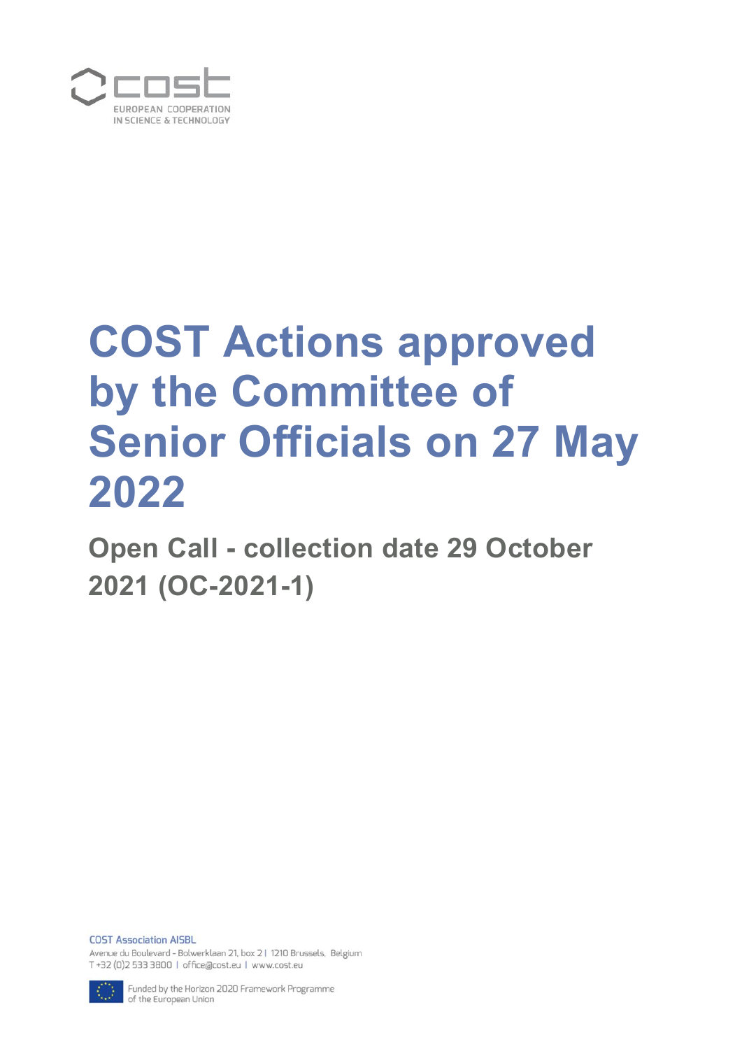cost

EUROPEAN COOPERATION IN SCIENCE & TECHNOLOGY

# COST Actions approved by the Committee of Senior Officials on 27 May 2022

## Open Call - collection date 29 October 2021 (OC-2021-1)

COST Association AISBL

Avenue du Boulevard - Bolwerklaan 21, box 2 | 1210 Brussels, Belgium

T +32 (0)2 533 3800 | office@cost.eu | www.cost.eu

Funded by the Horizon 2020 Framework Programme of the European Union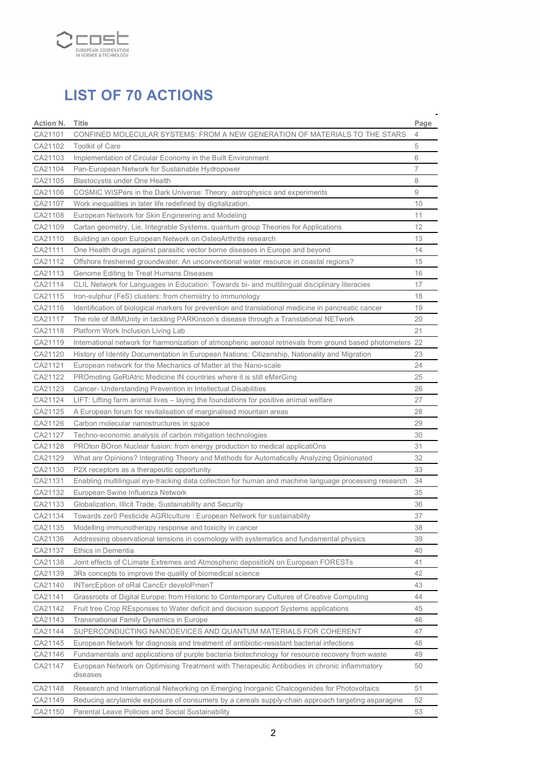# LIST OF 70 ACTIONS

| Action N. | Title | Page |
|---|---|---|
| CA21101 | CONFINED MOLECULAR SYSTEMS: FROM A NEW GENERATION OF MATERIALS TO THE STARS | 4 |
| CA21102 | Toolkit of Care | 5 |
| CA21103 | Implementation of Circular Economy in the Built Environment | 6 |
| CA21104 | Pan-European Network for Sustainable Hydropower | 7 |
| CA21105 | Blastocystis under One Health | 8 |
| CA21106 | COSMIC WISPers in the Dark Universe: Theory, astrophysics and experiments | 9 |
| CA21107 | Work inequalities in later life redefined by digitalization. | 10 |
| CA21108 | European Network for Skin Engineering and Modeling | 11 |
| CA21109 | Cartan geometry, Lie, Integrable Systems, quantum group Theories for Applications | 12 |
| CA21110 | Building an open European Network on OsteoArthritis research | 13 |
| CA21111 | One Health drugs against parasitic vector borne diseases in Europe and beyond | 14 |
| CA21112 | Offshore freshened groundwater: An unconventional water resource in coastal regions? | 15 |
| CA21113 | Genome Editing to Treat Humans Diseases | 16 |
| CA21114 | CLIL Network for Languages in Education: Towards bi- and multilingual disciplinary literacies | 17 |
| CA21115 | Iron-sulphur (FeS) clusters: from chemistry to immunology | 18 |
| CA21116 | Identification of biological markers for prevention and translational medicine in pancreatic cancer | 19 |
| CA21117 | The role of IMMUnity in tackling PARKinson's disease through a Translational NETwork | 20 |
| CA21118 | Platform Work Inclusion Living Lab | 21 |
| CA21119 | International network for harmonization of atmospheric aerosol retrievals from ground based photometers | 22 |
| CA21120 | History of Identity Documentation in European Nations: Citizenship, Nationality and Migration | 23 |
| CA21121 | European network for the Mechanics of Matter at the Nano-scale | 24 |
| CA21122 | PROmoting GeRiAtric Medicine IN countries where it is still eMerGing | 25 |
| CA21123 | Cancer- Understanding Prevention in Intellectual Disabilities | 26 |
| CA21124 | LIFT: Lifting farm animal lives – laying the foundations for positive animal welfare | 27 |
| CA21125 | A European forum for revitalisation of marginalised mountain areas | 28 |
| CA21126 | Carbon molecular nanostructures in space | 29 |
| CA21127 | Techno-economic analysis of carbon mitigation technologies | 30 |
| CA21128 | PROton BOron Nuclear fusion: from energy production to medical applicatiOns | 31 |
| CA21129 | What are Opinions? Integrating Theory and Methods for Automatically Analyzing Opinionated | 32 |
| CA21130 | P2X receptors as a therapeutic opportunity | 33 |
| CA21131 | Enabling multilingual eye-tracking data collection for human and machine language processing research | 34 |
| CA21132 | European Swine Influenza Network | 35 |
| CA21133 | Globalization, Illicit Trade, Sustainability and Security | 36 |
| CA21134 | Towards zer0 Pesticide AGRIculture : European Network for sustainability | 37 |
| CA21135 | Modelling immunotherapy response and toxicity in cancer | 38 |
| CA21136 | Addressing observational tensions in cosmology with systematics and fundamental physics | 39 |
| CA21137 | Ethics in Dementia | 40 |
| CA21138 | Joint effects of CLimate Extremes and Atmospheric depositioN on European FORESTs | 41 |
| CA21139 | 3Rs concepts to improve the quality of biomedical science | 42 |
| CA21140 | INTercEption of oRal CancEr develoPmenT | 43 |
| CA21141 | Grassroots of Digital Europe: from Historic to Contemporary Cultures of Creative Computing | 44 |
| CA21142 | Fruit tree Crop REsponses to Water deficit and decision support Systems applications | 45 |
| CA21143 | Transnational Family Dynamics in Europe | 46 |
| CA21144 | SUPERCONDUCTING NANODEVICES AND QUANTUM MATERIALS FOR COHERENT | 47 |
| CA21145 | European Network for diagnosis and treatment of antibiotic-resistant bacterial infections | 48 |
| CA21146 | Fundamentals and applications of purple bacteria biotechnology for resource recovery from waste | 49 |
| CA21147 | European Network on Optimising Treatment with Therapeutic Antibodies in chronic inflammatory diseases | 50 |
| CA21148 | Research and International Networking on Emerging Inorganic Chalcogenides for Photovoltaics | 51 |
| CA21149 | Reducing acrylamide exposure of consumers by a cereals supply-chain approach targeting asparagine | 52 |
| CA21150 | Parental Leave Policies and Social Sustainability | 53 |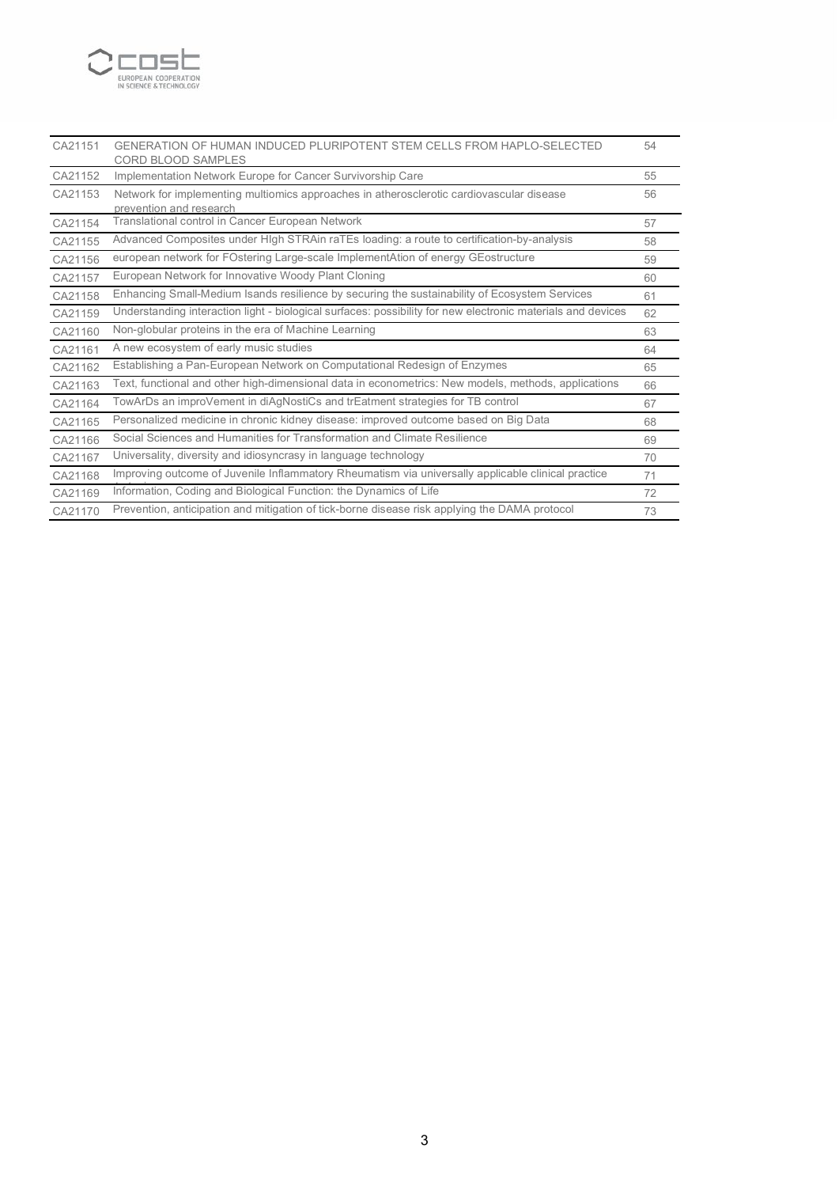| | | |
|---|---|---|
| CA21151 | GENERATION OF HUMAN INDUCED PLURIPOTENT STEM CELLS FROM HAPLO-SELECTED CORD BLOOD SAMPLES | 54 |
| CA21152 | Implementation Network Europe for Cancer Survivorship Care | 55 |
| CA21153 | Network for implementing multiomics approaches in atherosclerotic cardiovascular disease prevention and research | 56 |
| CA21154 | Translational control in Cancer European Network | 57 |
| CA21155 | Advanced Composites under HIgh STRAin raTEs loading: a route to certification-by-analysis | 58 |
| CA21156 | european network for FOstering Large-scale ImplementAtion of energy GEostructure | 59 |
| CA21157 | European Network for Innovative Woody Plant Cloning | 60 |
| CA21158 | Enhancing Small-Medium Isands resilience by securing the sustainability of Ecosystem Services | 61 |
| CA21159 | Understanding interaction light - biological surfaces: possibility for new electronic materials and devices | 62 |
| CA21160 | Non-globular proteins in the era of Machine Learning | 63 |
| CA21161 | A new ecosystem of early music studies | 64 |
| CA21162 | Establishing a Pan-European Network on Computational Redesign of Enzymes | 65 |
| CA21163 | Text, functional and other high-dimensional data in econometrics: New models, methods, applications | 66 |
| CA21164 | TowArDs an improVement in diAgNostiCs and trEatment strategies for TB control | 67 |
| CA21165 | Personalized medicine in chronic kidney disease: improved outcome based on Big Data | 68 |
| CA21166 | Social Sciences and Humanities for Transformation and Climate Resilience | 69 |
| CA21167 | Universality, diversity and idiosyncrasy in language technology | 70 |
| CA21168 | Improving outcome of Juvenile Inflammatory Rheumatism via universally applicable clinical practice | 71 |
| CA21169 | Information, Coding and Biological Function: the Dynamics of Life | 72 |
| CA21170 | Prevention, anticipation and mitigation of tick-borne disease risk applying the DAMA protocol | 73 |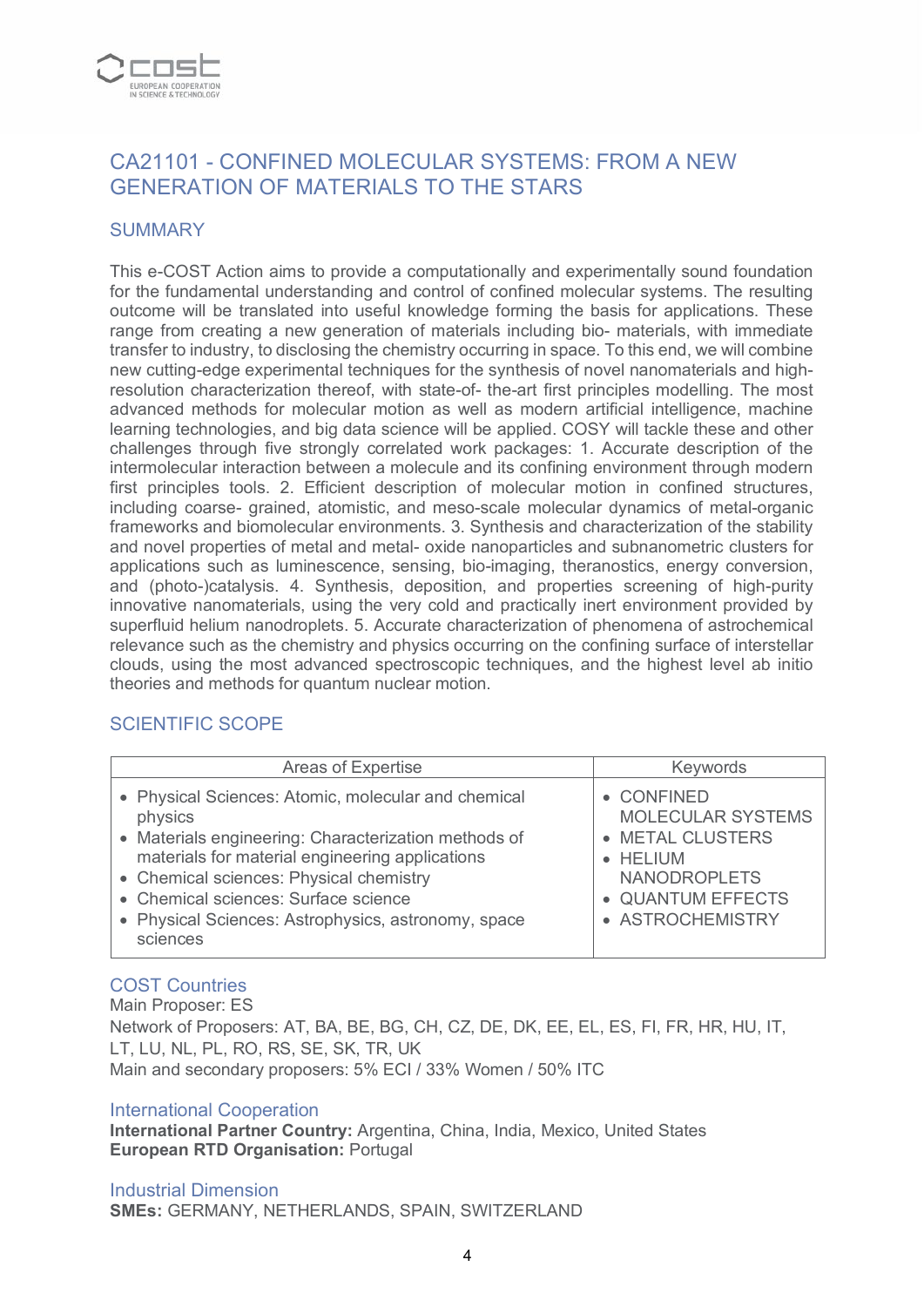# CA21101 - CONFINED MOLECULAR SYSTEMS: FROM A NEW GENERATION OF MATERIALS TO THE STARS

## SUMMARY

This e-COST Action aims to provide a computationally and experimentally sound foundation for the fundamental understanding and control of confined molecular systems. The resulting outcome will be translated into useful knowledge forming the basis for applications. These range from creating a new generation of materials including bio- materials, with immediate transfer to industry, to disclosing the chemistry occurring in space. To this end, we will combine new cutting-edge experimental techniques for the synthesis of novel nanomaterials and high-resolution characterization thereof, with state-of- the-art first principles modelling. The most advanced methods for molecular motion as well as modern artificial intelligence, machine learning technologies, and big data science will be applied. COSY will tackle these and other challenges through five strongly correlated work packages: 1. Accurate description of the intermolecular interaction between a molecule and its confining environment through modern first principles tools. 2. Efficient description of molecular motion in confined structures, including coarse- grained, atomistic, and meso-scale molecular dynamics of metal-organic frameworks and biomolecular environments. 3. Synthesis and characterization of the stability and novel properties of metal and metal- oxide nanoparticles and subnanometric clusters for applications such as luminescence, sensing, bio-imaging, theranostics, energy conversion, and (photo-)catalysis. 4. Synthesis, deposition, and properties screening of high-purity innovative nanomaterials, using the very cold and practically inert environment provided by superfluid helium nanodroplets. 5. Accurate characterization of phenomena of astrochemical relevance such as the chemistry and physics occurring on the confining surface of interstellar clouds, using the most advanced spectroscopic techniques, and the highest level ab initio theories and methods for quantum nuclear motion.

## SCIENTIFIC SCOPE

| Areas of Expertise | Keywords |
|---|---|
| • Physical Sciences: Atomic, molecular and chemical physics<br>• Materials engineering: Characterization methods of materials for material engineering applications<br>• Chemical sciences: Physical chemistry<br>• Chemical sciences: Surface science<br>• Physical Sciences: Astrophysics, astronomy, space sciences | • CONFINED MOLECULAR SYSTEMS<br>• METAL CLUSTERS<br>• HELIUM NANODROPLETS<br>• QUANTUM EFFECTS<br>• ASTROCHEMISTRY |

### COST Countries

Main Proposer: ES

Network of Proposers: AT, BA, BE, BG, CH, CZ, DE, DK, EE, EL, ES, FI, FR, HR, HU, IT, LT, LU, NL, PL, RO, RS, SE, SK, TR, UK

Main and secondary proposers: 5% ECI / 33% Women / 50% ITC

### International Cooperation

**International Partner Country:** Argentina, China, India, Mexico, United States
**European RTD Organisation:** Portugal

### Industrial Dimension

**SMEs:** GERMANY, NETHERLANDS, SPAIN, SWITZERLAND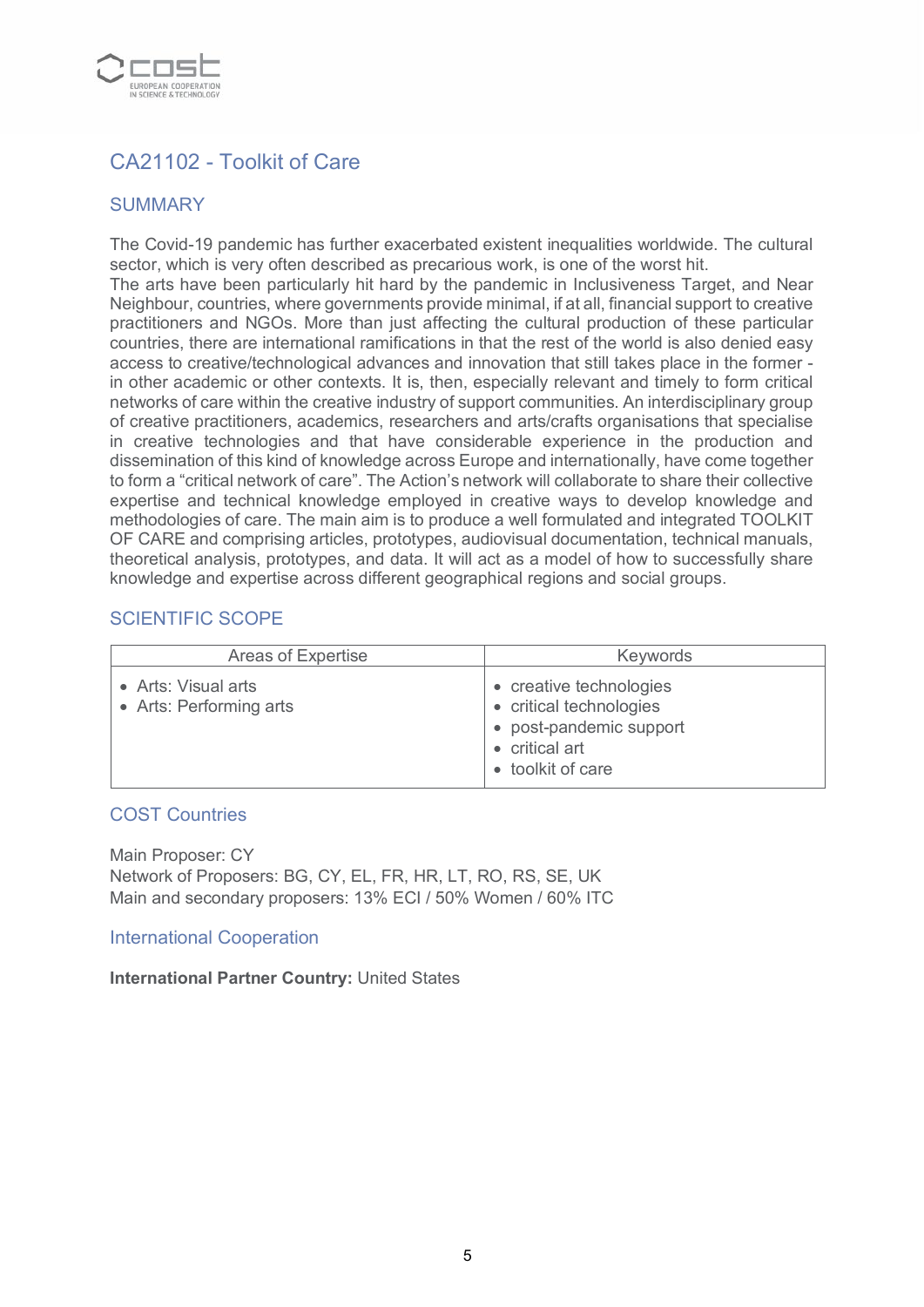## CA21102 - Toolkit of Care

### SUMMARY

The Covid-19 pandemic has further exacerbated existent inequalities worldwide. The cultural sector, which is very often described as precarious work, is one of the worst hit.
The arts have been particularly hit hard by the pandemic in Inclusiveness Target, and Near Neighbour, countries, where governments provide minimal, if at all, financial support to creative practitioners and NGOs. More than just affecting the cultural production of these particular countries, there are international ramifications in that the rest of the world is also denied easy access to creative/technological advances and innovation that still takes place in the former - in other academic or other contexts. It is, then, especially relevant and timely to form critical networks of care within the creative industry of support communities. An interdisciplinary group of creative practitioners, academics, researchers and arts/crafts organisations that specialise in creative technologies and that have considerable experience in the production and dissemination of this kind of knowledge across Europe and internationally, have come together to form a "critical network of care". The Action's network will collaborate to share their collective expertise and technical knowledge employed in creative ways to develop knowledge and methodologies of care. The main aim is to produce a well formulated and integrated TOOLKIT OF CARE and comprising articles, prototypes, audiovisual documentation, technical manuals, theoretical analysis, prototypes, and data. It will act as a model of how to successfully share knowledge and expertise across different geographical regions and social groups.

### SCIENTIFIC SCOPE

| Areas of Expertise | Keywords |
|---|---|
| • Arts: Visual arts<br>• Arts: Performing arts | • creative technologies<br>• critical technologies<br>• post-pandemic support<br>• critical art<br>• toolkit of care |

### COST Countries

Main Proposer: CY
Network of Proposers: BG, CY, EL, FR, HR, LT, RO, RS, SE, UK
Main and secondary proposers: 13% ECI / 50% Women / 60% ITC

### International Cooperation

**International Partner Country:** United States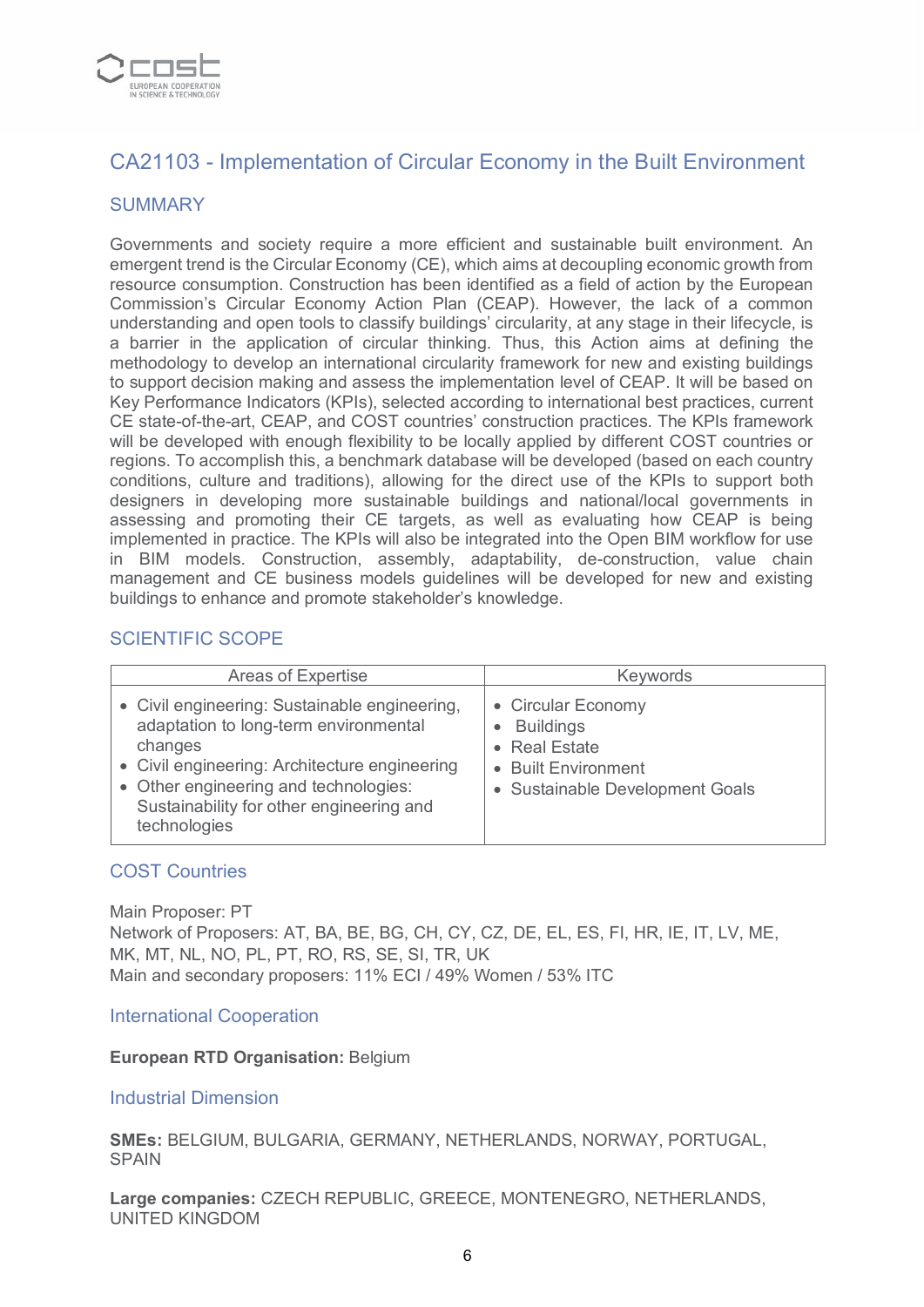## CA21103 - Implementation of Circular Economy in the Built Environment

### SUMMARY

Governments and society require a more efficient and sustainable built environment. An emergent trend is the Circular Economy (CE), which aims at decoupling economic growth from resource consumption. Construction has been identified as a field of action by the European Commission's Circular Economy Action Plan (CEAP). However, the lack of a common understanding and open tools to classify buildings' circularity, at any stage in their lifecycle, is a barrier in the application of circular thinking. Thus, this Action aims at defining the methodology to develop an international circularity framework for new and existing buildings to support decision making and assess the implementation level of CEAP. It will be based on Key Performance Indicators (KPIs), selected according to international best practices, current CE state-of-the-art, CEAP, and COST countries' construction practices. The KPIs framework will be developed with enough flexibility to be locally applied by different COST countries or regions. To accomplish this, a benchmark database will be developed (based on each country conditions, culture and traditions), allowing for the direct use of the KPIs to support both designers in developing more sustainable buildings and national/local governments in assessing and promoting their CE targets, as well as evaluating how CEAP is being implemented in practice. The KPIs will also be integrated into the Open BIM workflow for use in BIM models. Construction, assembly, adaptability, de-construction, value chain management and CE business models guidelines will be developed for new and existing buildings to enhance and promote stakeholder's knowledge.

### SCIENTIFIC SCOPE

| Areas of Expertise | Keywords |
|---|---|
| • Civil engineering: Sustainable engineering, adaptation to long-term environmental changes<br>• Civil engineering: Architecture engineering<br>• Other engineering and technologies: Sustainability for other engineering and technologies | • Circular Economy<br>• Buildings<br>• Real Estate<br>• Built Environment<br>• Sustainable Development Goals |

### COST Countries

Main Proposer: PT
Network of Proposers: AT, BA, BE, BG, CH, CY, CZ, DE, EL, ES, FI, HR, IE, IT, LV, ME, MK, MT, NL, NO, PL, PT, RO, RS, SE, SI, TR, UK
Main and secondary proposers: 11% ECI / 49% Women / 53% ITC

### International Cooperation

**European RTD Organisation:** Belgium

### Industrial Dimension

**SMEs:** BELGIUM, BULGARIA, GERMANY, NETHERLANDS, NORWAY, PORTUGAL, SPAIN

**Large companies:** CZECH REPUBLIC, GREECE, MONTENEGRO, NETHERLANDS, UNITED KINGDOM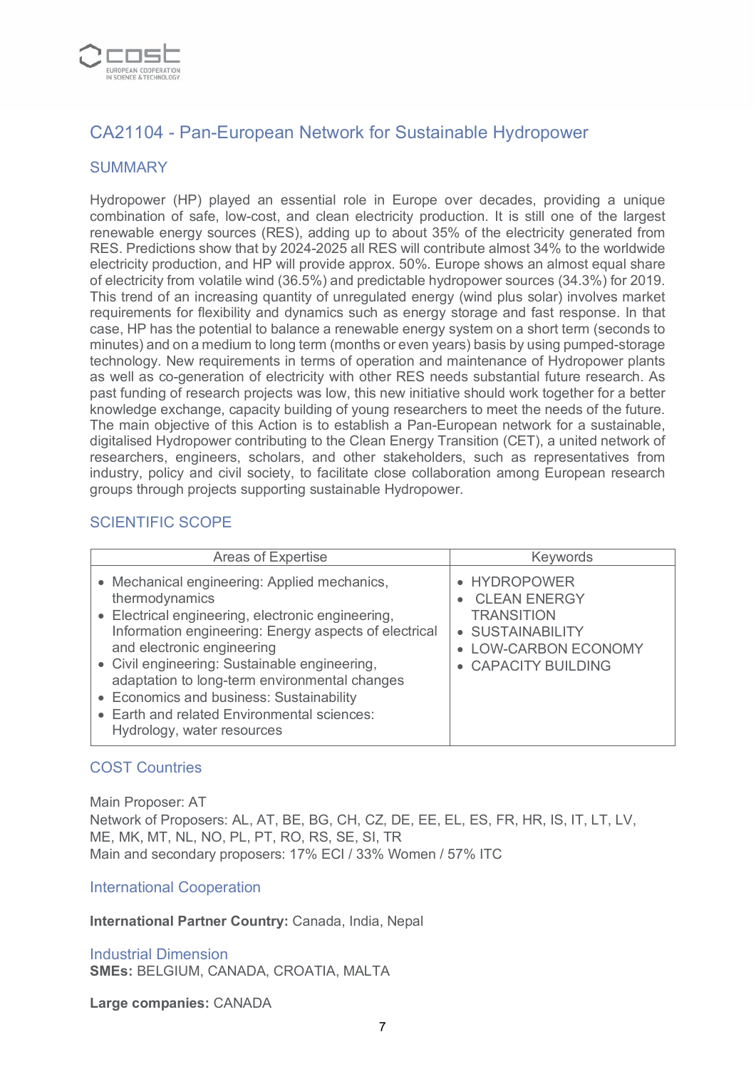## CA21104 - Pan-European Network for Sustainable Hydropower

### SUMMARY

Hydropower (HP) played an essential role in Europe over decades, providing a unique combination of safe, low-cost, and clean electricity production. It is still one of the largest renewable energy sources (RES), adding up to about 35% of the electricity generated from RES. Predictions show that by 2024-2025 all RES will contribute almost 34% to the worldwide electricity production, and HP will provide approx. 50%. Europe shows an almost equal share of electricity from volatile wind (36.5%) and predictable hydropower sources (34.3%) for 2019. This trend of an increasing quantity of unregulated energy (wind plus solar) involves market requirements for flexibility and dynamics such as energy storage and fast response. In that case, HP has the potential to balance a renewable energy system on a short term (seconds to minutes) and on a medium to long term (months or even years) basis by using pumped-storage technology. New requirements in terms of operation and maintenance of Hydropower plants as well as co-generation of electricity with other RES needs substantial future research. As past funding of research projects was low, this new initiative should work together for a better knowledge exchange, capacity building of young researchers to meet the needs of the future. The main objective of this Action is to establish a Pan-European network for a sustainable, digitalised Hydropower contributing to the Clean Energy Transition (CET), a united network of researchers, engineers, scholars, and other stakeholders, such as representatives from industry, policy and civil society, to facilitate close collaboration among European research groups through projects supporting sustainable Hydropower.

### SCIENTIFIC SCOPE

| Areas of Expertise | Keywords |
|---|---|
| • Mechanical engineering: Applied mechanics, thermodynamics<br>• Electrical engineering, electronic engineering, Information engineering: Energy aspects of electrical and electronic engineering<br>• Civil engineering: Sustainable engineering, adaptation to long-term environmental changes<br>• Economics and business: Sustainability<br>• Earth and related Environmental sciences: Hydrology, water resources | • HYDROPOWER<br>• CLEAN ENERGY TRANSITION<br>• SUSTAINABILITY<br>• LOW-CARBON ECONOMY<br>• CAPACITY BUILDING |

### COST Countries

Main Proposer: AT
Network of Proposers: AL, AT, BE, BG, CH, CZ, DE, EE, EL, ES, FR, HR, IS, IT, LT, LV, ME, MK, MT, NL, NO, PL, PT, RO, RS, SE, SI, TR
Main and secondary proposers: 17% ECI / 33% Women / 57% ITC

### International Cooperation

**International Partner Country:** Canada, India, Nepal

### Industrial Dimension

**SMEs:** BELGIUM, CANADA, CROATIA, MALTA

**Large companies:** CANADA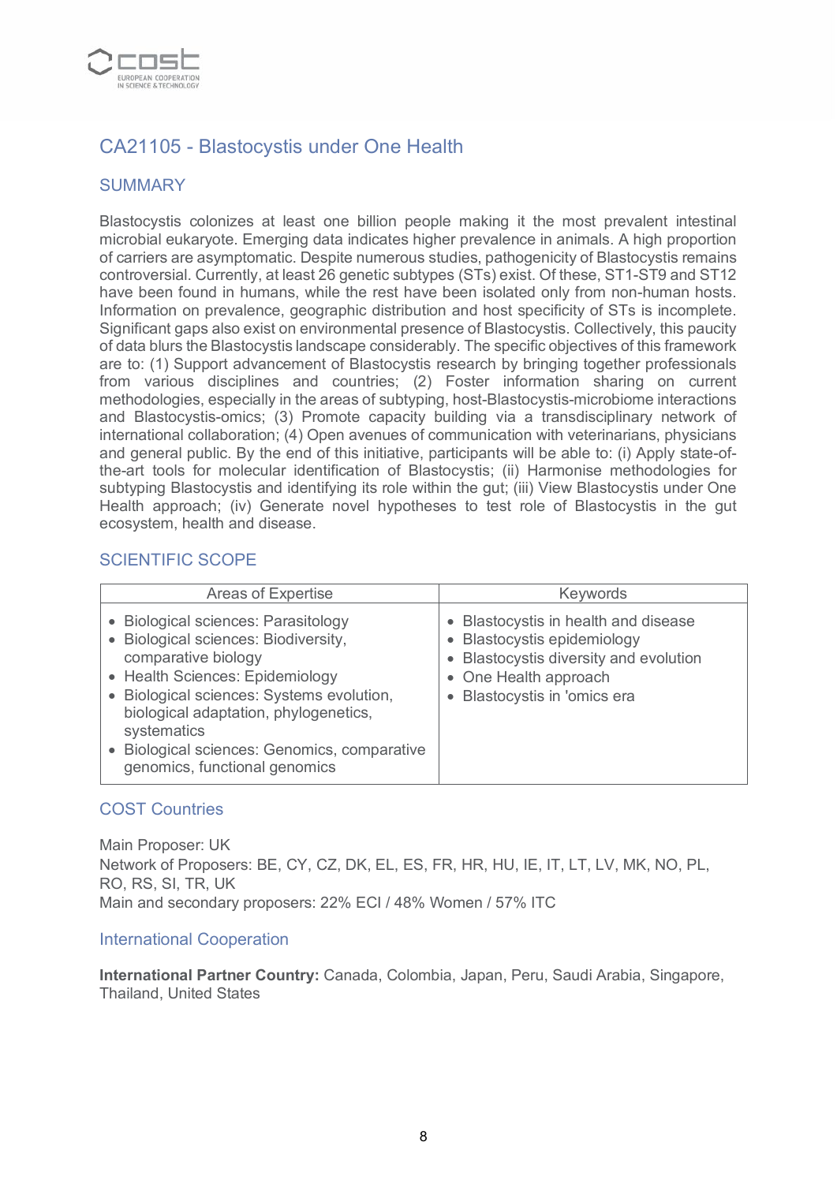## CA21105 - Blastocystis under One Health

### SUMMARY

Blastocystis colonizes at least one billion people making it the most prevalent intestinal microbial eukaryote. Emerging data indicates higher prevalence in animals. A high proportion of carriers are asymptomatic. Despite numerous studies, pathogenicity of Blastocystis remains controversial. Currently, at least 26 genetic subtypes (STs) exist. Of these, ST1-ST9 and ST12 have been found in humans, while the rest have been isolated only from non-human hosts. Information on prevalence, geographic distribution and host specificity of STs is incomplete. Significant gaps also exist on environmental presence of Blastocystis. Collectively, this paucity of data blurs the Blastocystis landscape considerably. The specific objectives of this framework are to: (1) Support advancement of Blastocystis research by bringing together professionals from various disciplines and countries; (2) Foster information sharing on current methodologies, especially in the areas of subtyping, host-Blastocystis-microbiome interactions and Blastocystis-omics; (3) Promote capacity building via a transdisciplinary network of international collaboration; (4) Open avenues of communication with veterinarians, physicians and general public. By the end of this initiative, participants will be able to: (i) Apply state-of-the-art tools for molecular identification of Blastocystis; (ii) Harmonise methodologies for subtyping Blastocystis and identifying its role within the gut; (iii) View Blastocystis under One Health approach; (iv) Generate novel hypotheses to test role of Blastocystis in the gut ecosystem, health and disease.

### SCIENTIFIC SCOPE

| Areas of Expertise | Keywords |
|---|---|
| • Biological sciences: Parasitology<br>• Biological sciences: Biodiversity, comparative biology<br>• Health Sciences: Epidemiology<br>• Biological sciences: Systems evolution, biological adaptation, phylogenetics, systematics<br>• Biological sciences: Genomics, comparative genomics, functional genomics | • Blastocystis in health and disease<br>• Blastocystis epidemiology<br>• Blastocystis diversity and evolution<br>• One Health approach<br>• Blastocystis in 'omics era |

### COST Countries

Main Proposer: UK
Network of Proposers: BE, CY, CZ, DK, EL, ES, FR, HR, HU, IE, IT, LT, LV, MK, NO, PL, RO, RS, SI, TR, UK
Main and secondary proposers: 22% ECI / 48% Women / 57% ITC

### International Cooperation

**International Partner Country:** Canada, Colombia, Japan, Peru, Saudi Arabia, Singapore, Thailand, United States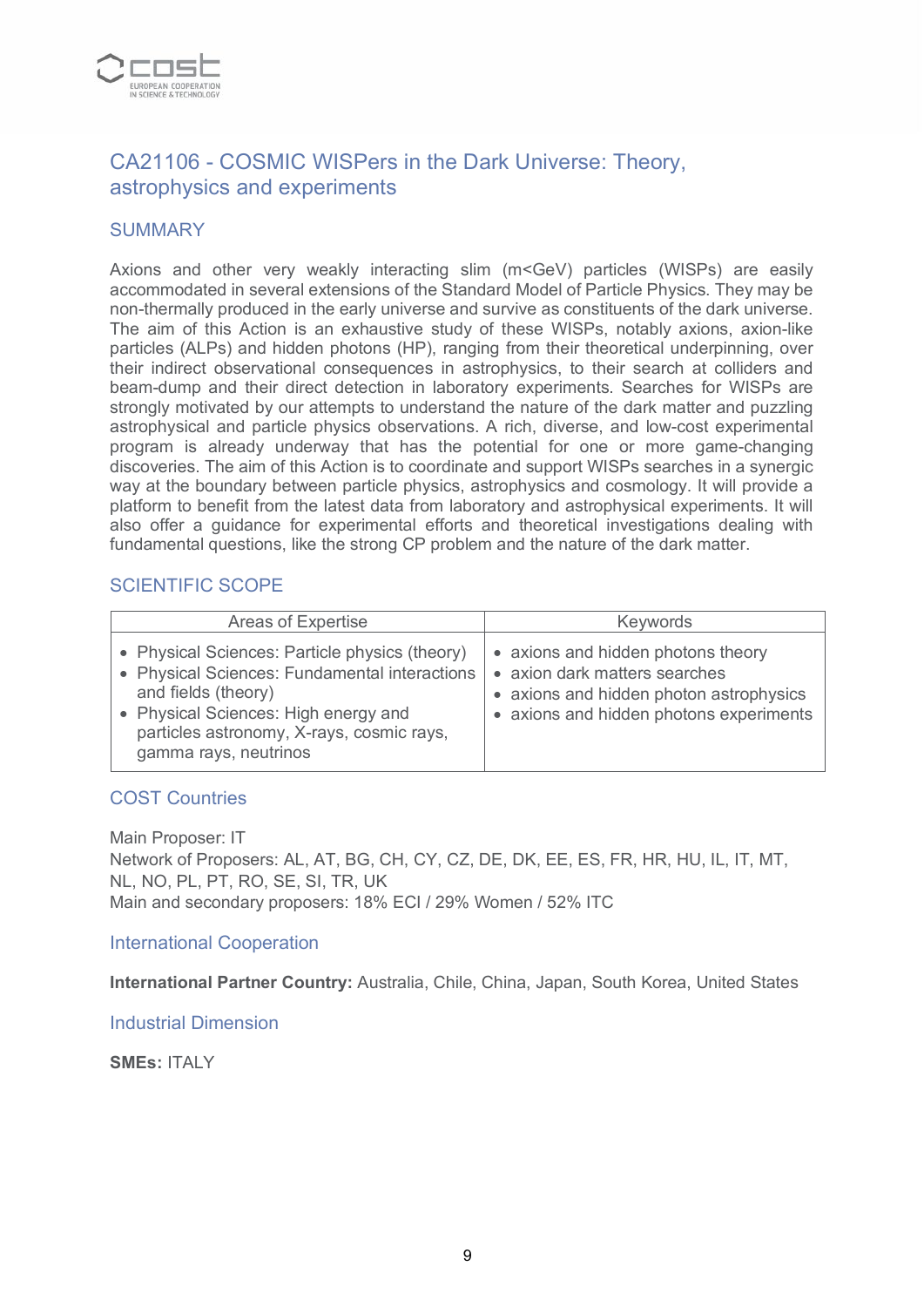## CA21106 - COSMIC WISPers in the Dark Universe: Theory, astrophysics and experiments

### SUMMARY

Axions and other very weakly interacting slim (m<GeV) particles (WISPs) are easily accommodated in several extensions of the Standard Model of Particle Physics. They may be non-thermally produced in the early universe and survive as constituents of the dark universe. The aim of this Action is an exhaustive study of these WISPs, notably axions, axion-like particles (ALPs) and hidden photons (HP), ranging from their theoretical underpinning, over their indirect observational consequences in astrophysics, to their search at colliders and beam-dump and their direct detection in laboratory experiments. Searches for WISPs are strongly motivated by our attempts to understand the nature of the dark matter and puzzling astrophysical and particle physics observations. A rich, diverse, and low-cost experimental program is already underway that has the potential for one or more game-changing discoveries. The aim of this Action is to coordinate and support WISPs searches in a synergic way at the boundary between particle physics, astrophysics and cosmology. It will provide a platform to benefit from the latest data from laboratory and astrophysical experiments. It will also offer a guidance for experimental efforts and theoretical investigations dealing with fundamental questions, like the strong CP problem and the nature of the dark matter.

### SCIENTIFIC SCOPE

| Areas of Expertise | Keywords |
|---|---|
| • Physical Sciences: Particle physics (theory)<br>• Physical Sciences: Fundamental interactions and fields (theory)<br>• Physical Sciences: High energy and particles astronomy, X-rays, cosmic rays, gamma rays, neutrinos | • axions and hidden photons theory<br>• axion dark matters searches<br>• axions and hidden photon astrophysics<br>• axions and hidden photons experiments |

### COST Countries

Main Proposer: IT
Network of Proposers: AL, AT, BG, CH, CY, CZ, DE, DK, EE, ES, FR, HR, HU, IL, IT, MT, NL, NO, PL, PT, RO, SE, SI, TR, UK
Main and secondary proposers: 18% ECI / 29% Women / 52% ITC

### International Cooperation

**International Partner Country:** Australia, Chile, China, Japan, South Korea, United States

### Industrial Dimension

**SMEs:** ITALY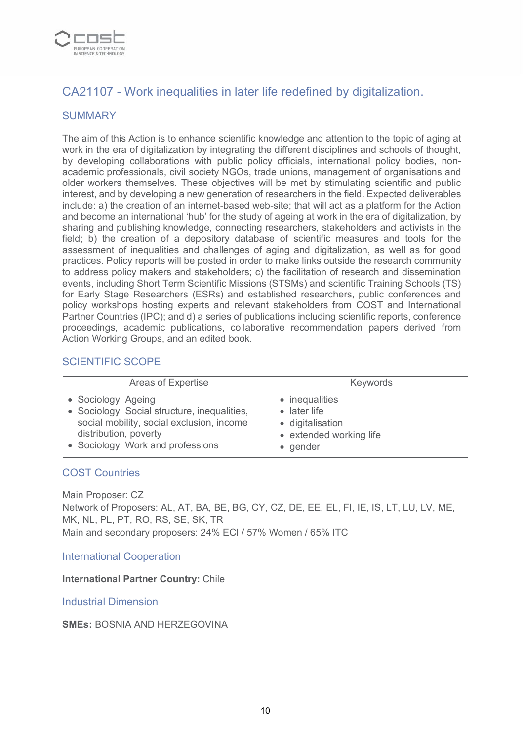## CA21107 - Work inequalities in later life redefined by digitalization.

### SUMMARY

The aim of this Action is to enhance scientific knowledge and attention to the topic of aging at work in the era of digitalization by integrating the different disciplines and schools of thought, by developing collaborations with public policy officials, international policy bodies, non-academic professionals, civil society NGOs, trade unions, management of organisations and older workers themselves. These objectives will be met by stimulating scientific and public interest, and by developing a new generation of researchers in the field. Expected deliverables include: a) the creation of an internet-based web-site; that will act as a platform for the Action and become an international 'hub' for the study of ageing at work in the era of digitalization, by sharing and publishing knowledge, connecting researchers, stakeholders and activists in the field; b) the creation of a depository database of scientific measures and tools for the assessment of inequalities and challenges of aging and digitalization, as well as for good practices. Policy reports will be posted in order to make links outside the research community to address policy makers and stakeholders; c) the facilitation of research and dissemination events, including Short Term Scientific Missions (STSMs) and scientific Training Schools (TS) for Early Stage Researchers (ESRs) and established researchers, public conferences and policy workshops hosting experts and relevant stakeholders from COST and International Partner Countries (IPC); and d) a series of publications including scientific reports, conference proceedings, academic publications, collaborative recommendation papers derived from Action Working Groups, and an edited book.

### SCIENTIFIC SCOPE

| Areas of Expertise | Keywords |
| --- | --- |
| • Sociology: Ageing<br>• Sociology: Social structure, inequalities, social mobility, social exclusion, income distribution, poverty<br>• Sociology: Work and professions | • inequalities<br>• later life<br>• digitalisation<br>• extended working life<br>• gender |

### COST Countries

Main Proposer: CZ
Network of Proposers: AL, AT, BA, BE, BG, CY, CZ, DE, EE, EL, FI, IE, IS, LT, LU, LV, ME, MK, NL, PL, PT, RO, RS, SE, SK, TR
Main and secondary proposers: 24% ECI / 57% Women / 65% ITC

### International Cooperation

**International Partner Country:** Chile

### Industrial Dimension

**SMEs:** BOSNIA AND HERZEGOVINA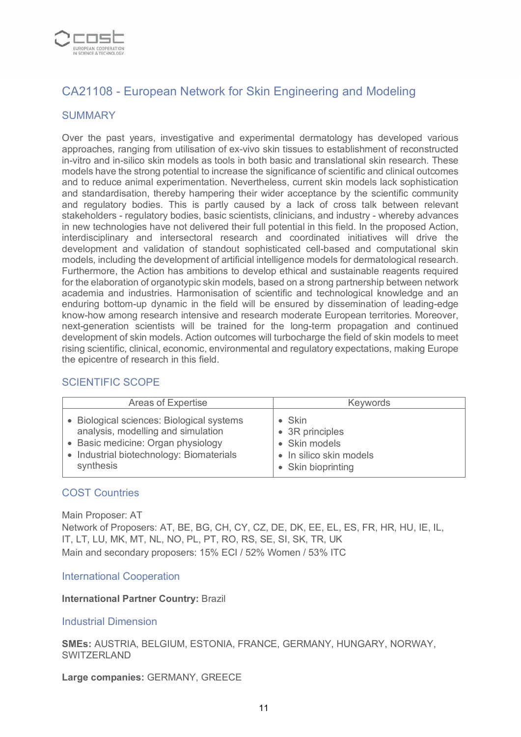## CA21108 - European Network for Skin Engineering and Modeling

### SUMMARY

Over the past years, investigative and experimental dermatology has developed various approaches, ranging from utilisation of ex-vivo skin tissues to establishment of reconstructed in-vitro and in-silico skin models as tools in both basic and translational skin research. These models have the strong potential to increase the significance of scientific and clinical outcomes and to reduce animal experimentation. Nevertheless, current skin models lack sophistication and standardisation, thereby hampering their wider acceptance by the scientific community and regulatory bodies. This is partly caused by a lack of cross talk between relevant stakeholders - regulatory bodies, basic scientists, clinicians, and industry - whereby advances in new technologies have not delivered their full potential in this field. In the proposed Action, interdisciplinary and intersectoral research and coordinated initiatives will drive the development and validation of standout sophisticated cell-based and computational skin models, including the development of artificial intelligence models for dermatological research. Furthermore, the Action has ambitions to develop ethical and sustainable reagents required for the elaboration of organotypic skin models, based on a strong partnership between network academia and industries. Harmonisation of scientific and technological knowledge and an enduring bottom-up dynamic in the field will be ensured by dissemination of leading-edge know-how among research intensive and research moderate European territories. Moreover, next-generation scientists will be trained for the long-term propagation and continued development of skin models. Action outcomes will turbocharge the field of skin models to meet rising scientific, clinical, economic, environmental and regulatory expectations, making Europe the epicentre of research in this field.

### SCIENTIFIC SCOPE

| Areas of Expertise | Keywords |
| --- | --- |
| • Biological sciences: Biological systems analysis, modelling and simulation<br>• Basic medicine: Organ physiology<br>• Industrial biotechnology: Biomaterials synthesis | • Skin<br>• 3R principles<br>• Skin models<br>• In silico skin models<br>• Skin bioprinting |

### COST Countries

Main Proposer: AT
Network of Proposers: AT, BE, BG, CH, CY, CZ, DE, DK, EE, EL, ES, FR, HR, HU, IE, IL, IT, LT, LU, MK, MT, NL, NO, PL, PT, RO, RS, SE, SI, SK, TR, UK
Main and secondary proposers: 15% ECI / 52% Women / 53% ITC

### International Cooperation

**International Partner Country:** Brazil

### Industrial Dimension

**SMEs:** AUSTRIA, BELGIUM, ESTONIA, FRANCE, GERMANY, HUNGARY, NORWAY, SWITZERLAND

**Large companies:** GERMANY, GREECE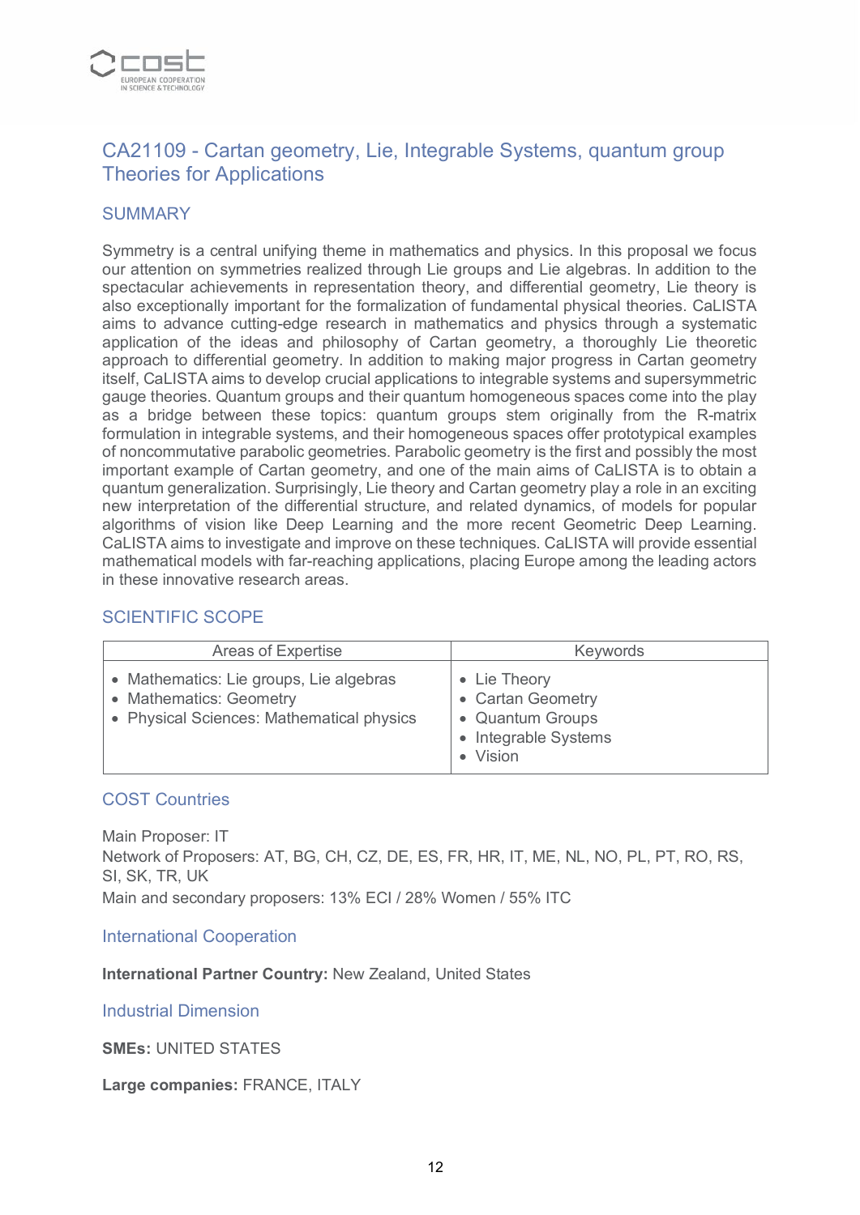## CA21109 - Cartan geometry, Lie, Integrable Systems, quantum group Theories for Applications

### SUMMARY

Symmetry is a central unifying theme in mathematics and physics. In this proposal we focus our attention on symmetries realized through Lie groups and Lie algebras. In addition to the spectacular achievements in representation theory, and differential geometry, Lie theory is also exceptionally important for the formalization of fundamental physical theories. CaLISTA aims to advance cutting-edge research in mathematics and physics through a systematic application of the ideas and philosophy of Cartan geometry, a thoroughly Lie theoretic approach to differential geometry. In addition to making major progress in Cartan geometry itself, CaLISTA aims to develop crucial applications to integrable systems and supersymmetric gauge theories. Quantum groups and their quantum homogeneous spaces come into the play as a bridge between these topics: quantum groups stem originally from the R-matrix formulation in integrable systems, and their homogeneous spaces offer prototypical examples of noncommutative parabolic geometries. Parabolic geometry is the first and possibly the most important example of Cartan geometry, and one of the main aims of CaLISTA is to obtain a quantum generalization. Surprisingly, Lie theory and Cartan geometry play a role in an exciting new interpretation of the differential structure, and related dynamics, of models for popular algorithms of vision like Deep Learning and the more recent Geometric Deep Learning. CaLISTA aims to investigate and improve on these techniques. CaLISTA will provide essential mathematical models with far-reaching applications, placing Europe among the leading actors in these innovative research areas.

### SCIENTIFIC SCOPE

| Areas of Expertise | Keywords |
| --- | --- |
| • Mathematics: Lie groups, Lie algebras<br>• Mathematics: Geometry<br>• Physical Sciences: Mathematical physics | • Lie Theory<br>• Cartan Geometry<br>• Quantum Groups<br>• Integrable Systems<br>• Vision |

### COST Countries

Main Proposer: IT
Network of Proposers: AT, BG, CH, CZ, DE, ES, FR, HR, IT, ME, NL, NO, PL, PT, RO, RS, SI, SK, TR, UK
Main and secondary proposers: 13% ECI / 28% Women / 55% ITC

### International Cooperation

**International Partner Country:** New Zealand, United States

### Industrial Dimension

**SMEs:** UNITED STATES

**Large companies:** FRANCE, ITALY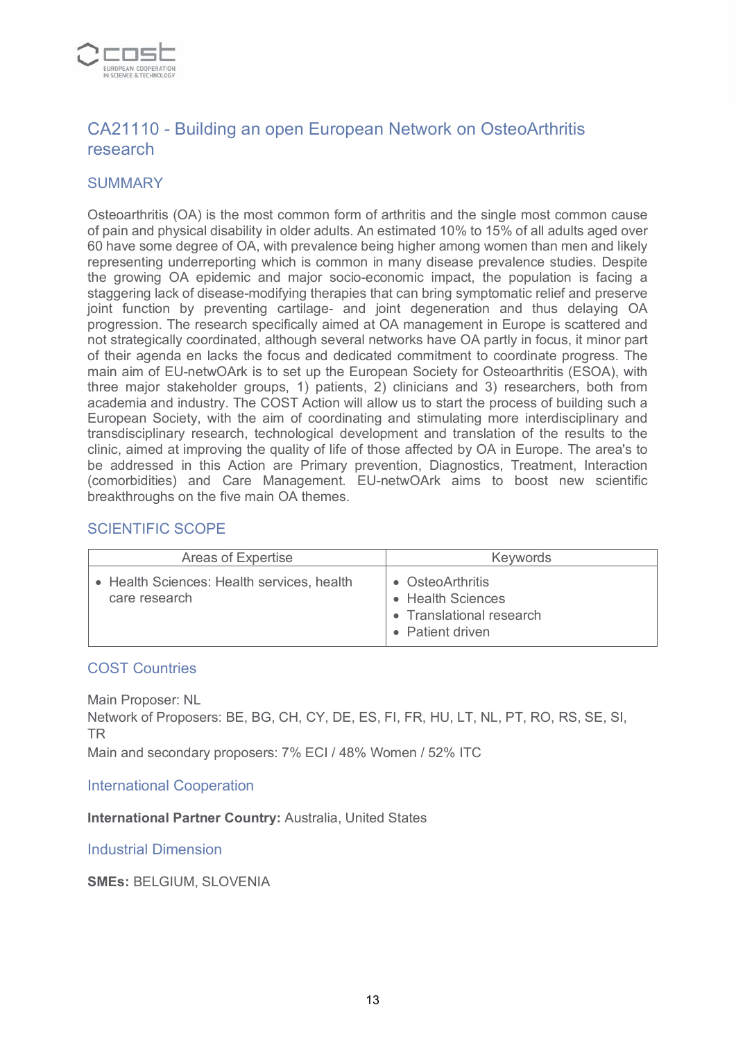## CA21110 - Building an open European Network on OsteoArthritis research

### SUMMARY

Osteoarthritis (OA) is the most common form of arthritis and the single most common cause of pain and physical disability in older adults. An estimated 10% to 15% of all adults aged over 60 have some degree of OA, with prevalence being higher among women than men and likely representing underreporting which is common in many disease prevalence studies. Despite the growing OA epidemic and major socio-economic impact, the population is facing a staggering lack of disease-modifying therapies that can bring symptomatic relief and preserve joint function by preventing cartilage- and joint degeneration and thus delaying OA progression. The research specifically aimed at OA management in Europe is scattered and not strategically coordinated, although several networks have OA partly in focus, it minor part of their agenda en lacks the focus and dedicated commitment to coordinate progress. The main aim of EU-netwOArk is to set up the European Society for Osteoarthritis (ESOA), with three major stakeholder groups, 1) patients, 2) clinicians and 3) researchers, both from academia and industry. The COST Action will allow us to start the process of building such a European Society, with the aim of coordinating and stimulating more interdisciplinary and transdisciplinary research, technological development and translation of the results to the clinic, aimed at improving the quality of life of those affected by OA in Europe. The area's to be addressed in this Action are Primary prevention, Diagnostics, Treatment, Interaction (comorbidities) and Care Management. EU-netwOArk aims to boost new scientific breakthroughs on the five main OA themes.

### SCIENTIFIC SCOPE

| Areas of Expertise | Keywords |
| --- | --- |
| • Health Sciences: Health services, health care research | • OsteoArthritis<br>• Health Sciences<br>• Translational research<br>• Patient driven |

### COST Countries

Main Proposer: NL
Network of Proposers: BE, BG, CH, CY, DE, ES, FI, FR, HU, LT, NL, PT, RO, RS, SE, SI, TR
Main and secondary proposers: 7% ECI / 48% Women / 52% ITC

### International Cooperation

**International Partner Country:** Australia, United States

### Industrial Dimension

**SMEs:** BELGIUM, SLOVENIA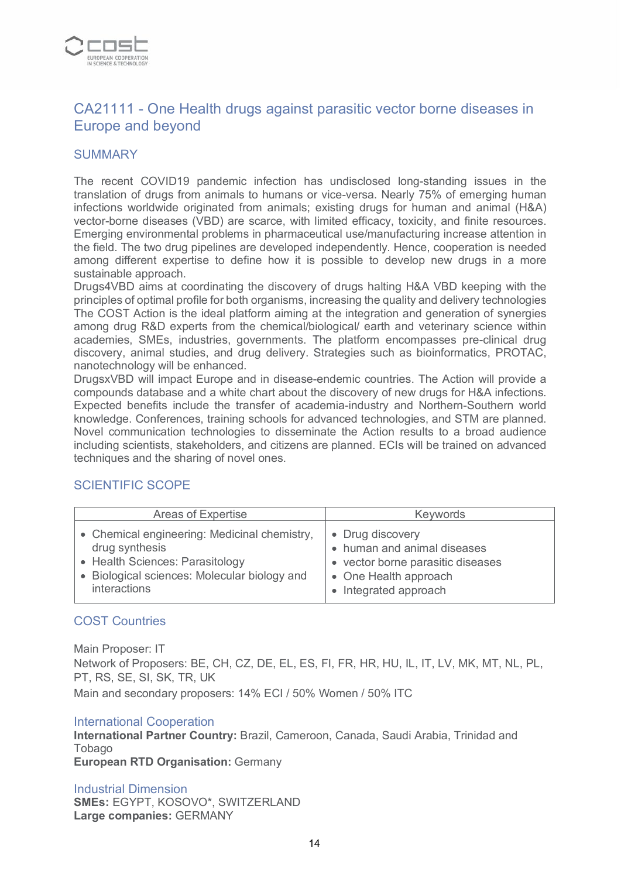## CA21111 - One Health drugs against parasitic vector borne diseases in Europe and beyond

### SUMMARY

The recent COVID19 pandemic infection has undisclosed long-standing issues in the translation of drugs from animals to humans or vice-versa. Nearly 75% of emerging human infections worldwide originated from animals; existing drugs for human and animal (H&A) vector-borne diseases (VBD) are scarce, with limited efficacy, toxicity, and finite resources. Emerging environmental problems in pharmaceutical use/manufacturing increase attention in the field. The two drug pipelines are developed independently. Hence, cooperation is needed among different expertise to define how it is possible to develop new drugs in a more sustainable approach.
Drugs4VBD aims at coordinating the discovery of drugs halting H&A VBD keeping with the principles of optimal profile for both organisms, increasing the quality and delivery technologies The COST Action is the ideal platform aiming at the integration and generation of synergies among drug R&D experts from the chemical/biological/ earth and veterinary science within academies, SMEs, industries, governments. The platform encompasses pre-clinical drug discovery, animal studies, and drug delivery. Strategies such as bioinformatics, PROTAC, nanotechnology will be enhanced.
DrugsxVBD will impact Europe and in disease-endemic countries. The Action will provide a compounds database and a white chart about the discovery of new drugs for H&A infections. Expected benefits include the transfer of academia-industry and Northern-Southern world knowledge. Conferences, training schools for advanced technologies, and STM are planned. Novel communication technologies to disseminate the Action results to a broad audience including scientists, stakeholders, and citizens are planned. ECIs will be trained on advanced techniques and the sharing of novel ones.

### SCIENTIFIC SCOPE

| Areas of Expertise | Keywords |
|---|---|
| • Chemical engineering: Medicinal chemistry, drug synthesis<br>• Health Sciences: Parasitology<br>• Biological sciences: Molecular biology and interactions | • Drug discovery<br>• human and animal diseases<br>• vector borne parasitic diseases<br>• One Health approach<br>• Integrated approach |

### COST Countries

Main Proposer: IT
Network of Proposers: BE, CH, CZ, DE, EL, ES, FI, FR, HR, HU, IL, IT, LV, MK, MT, NL, PL, PT, RS, SE, SI, SK, TR, UK
Main and secondary proposers: 14% ECI / 50% Women / 50% ITC

### International Cooperation

**International Partner Country:** Brazil, Cameroon, Canada, Saudi Arabia, Trinidad and Tobago
**European RTD Organisation:** Germany

### Industrial Dimension

**SMEs:** EGYPT, KOSOVO*, SWITZERLAND
**Large companies:** GERMANY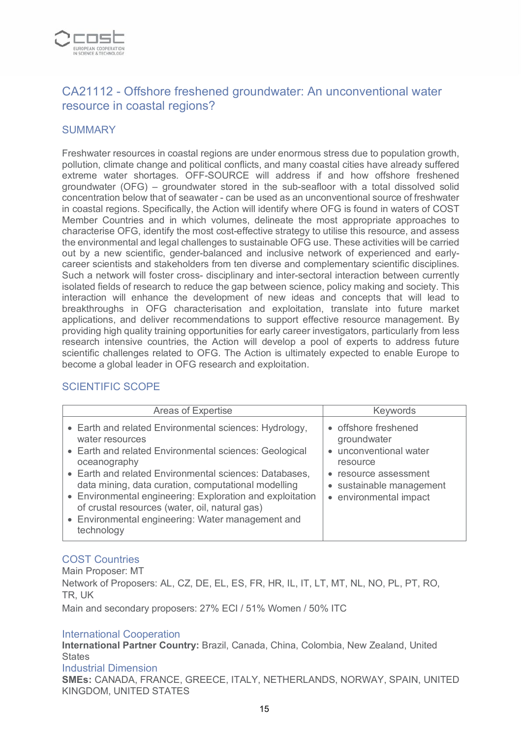## CA21112 - Offshore freshened groundwater: An unconventional water resource in coastal regions?

### SUMMARY

Freshwater resources in coastal regions are under enormous stress due to population growth, pollution, climate change and political conflicts, and many coastal cities have already suffered extreme water shortages. OFF-SOURCE will address if and how offshore freshened groundwater (OFG) – groundwater stored in the sub-seafloor with a total dissolved solid concentration below that of seawater - can be used as an unconventional source of freshwater in coastal regions. Specifically, the Action will identify where OFG is found in waters of COST Member Countries and in which volumes, delineate the most appropriate approaches to characterise OFG, identify the most cost-effective strategy to utilise this resource, and assess the environmental and legal challenges to sustainable OFG use. These activities will be carried out by a new scientific, gender-balanced and inclusive network of experienced and early-career scientists and stakeholders from ten diverse and complementary scientific disciplines. Such a network will foster cross- disciplinary and inter-sectoral interaction between currently isolated fields of research to reduce the gap between science, policy making and society. This interaction will enhance the development of new ideas and concepts that will lead to breakthroughs in OFG characterisation and exploitation, translate into future market applications, and deliver recommendations to support effective resource management. By providing high quality training opportunities for early career investigators, particularly from less research intensive countries, the Action will develop a pool of experts to address future scientific challenges related to OFG. The Action is ultimately expected to enable Europe to become a global leader in OFG research and exploitation.

### SCIENTIFIC SCOPE

| Areas of Expertise | Keywords |
|---|---|
| • Earth and related Environmental sciences: Hydrology, water resources<br>• Earth and related Environmental sciences: Geological oceanography<br>• Earth and related Environmental sciences: Databases, data mining, data curation, computational modelling<br>• Environmental engineering: Exploration and exploitation of crustal resources (water, oil, natural gas)<br>• Environmental engineering: Water management and technology | • offshore freshened groundwater<br>• unconventional water resource<br>• resource assessment<br>• sustainable management<br>• environmental impact |

### COST Countries

Main Proposer: MT

Network of Proposers: AL, CZ, DE, EL, ES, FR, HR, IL, IT, LT, MT, NL, NO, PL, PT, RO, TR, UK

Main and secondary proposers: 27% ECI / 51% Women / 50% ITC

### International Cooperation

**International Partner Country:** Brazil, Canada, China, Colombia, New Zealand, United States

### Industrial Dimension

**SMEs:** CANADA, FRANCE, GREECE, ITALY, NETHERLANDS, NORWAY, SPAIN, UNITED KINGDOM, UNITED STATES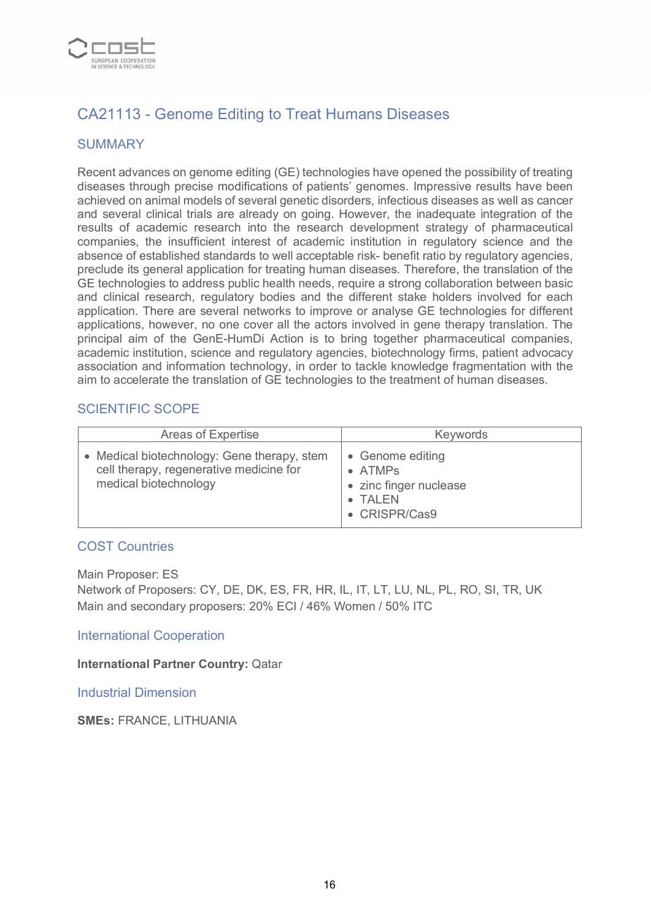## CA21113 - Genome Editing to Treat Humans Diseases

### SUMMARY

Recent advances on genome editing (GE) technologies have opened the possibility of treating diseases through precise modifications of patients' genomes. Impressive results have been achieved on animal models of several genetic disorders, infectious diseases as well as cancer and several clinical trials are already on going. However, the inadequate integration of the results of academic research into the research development strategy of pharmaceutical companies, the insufficient interest of academic institution in regulatory science and the absence of established standards to well acceptable risk- benefit ratio by regulatory agencies, preclude its general application for treating human diseases. Therefore, the translation of the GE technologies to address public health needs, require a strong collaboration between basic and clinical research, regulatory bodies and the different stake holders involved for each application. There are several networks to improve or analyse GE technologies for different applications, however, no one cover all the actors involved in gene therapy translation. The principal aim of the GenE-HumDi Action is to bring together pharmaceutical companies, academic institution, science and regulatory agencies, biotechnology firms, patient advocacy association and information technology, in order to tackle knowledge fragmentation with the aim to accelerate the translation of GE technologies to the treatment of human diseases.

### SCIENTIFIC SCOPE

| Areas of Expertise | Keywords |
|---|---|
| • Medical biotechnology: Gene therapy, stem cell therapy, regenerative medicine for medical biotechnology | • Genome editing<br>• ATMPs<br>• zinc finger nuclease<br>• TALEN<br>• CRISPR/Cas9 |

### COST Countries

Main Proposer: ES
Network of Proposers: CY, DE, DK, ES, FR, HR, IL, IT, LT, LU, NL, PL, RO, SI, TR, UK
Main and secondary proposers: 20% ECI / 46% Women / 50% ITC

### International Cooperation

**International Partner Country:** Qatar

### Industrial Dimension

**SMEs:** FRANCE, LITHUANIA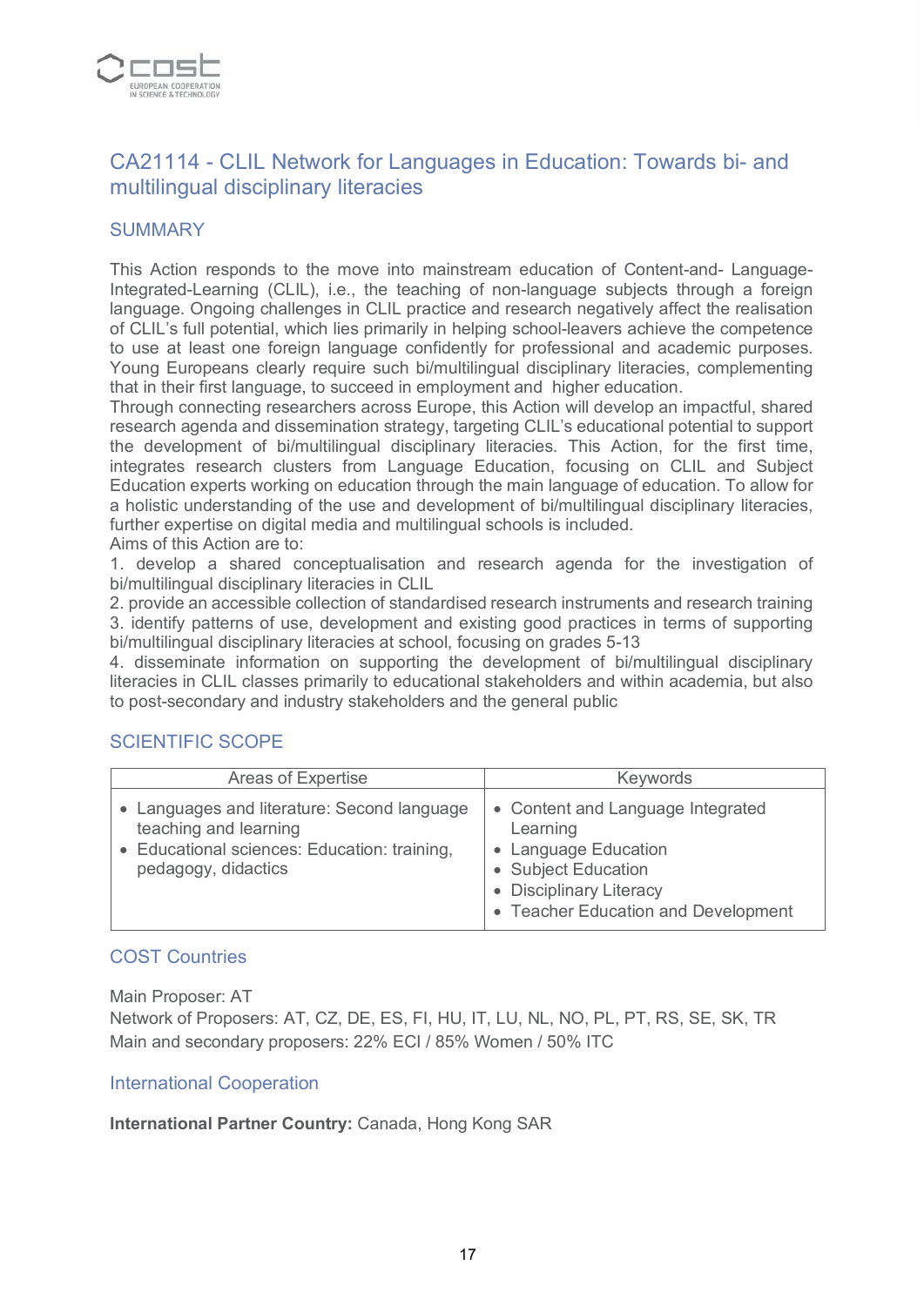## CA21114 - CLIL Network for Languages in Education: Towards bi- and multilingual disciplinary literacies

### SUMMARY

This Action responds to the move into mainstream education of Content-and- Language-Integrated-Learning (CLIL), i.e., the teaching of non-language subjects through a foreign language. Ongoing challenges in CLIL practice and research negatively affect the realisation of CLIL's full potential, which lies primarily in helping school-leavers achieve the competence to use at least one foreign language confidently for professional and academic purposes. Young Europeans clearly require such bi/multilingual disciplinary literacies, complementing that in their first language, to succeed in employment and higher education.
Through connecting researchers across Europe, this Action will develop an impactful, shared research agenda and dissemination strategy, targeting CLIL's educational potential to support the development of bi/multilingual disciplinary literacies. This Action, for the first time, integrates research clusters from Language Education, focusing on CLIL and Subject Education experts working on education through the main language of education. To allow for a holistic understanding of the use and development of bi/multilingual disciplinary literacies, further expertise on digital media and multilingual schools is included.
Aims of this Action are to:
1. develop a shared conceptualisation and research agenda for the investigation of bi/multilingual disciplinary literacies in CLIL
2. provide an accessible collection of standardised research instruments and research training
3. identify patterns of use, development and existing good practices in terms of supporting bi/multilingual disciplinary literacies at school, focusing on grades 5-13
4. disseminate information on supporting the development of bi/multilingual disciplinary literacies in CLIL classes primarily to educational stakeholders and within academia, but also to post-secondary and industry stakeholders and the general public

### SCIENTIFIC SCOPE

| Areas of Expertise | Keywords |
|---|---|
| • Languages and literature: Second language teaching and learning<br>• Educational sciences: Education: training, pedagogy, didactics | • Content and Language Integrated Learning<br>• Language Education<br>• Subject Education<br>• Disciplinary Literacy<br>• Teacher Education and Development |

### COST Countries

Main Proposer: AT
Network of Proposers: AT, CZ, DE, ES, FI, HU, IT, LU, NL, NO, PL, PT, RS, SE, SK, TR
Main and secondary proposers: 22% ECI / 85% Women / 50% ITC

### International Cooperation

**International Partner Country:** Canada, Hong Kong SAR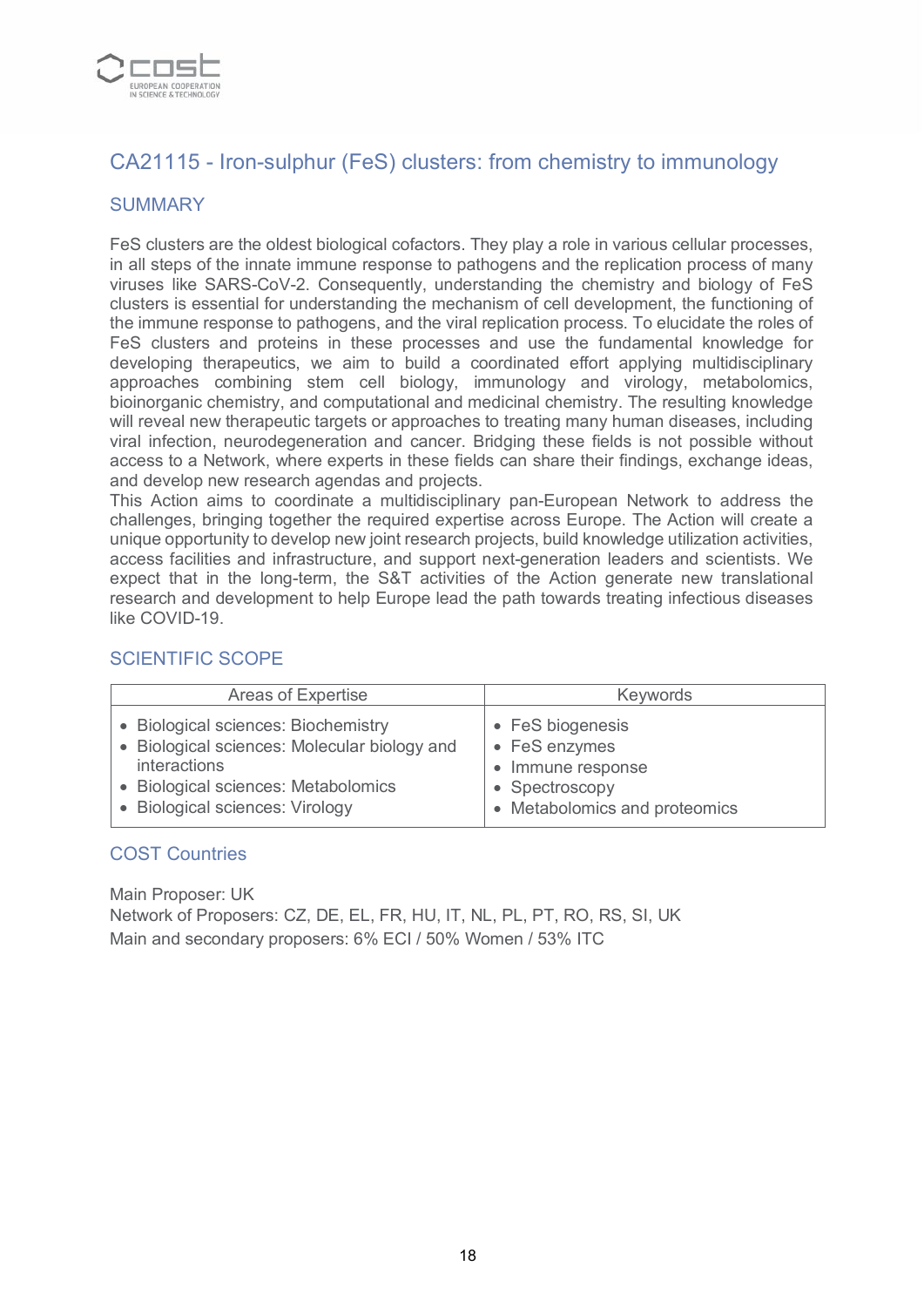## CA21115 - Iron-sulphur (FeS) clusters: from chemistry to immunology

### SUMMARY

FeS clusters are the oldest biological cofactors. They play a role in various cellular processes, in all steps of the innate immune response to pathogens and the replication process of many viruses like SARS-CoV-2. Consequently, understanding the chemistry and biology of FeS clusters is essential for understanding the mechanism of cell development, the functioning of the immune response to pathogens, and the viral replication process. To elucidate the roles of FeS clusters and proteins in these processes and use the fundamental knowledge for developing therapeutics, we aim to build a coordinated effort applying multidisciplinary approaches combining stem cell biology, immunology and virology, metabolomics, bioinorganic chemistry, and computational and medicinal chemistry. The resulting knowledge will reveal new therapeutic targets or approaches to treating many human diseases, including viral infection, neurodegeneration and cancer. Bridging these fields is not possible without access to a Network, where experts in these fields can share their findings, exchange ideas, and develop new research agendas and projects.
This Action aims to coordinate a multidisciplinary pan-European Network to address the challenges, bringing together the required expertise across Europe. The Action will create a unique opportunity to develop new joint research projects, build knowledge utilization activities, access facilities and infrastructure, and support next-generation leaders and scientists. We expect that in the long-term, the S&T activities of the Action generate new translational research and development to help Europe lead the path towards treating infectious diseases like COVID-19.

### SCIENTIFIC SCOPE

| Areas of Expertise | Keywords |
| --- | --- |
| • Biological sciences: Biochemistry<br>• Biological sciences: Molecular biology and interactions<br>• Biological sciences: Metabolomics<br>• Biological sciences: Virology | • FeS biogenesis<br>• FeS enzymes<br>• Immune response<br>• Spectroscopy<br>• Metabolomics and proteomics |

### COST Countries

Main Proposer: UK
Network of Proposers: CZ, DE, EL, FR, HU, IT, NL, PL, PT, RO, RS, SI, UK
Main and secondary proposers: 6% ECI / 50% Women / 53% ITC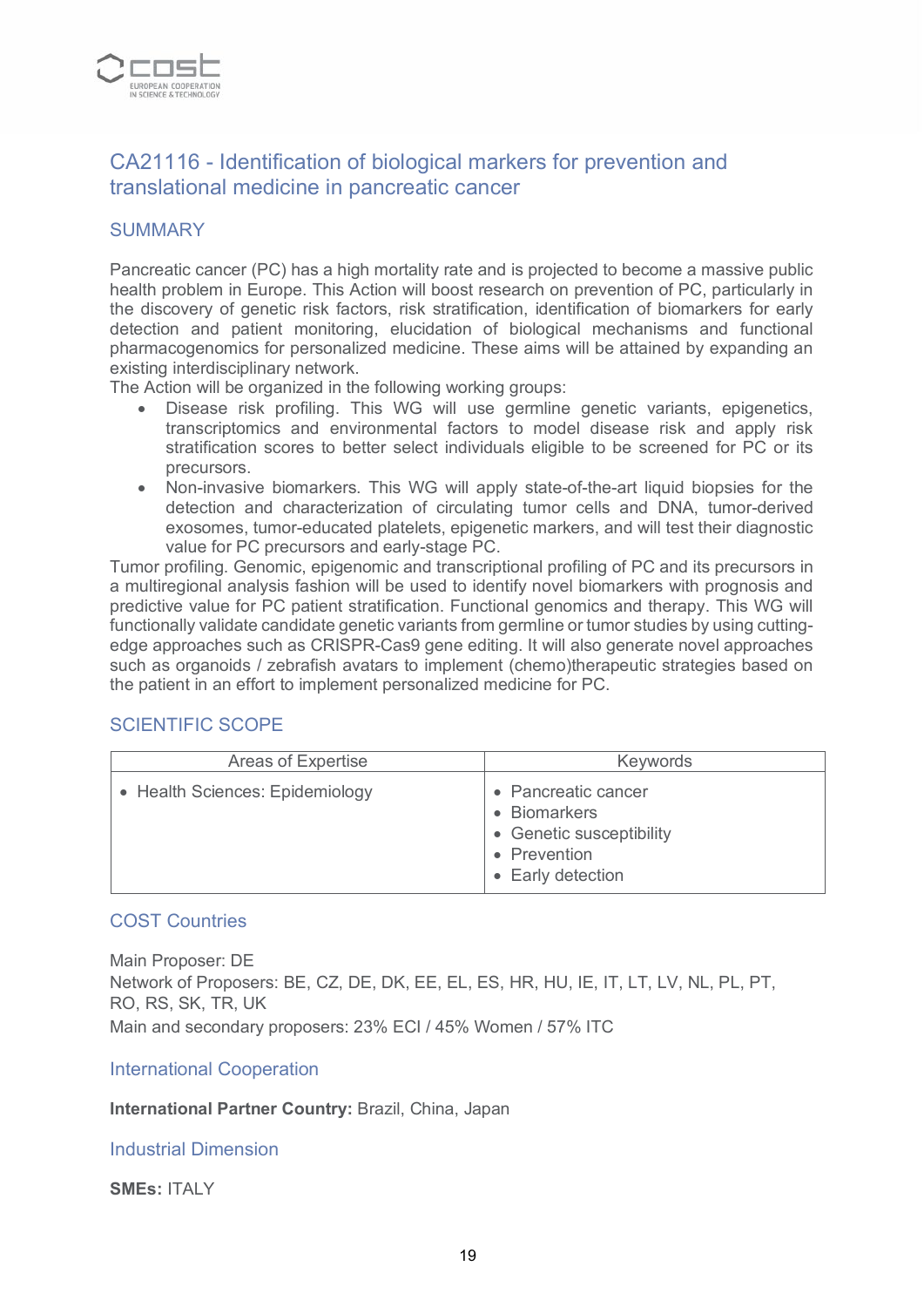## CA21116 - Identification of biological markers for prevention and translational medicine in pancreatic cancer

### SUMMARY

Pancreatic cancer (PC) has a high mortality rate and is projected to become a massive public health problem in Europe. This Action will boost research on prevention of PC, particularly in the discovery of genetic risk factors, risk stratification, identification of biomarkers for early detection and patient monitoring, elucidation of biological mechanisms and functional pharmacogenomics for personalized medicine. These aims will be attained by expanding an existing interdisciplinary network.
The Action will be organized in the following working groups:

- Disease risk profiling. This WG will use germline genetic variants, epigenetics, transcriptomics and environmental factors to model disease risk and apply risk stratification scores to better select individuals eligible to be screened for PC or its precursors.
- Non-invasive biomarkers. This WG will apply state-of-the-art liquid biopsies for the detection and characterization of circulating tumor cells and DNA, tumor-derived exosomes, tumor-educated platelets, epigenetic markers, and will test their diagnostic value for PC precursors and early-stage PC.

Tumor profiling. Genomic, epigenomic and transcriptional profiling of PC and its precursors in a multiregional analysis fashion will be used to identify novel biomarkers with prognosis and predictive value for PC patient stratification. Functional genomics and therapy. This WG will functionally validate candidate genetic variants from germline or tumor studies by using cutting-edge approaches such as CRISPR-Cas9 gene editing. It will also generate novel approaches such as organoids / zebrafish avatars to implement (chemo)therapeutic strategies based on the patient in an effort to implement personalized medicine for PC.

### SCIENTIFIC SCOPE

| Areas of Expertise | Keywords |
|---|---|
| • Health Sciences: Epidemiology | • Pancreatic cancer<br>• Biomarkers<br>• Genetic susceptibility<br>• Prevention<br>• Early detection |

### COST Countries

Main Proposer: DE
Network of Proposers: BE, CZ, DE, DK, EE, EL, ES, HR, HU, IE, IT, LT, LV, NL, PL, PT, RO, RS, SK, TR, UK
Main and secondary proposers: 23% ECI / 45% Women / 57% ITC

### International Cooperation

**International Partner Country:** Brazil, China, Japan

### Industrial Dimension

**SMEs:** ITALY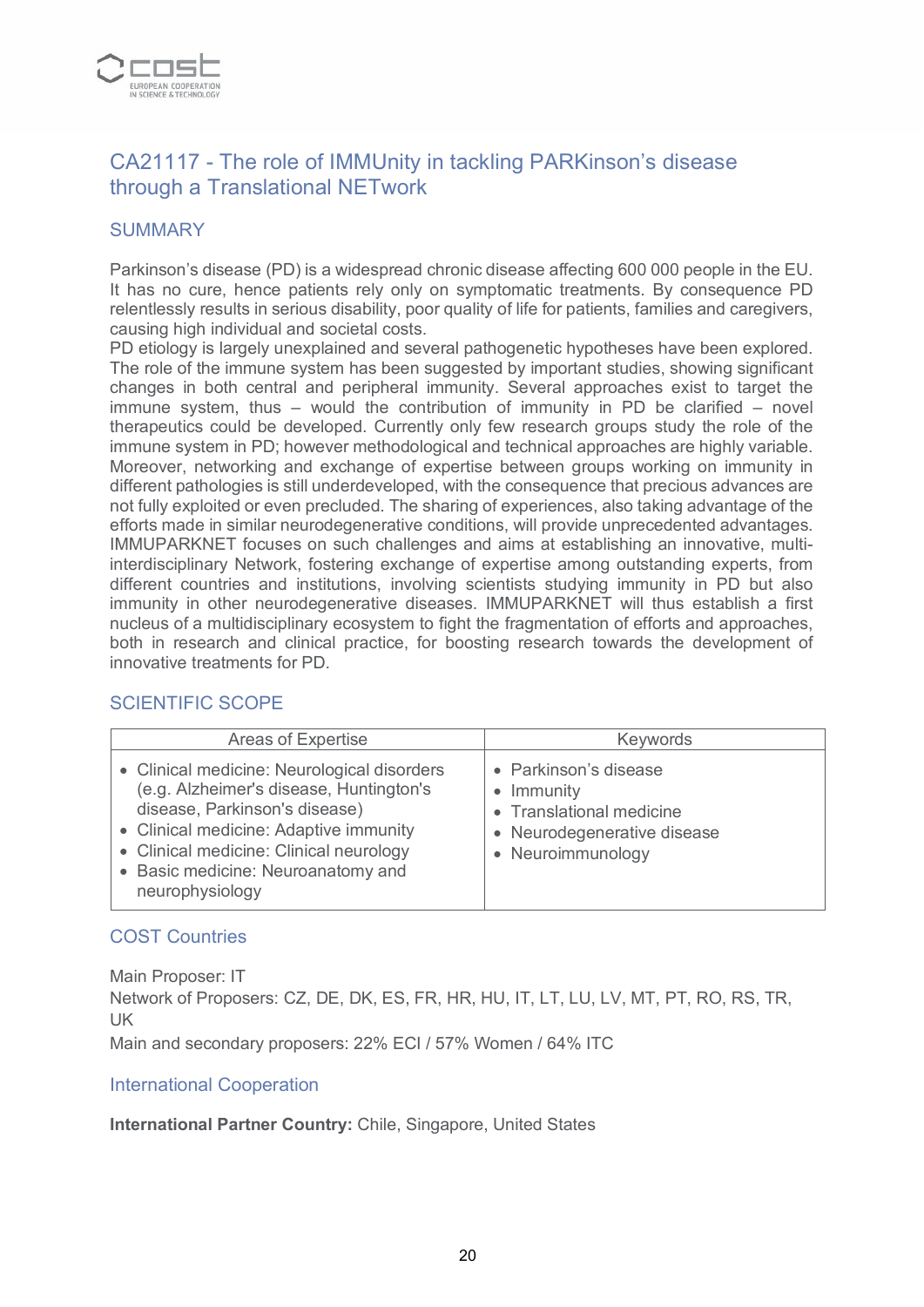## CA21117 - The role of IMMUnity in tackling PARKinson's disease through a Translational NETwork

### SUMMARY

Parkinson's disease (PD) is a widespread chronic disease affecting 600 000 people in the EU. It has no cure, hence patients rely only on symptomatic treatments. By consequence PD relentlessly results in serious disability, poor quality of life for patients, families and caregivers, causing high individual and societal costs.
PD etiology is largely unexplained and several pathogenetic hypotheses have been explored. The role of the immune system has been suggested by important studies, showing significant changes in both central and peripheral immunity. Several approaches exist to target the immune system, thus – would the contribution of immunity in PD be clarified – novel therapeutics could be developed. Currently only few research groups study the role of the immune system in PD; however methodological and technical approaches are highly variable. Moreover, networking and exchange of expertise between groups working on immunity in different pathologies is still underdeveloped, with the consequence that precious advances are not fully exploited or even precluded. The sharing of experiences, also taking advantage of the efforts made in similar neurodegenerative conditions, will provide unprecedented advantages. IMMUPARKNET focuses on such challenges and aims at establishing an innovative, multi-interdisciplinary Network, fostering exchange of expertise among outstanding experts, from different countries and institutions, involving scientists studying immunity in PD but also immunity in other neurodegenerative diseases. IMMUPARKNET will thus establish a first nucleus of a multidisciplinary ecosystem to fight the fragmentation of efforts and approaches, both in research and clinical practice, for boosting research towards the development of innovative treatments for PD.

### SCIENTIFIC SCOPE

| Areas of Expertise | Keywords |
| --- | --- |
| • Clinical medicine: Neurological disorders (e.g. Alzheimer's disease, Huntington's disease, Parkinson's disease)<br>• Clinical medicine: Adaptive immunity<br>• Clinical medicine: Clinical neurology<br>• Basic medicine: Neuroanatomy and neurophysiology | • Parkinson's disease<br>• Immunity<br>• Translational medicine<br>• Neurodegenerative disease<br>• Neuroimmunology |

### COST Countries

Main Proposer: IT
Network of Proposers: CZ, DE, DK, ES, FR, HR, HU, IT, LT, LU, LV, MT, PT, RO, RS, TR, UK
Main and secondary proposers: 22% ECI / 57% Women / 64% ITC

### International Cooperation

**International Partner Country:** Chile, Singapore, United States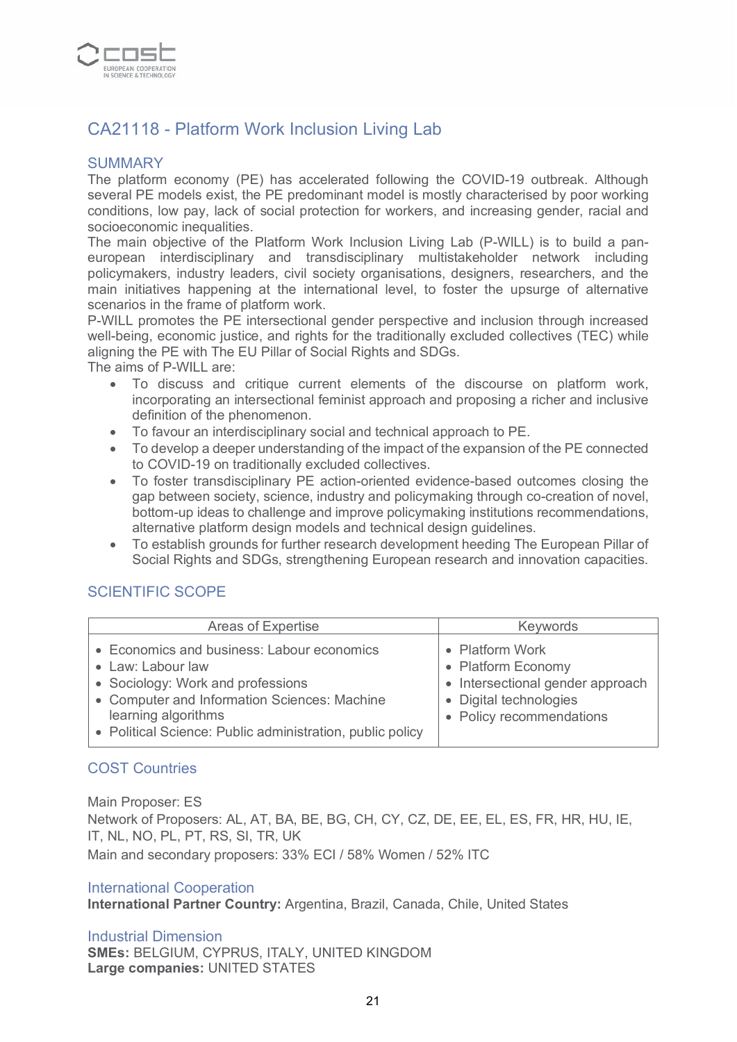## CA21118 - Platform Work Inclusion Living Lab

### SUMMARY

The platform economy (PE) has accelerated following the COVID-19 outbreak. Although several PE models exist, the PE predominant model is mostly characterised by poor working conditions, low pay, lack of social protection for workers, and increasing gender, racial and socioeconomic inequalities.

The main objective of the Platform Work Inclusion Living Lab (P-WILL) is to build a pan-european interdisciplinary and transdisciplinary multistakeholder network including policymakers, industry leaders, civil society organisations, designers, researchers, and the main initiatives happening at the international level, to foster the upsurge of alternative scenarios in the frame of platform work.

P-WILL promotes the PE intersectional gender perspective and inclusion through increased well-being, economic justice, and rights for the traditionally excluded collectives (TEC) while aligning the PE with The EU Pillar of Social Rights and SDGs.

The aims of P-WILL are:

- To discuss and critique current elements of the discourse on platform work, incorporating an intersectional feminist approach and proposing a richer and inclusive definition of the phenomenon.
- To favour an interdisciplinary social and technical approach to PE.
- To develop a deeper understanding of the impact of the expansion of the PE connected to COVID-19 on traditionally excluded collectives.
- To foster transdisciplinary PE action-oriented evidence-based outcomes closing the gap between society, science, industry and policymaking through co-creation of novel, bottom-up ideas to challenge and improve policymaking institutions recommendations, alternative platform design models and technical design guidelines.
- To establish grounds for further research development heeding The European Pillar of Social Rights and SDGs, strengthening European research and innovation capacities.

### SCIENTIFIC SCOPE

| Areas of Expertise | Keywords |
| --- | --- |
| • Economics and business: Labour economics<br>• Law: Labour law<br>• Sociology: Work and professions<br>• Computer and Information Sciences: Machine learning algorithms<br>• Political Science: Public administration, public policy | • Platform Work<br>• Platform Economy<br>• Intersectional gender approach<br>• Digital technologies<br>• Policy recommendations |

### COST Countries

Main Proposer: ES

Network of Proposers: AL, AT, BA, BE, BG, CH, CY, CZ, DE, EE, EL, ES, FR, HR, HU, IE, IT, NL, NO, PL, PT, RS, SI, TR, UK

Main and secondary proposers: 33% ECI / 58% Women / 52% ITC

### International Cooperation

**International Partner Country:** Argentina, Brazil, Canada, Chile, United States

### Industrial Dimension

**SMEs:** BELGIUM, CYPRUS, ITALY, UNITED KINGDOM

**Large companies:** UNITED STATES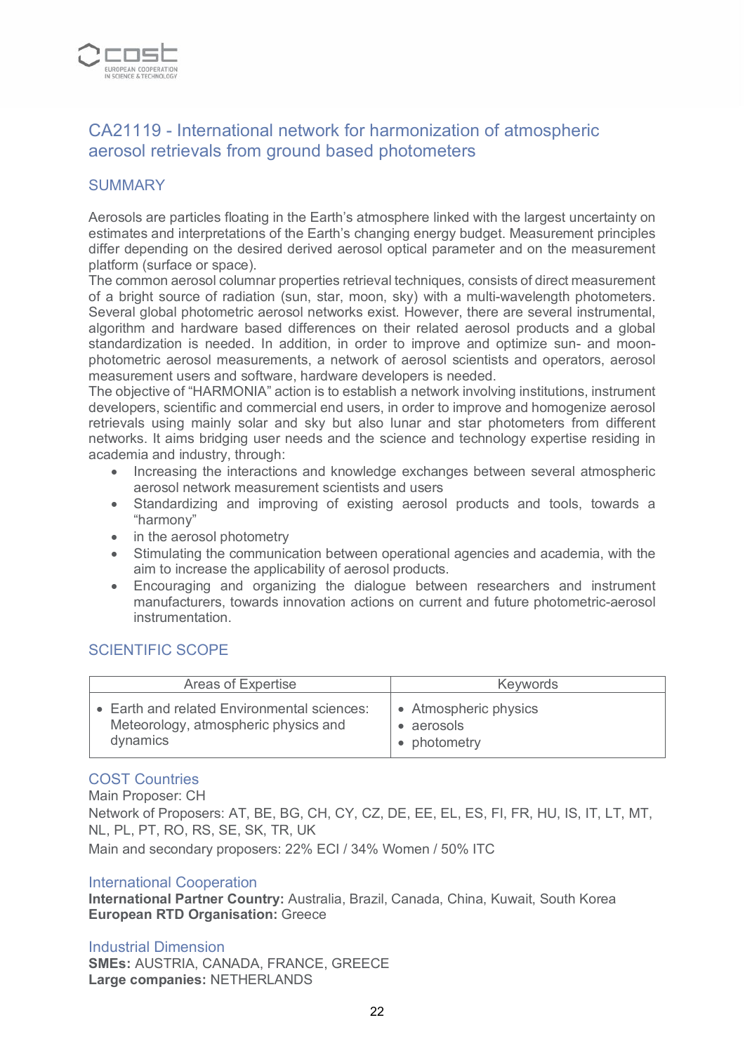## CA21119 - International network for harmonization of atmospheric aerosol retrievals from ground based photometers

### SUMMARY

Aerosols are particles floating in the Earth's atmosphere linked with the largest uncertainty on estimates and interpretations of the Earth's changing energy budget. Measurement principles differ depending on the desired derived aerosol optical parameter and on the measurement platform (surface or space).
The common aerosol columnar properties retrieval techniques, consists of direct measurement of a bright source of radiation (sun, star, moon, sky) with a multi-wavelength photometers. Several global photometric aerosol networks exist. However, there are several instrumental, algorithm and hardware based differences on their related aerosol products and a global standardization is needed. In addition, in order to improve and optimize sun- and moon-photometric aerosol measurements, a network of aerosol scientists and operators, aerosol measurement users and software, hardware developers is needed.
The objective of "HARMONIA" action is to establish a network involving institutions, instrument developers, scientific and commercial end users, in order to improve and homogenize aerosol retrievals using mainly solar and sky but also lunar and star photometers from different networks. It aims bridging user needs and the science and technology expertise residing in academia and industry, through:

- Increasing the interactions and knowledge exchanges between several atmospheric aerosol network measurement scientists and users
- Standardizing and improving of existing aerosol products and tools, towards a "harmony"
- in the aerosol photometry
- Stimulating the communication between operational agencies and academia, with the aim to increase the applicability of aerosol products.
- Encouraging and organizing the dialogue between researchers and instrument manufacturers, towards innovation actions on current and future photometric-aerosol instrumentation.

### SCIENTIFIC SCOPE

| Areas of Expertise | Keywords |
|---|---|
| • Earth and related Environmental sciences: Meteorology, atmospheric physics and dynamics | • Atmospheric physics<br>• aerosols<br>• photometry |

### COST Countries

Main Proposer: CH
Network of Proposers: AT, BE, BG, CH, CY, CZ, DE, EE, EL, ES, FI, FR, HU, IS, IT, LT, MT, NL, PL, PT, RO, RS, SE, SK, TR, UK
Main and secondary proposers: 22% ECI / 34% Women / 50% ITC

### International Cooperation

**International Partner Country:** Australia, Brazil, Canada, China, Kuwait, South Korea
**European RTD Organisation:** Greece

### Industrial Dimension

**SMEs:** AUSTRIA, CANADA, FRANCE, GREECE
**Large companies:** NETHERLANDS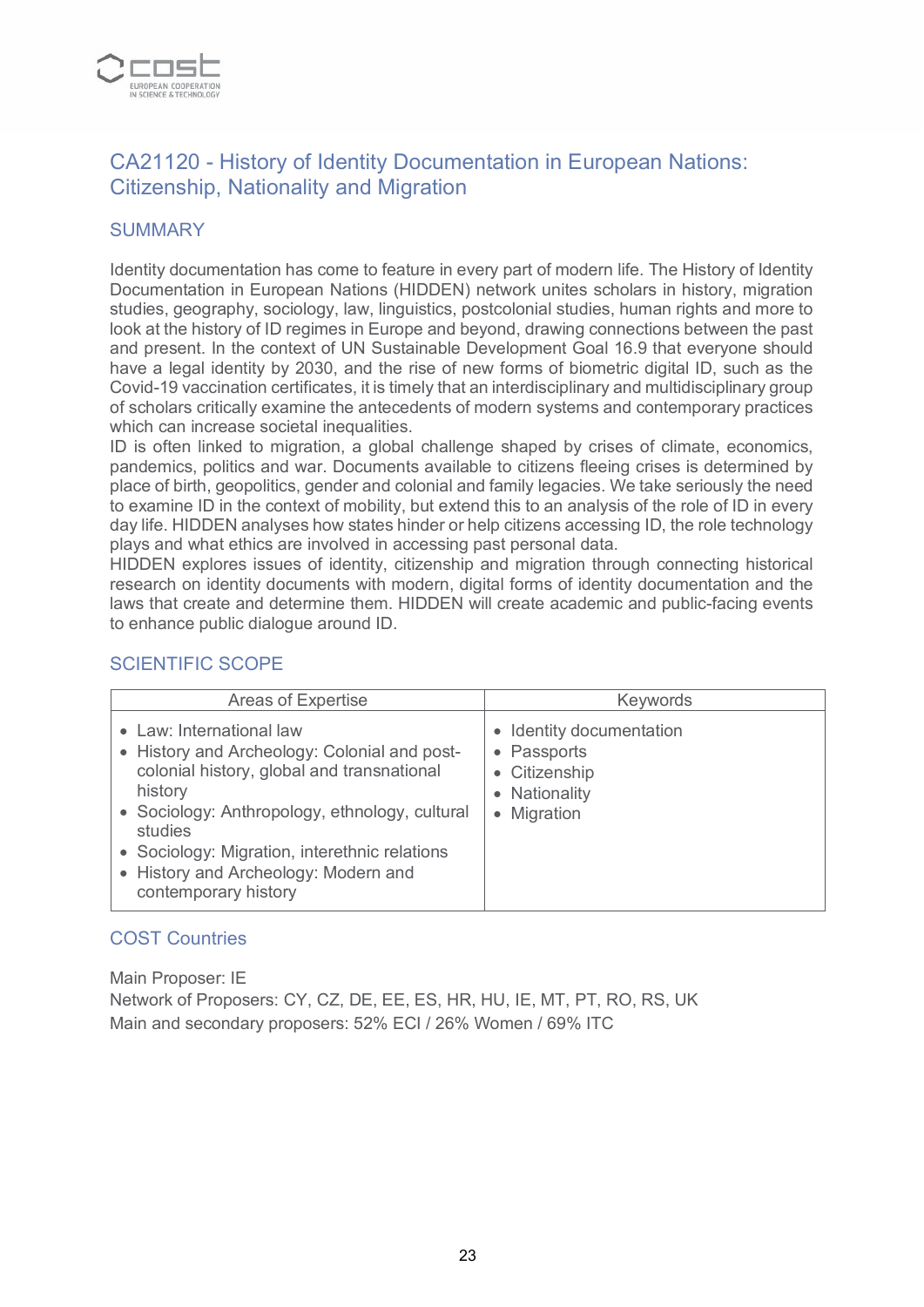## CA21120 - History of Identity Documentation in European Nations: Citizenship, Nationality and Migration

### SUMMARY

Identity documentation has come to feature in every part of modern life. The History of Identity Documentation in European Nations (HIDDEN) network unites scholars in history, migration studies, geography, sociology, law, linguistics, postcolonial studies, human rights and more to look at the history of ID regimes in Europe and beyond, drawing connections between the past and present. In the context of UN Sustainable Development Goal 16.9 that everyone should have a legal identity by 2030, and the rise of new forms of biometric digital ID, such as the Covid-19 vaccination certificates, it is timely that an interdisciplinary and multidisciplinary group of scholars critically examine the antecedents of modern systems and contemporary practices which can increase societal inequalities.

ID is often linked to migration, a global challenge shaped by crises of climate, economics, pandemics, politics and war. Documents available to citizens fleeing crises is determined by place of birth, geopolitics, gender and colonial and family legacies. We take seriously the need to examine ID in the context of mobility, but extend this to an analysis of the role of ID in every day life. HIDDEN analyses how states hinder or help citizens accessing ID, the role technology plays and what ethics are involved in accessing past personal data.

HIDDEN explores issues of identity, citizenship and migration through connecting historical research on identity documents with modern, digital forms of identity documentation and the laws that create and determine them. HIDDEN will create academic and public-facing events to enhance public dialogue around ID.

### SCIENTIFIC SCOPE

| Areas of Expertise | Keywords |
|---|---|
| • Law: International law<br>• History and Archeology: Colonial and post-colonial history, global and transnational history<br>• Sociology: Anthropology, ethnology, cultural studies<br>• Sociology: Migration, interethnic relations<br>• History and Archeology: Modern and contemporary history | • Identity documentation<br>• Passports<br>• Citizenship<br>• Nationality<br>• Migration |

### COST Countries

Main Proposer: IE
Network of Proposers: CY, CZ, DE, EE, ES, HR, HU, IE, MT, PT, RO, RS, UK
Main and secondary proposers: 52% ECI / 26% Women / 69% ITC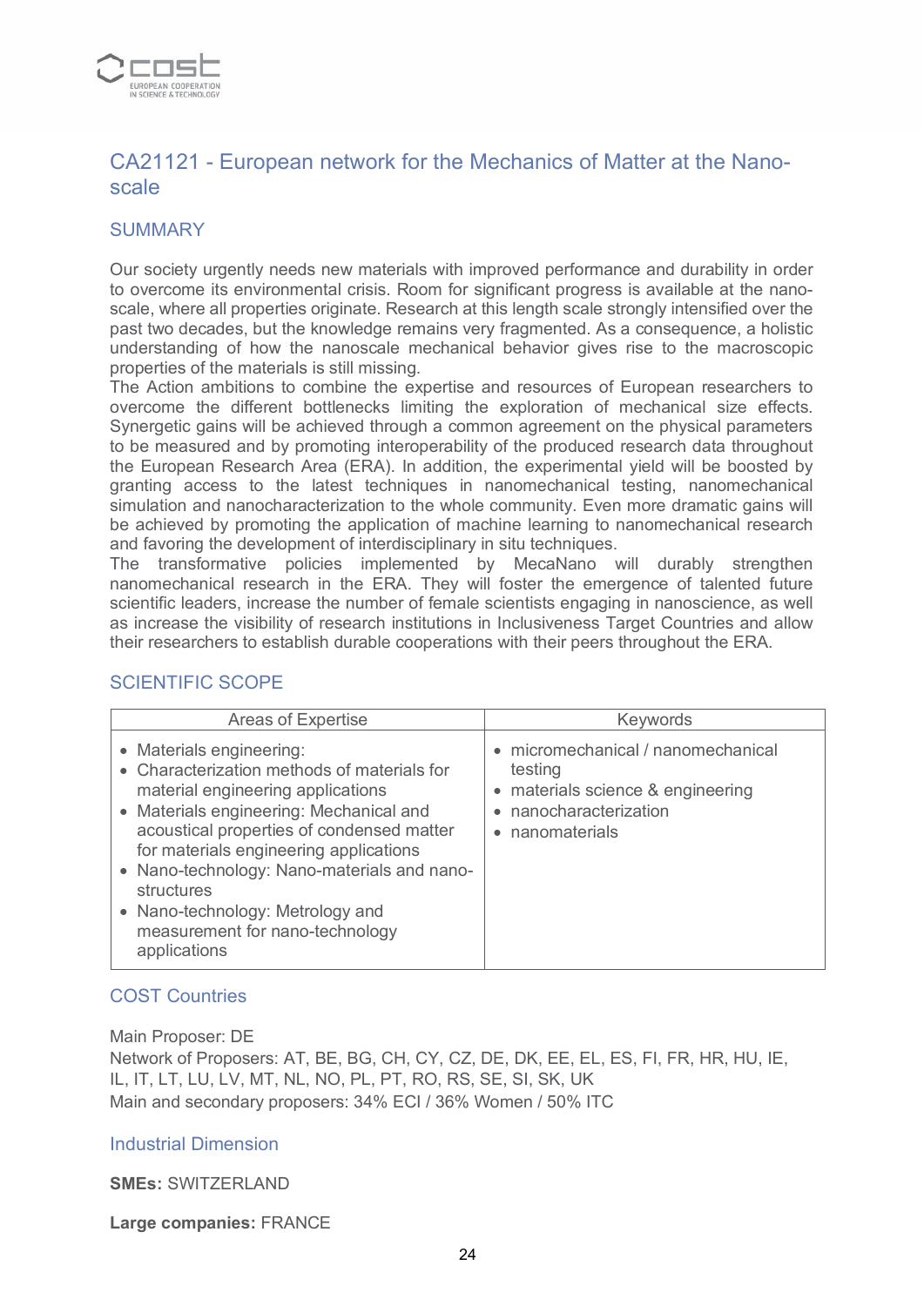## CA21121 - European network for the Mechanics of Matter at the Nano-scale

### SUMMARY

Our society urgently needs new materials with improved performance and durability in order to overcome its environmental crisis. Room for significant progress is available at the nano-scale, where all properties originate. Research at this length scale strongly intensified over the past two decades, but the knowledge remains very fragmented. As a consequence, a holistic understanding of how the nanoscale mechanical behavior gives rise to the macroscopic properties of the materials is still missing.

The Action ambitions to combine the expertise and resources of European researchers to overcome the different bottlenecks limiting the exploration of mechanical size effects. Synergetic gains will be achieved through a common agreement on the physical parameters to be measured and by promoting interoperability of the produced research data throughout the European Research Area (ERA). In addition, the experimental yield will be boosted by granting access to the latest techniques in nanomechanical testing, nanomechanical simulation and nanocharacterization to the whole community. Even more dramatic gains will be achieved by promoting the application of machine learning to nanomechanical research and favoring the development of interdisciplinary in situ techniques.

The transformative policies implemented by MecaNano will durably strengthen nanomechanical research in the ERA. They will foster the emergence of talented future scientific leaders, increase the number of female scientists engaging in nanoscience, as well as increase the visibility of research institutions in Inclusiveness Target Countries and allow their researchers to establish durable cooperations with their peers throughout the ERA.

### SCIENTIFIC SCOPE

| Areas of Expertise | Keywords |
|---|---|
| • Materials engineering:<br>• Characterization methods of materials for material engineering applications<br>• Materials engineering: Mechanical and acoustical properties of condensed matter for materials engineering applications<br>• Nano-technology: Nano-materials and nano-structures<br>• Nano-technology: Metrology and measurement for nano-technology applications | • micromechanical / nanomechanical testing<br>• materials science & engineering<br>• nanocharacterization<br>• nanomaterials |

### COST Countries

Main Proposer: DE

Network of Proposers: AT, BE, BG, CH, CY, CZ, DE, DK, EE, EL, ES, FI, FR, HR, HU, IE, IL, IT, LT, LU, LV, MT, NL, NO, PL, PT, RO, RS, SE, SI, SK, UK

Main and secondary proposers: 34% ECI / 36% Women / 50% ITC

### Industrial Dimension

**SMEs:** SWITZERLAND

**Large companies:** FRANCE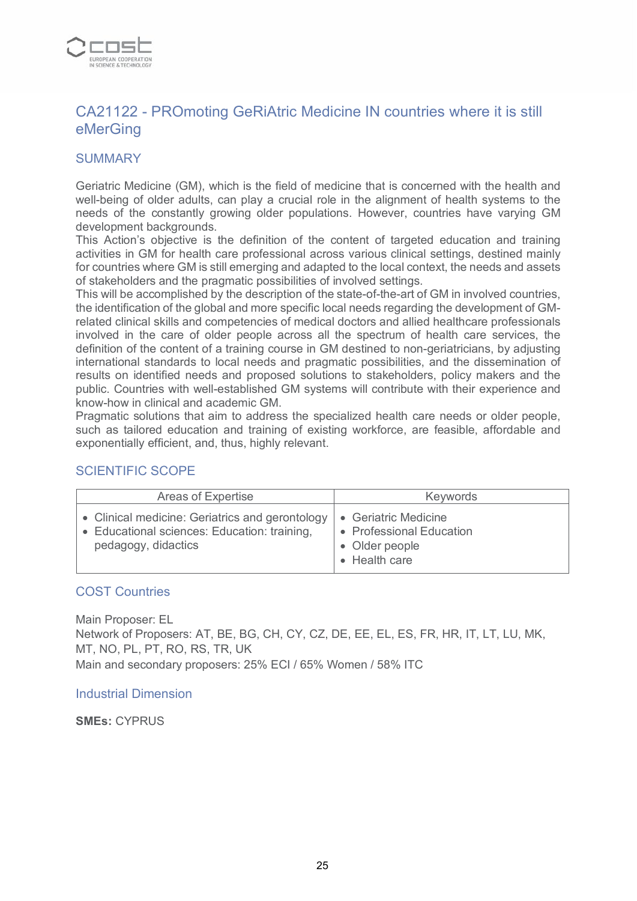## CA21122 - PROmoting GeRiAtric Medicine IN countries where it is still eMerGing

### SUMMARY

Geriatric Medicine (GM), which is the field of medicine that is concerned with the health and well-being of older adults, can play a crucial role in the alignment of health systems to the needs of the constantly growing older populations. However, countries have varying GM development backgrounds.
This Action's objective is the definition of the content of targeted education and training activities in GM for health care professional across various clinical settings, destined mainly for countries where GM is still emerging and adapted to the local context, the needs and assets of stakeholders and the pragmatic possibilities of involved settings.
This will be accomplished by the description of the state-of-the-art of GM in involved countries, the identification of the global and more specific local needs regarding the development of GM-related clinical skills and competencies of medical doctors and allied healthcare professionals involved in the care of older people across all the spectrum of health care services, the definition of the content of a training course in GM destined to non-geriatricians, by adjusting international standards to local needs and pragmatic possibilities, and the dissemination of results on identified needs and proposed solutions to stakeholders, policy makers and the public. Countries with well-established GM systems will contribute with their experience and know-how in clinical and academic GM.
Pragmatic solutions that aim to address the specialized health care needs or older people, such as tailored education and training of existing workforce, are feasible, affordable and exponentially efficient, and, thus, highly relevant.

### SCIENTIFIC SCOPE

| Areas of Expertise | Keywords |
|---|---|
| • Clinical medicine: Geriatrics and gerontology<br>• Educational sciences: Education: training, pedagogy, didactics | • Geriatric Medicine<br>• Professional Education<br>• Older people<br>• Health care |

### COST Countries

Main Proposer: EL
Network of Proposers: AT, BE, BG, CH, CY, CZ, DE, EE, EL, ES, FR, HR, IT, LT, LU, MK, MT, NO, PL, PT, RO, RS, TR, UK
Main and secondary proposers: 25% ECI / 65% Women / 58% ITC

### Industrial Dimension

**SMEs:** CYPRUS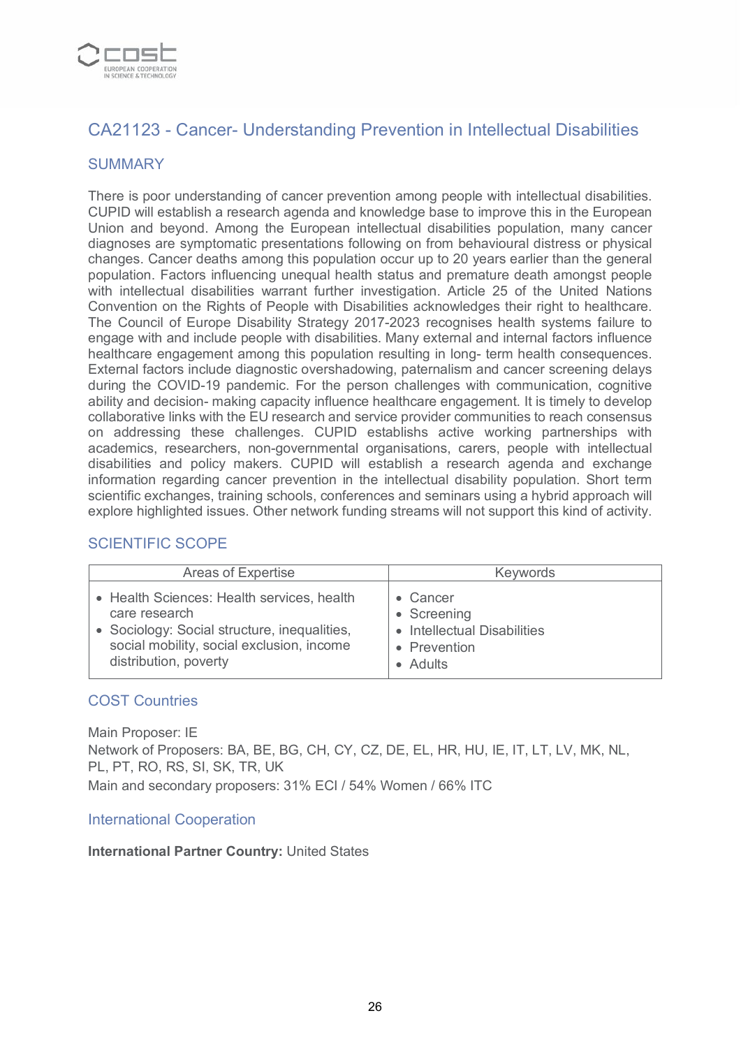## CA21123 - Cancer- Understanding Prevention in Intellectual Disabilities

### SUMMARY

There is poor understanding of cancer prevention among people with intellectual disabilities. CUPID will establish a research agenda and knowledge base to improve this in the European Union and beyond. Among the European intellectual disabilities population, many cancer diagnoses are symptomatic presentations following on from behavioural distress or physical changes. Cancer deaths among this population occur up to 20 years earlier than the general population. Factors influencing unequal health status and premature death amongst people with intellectual disabilities warrant further investigation. Article 25 of the United Nations Convention on the Rights of People with Disabilities acknowledges their right to healthcare. The Council of Europe Disability Strategy 2017-2023 recognises health systems failure to engage with and include people with disabilities. Many external and internal factors influence healthcare engagement among this population resulting in long- term health consequences. External factors include diagnostic overshadowing, paternalism and cancer screening delays during the COVID-19 pandemic. For the person challenges with communication, cognitive ability and decision- making capacity influence healthcare engagement. It is timely to develop collaborative links with the EU research and service provider communities to reach consensus on addressing these challenges. CUPID establishs active working partnerships with academics, researchers, non-governmental organisations, carers, people with intellectual disabilities and policy makers. CUPID will establish a research agenda and exchange information regarding cancer prevention in the intellectual disability population. Short term scientific exchanges, training schools, conferences and seminars using a hybrid approach will explore highlighted issues. Other network funding streams will not support this kind of activity.

### SCIENTIFIC SCOPE

| Areas of Expertise | Keywords |
| --- | --- |
| • Health Sciences: Health services, health care research<br>• Sociology: Social structure, inequalities, social mobility, social exclusion, income distribution, poverty | • Cancer<br>• Screening<br>• Intellectual Disabilities<br>• Prevention<br>• Adults |

### COST Countries

Main Proposer: IE
Network of Proposers: BA, BE, BG, CH, CY, CZ, DE, EL, HR, HU, IE, IT, LT, LV, MK, NL, PL, PT, RO, RS, SI, SK, TR, UK
Main and secondary proposers: 31% ECI / 54% Women / 66% ITC

### International Cooperation

**International Partner Country:** United States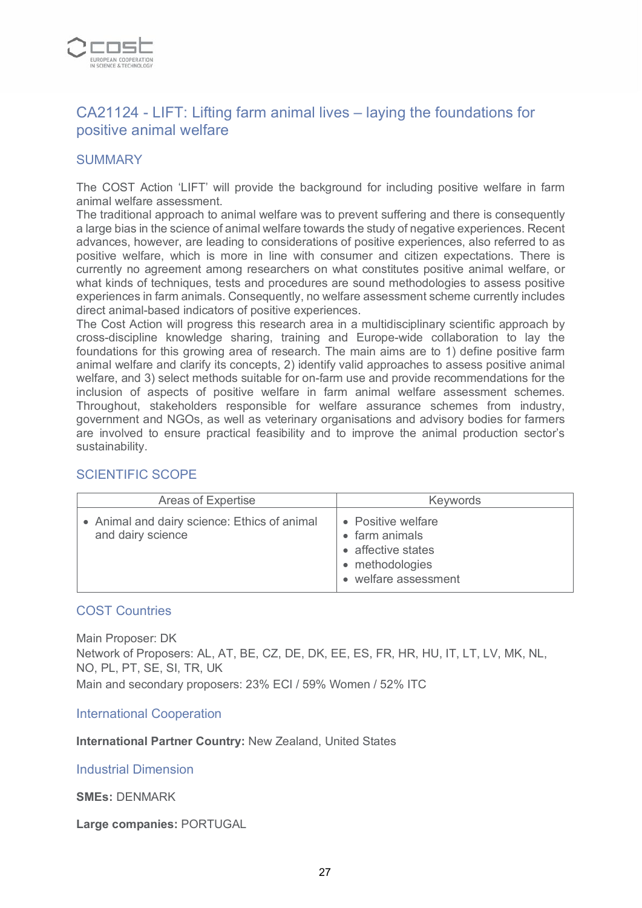## CA21124 - LIFT: Lifting farm animal lives – laying the foundations for positive animal welfare

### SUMMARY

The COST Action 'LIFT' will provide the background for including positive welfare in farm animal welfare assessment.
The traditional approach to animal welfare was to prevent suffering and there is consequently a large bias in the science of animal welfare towards the study of negative experiences. Recent advances, however, are leading to considerations of positive experiences, also referred to as positive welfare, which is more in line with consumer and citizen expectations. There is currently no agreement among researchers on what constitutes positive animal welfare, or what kinds of techniques, tests and procedures are sound methodologies to assess positive experiences in farm animals. Consequently, no welfare assessment scheme currently includes direct animal-based indicators of positive experiences.
The Cost Action will progress this research area in a multidisciplinary scientific approach by cross-discipline knowledge sharing, training and Europe-wide collaboration to lay the foundations for this growing area of research. The main aims are to 1) define positive farm animal welfare and clarify its concepts, 2) identify valid approaches to assess positive animal welfare, and 3) select methods suitable for on-farm use and provide recommendations for the inclusion of aspects of positive welfare in farm animal welfare assessment schemes. Throughout, stakeholders responsible for welfare assurance schemes from industry, government and NGOs, as well as veterinary organisations and advisory bodies for farmers are involved to ensure practical feasibility and to improve the animal production sector's sustainability.

### SCIENTIFIC SCOPE

| Areas of Expertise | Keywords |
|---|---|
| • Animal and dairy science: Ethics of animal and dairy science | • Positive welfare<br>• farm animals<br>• affective states<br>• methodologies<br>• welfare assessment |

### COST Countries

Main Proposer: DK
Network of Proposers: AL, AT, BE, CZ, DE, DK, EE, ES, FR, HR, HU, IT, LT, LV, MK, NL, NO, PL, PT, SE, SI, TR, UK
Main and secondary proposers: 23% ECI / 59% Women / 52% ITC

### International Cooperation

**International Partner Country:** New Zealand, United States

### Industrial Dimension

**SMEs:** DENMARK

**Large companies:** PORTUGAL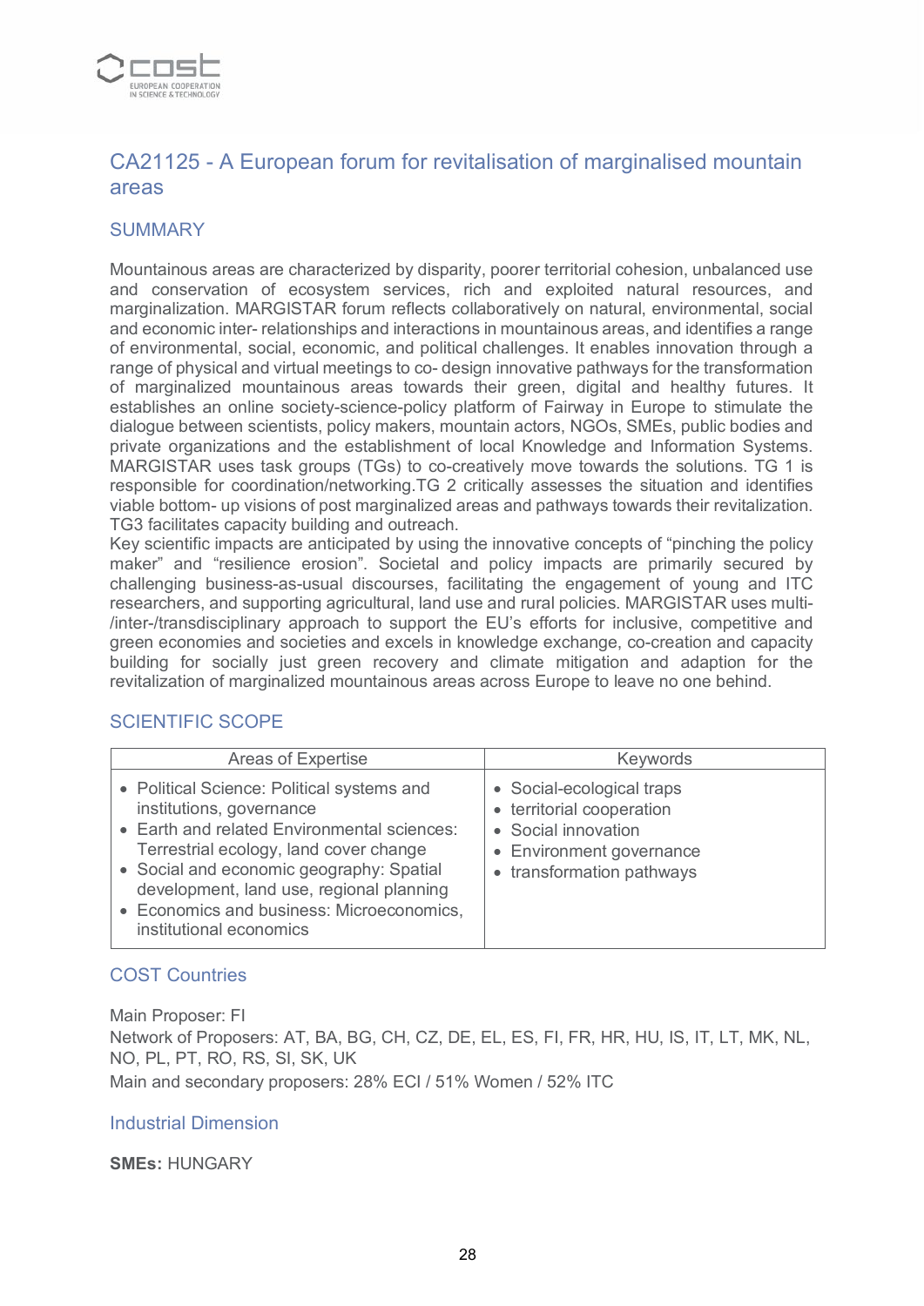## CA21125 - A European forum for revitalisation of marginalised mountain areas

### SUMMARY

Mountainous areas are characterized by disparity, poorer territorial cohesion, unbalanced use and conservation of ecosystem services, rich and exploited natural resources, and marginalization. MARGISTAR forum reflects collaboratively on natural, environmental, social and economic inter- relationships and interactions in mountainous areas, and identifies a range of environmental, social, economic, and political challenges. It enables innovation through a range of physical and virtual meetings to co- design innovative pathways for the transformation of marginalized mountainous areas towards their green, digital and healthy futures. It establishes an online society-science-policy platform of Fairway in Europe to stimulate the dialogue between scientists, policy makers, mountain actors, NGOs, SMEs, public bodies and private organizations and the establishment of local Knowledge and Information Systems. MARGISTAR uses task groups (TGs) to co-creatively move towards the solutions. TG 1 is responsible for coordination/networking.TG 2 critically assesses the situation and identifies viable bottom- up visions of post marginalized areas and pathways towards their revitalization. TG3 facilitates capacity building and outreach.
Key scientific impacts are anticipated by using the innovative concepts of "pinching the policy maker" and "resilience erosion". Societal and policy impacts are primarily secured by challenging business-as-usual discourses, facilitating the engagement of young and ITC researchers, and supporting agricultural, land use and rural policies. MARGISTAR uses multi-/inter-/transdisciplinary approach to support the EU's efforts for inclusive, competitive and green economies and societies and excels in knowledge exchange, co-creation and capacity building for socially just green recovery and climate mitigation and adaption for the revitalization of marginalized mountainous areas across Europe to leave no one behind.

### SCIENTIFIC SCOPE

| Areas of Expertise | Keywords |
|---|---|
| • Political Science: Political systems and institutions, governance<br>• Earth and related Environmental sciences: Terrestrial ecology, land cover change<br>• Social and economic geography: Spatial development, land use, regional planning<br>• Economics and business: Microeconomics, institutional economics | • Social-ecological traps<br>• territorial cooperation<br>• Social innovation<br>• Environment governance<br>• transformation pathways |

### COST Countries

Main Proposer: FI
Network of Proposers: AT, BA, BG, CH, CZ, DE, EL, ES, FI, FR, HR, HU, IS, IT, LT, MK, NL, NO, PL, PT, RO, RS, SI, SK, UK
Main and secondary proposers: 28% ECI / 51% Women / 52% ITC

### Industrial Dimension

**SMEs:** HUNGARY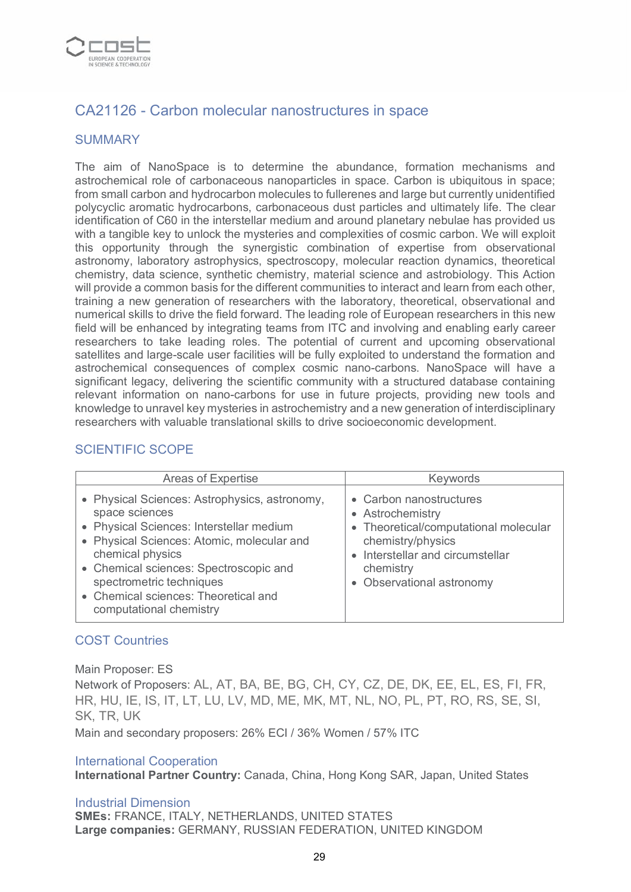## CA21126 - Carbon molecular nanostructures in space

### SUMMARY

The aim of NanoSpace is to determine the abundance, formation mechanisms and astrochemical role of carbonaceous nanoparticles in space. Carbon is ubiquitous in space; from small carbon and hydrocarbon molecules to fullerenes and large but currently unidentified polycyclic aromatic hydrocarbons, carbonaceous dust particles and ultimately life. The clear identification of C60 in the interstellar medium and around planetary nebulae has provided us with a tangible key to unlock the mysteries and complexities of cosmic carbon. We will exploit this opportunity through the synergistic combination of expertise from observational astronomy, laboratory astrophysics, spectroscopy, molecular reaction dynamics, theoretical chemistry, data science, synthetic chemistry, material science and astrobiology. This Action will provide a common basis for the different communities to interact and learn from each other, training a new generation of researchers with the laboratory, theoretical, observational and numerical skills to drive the field forward. The leading role of European researchers in this new field will be enhanced by integrating teams from ITC and involving and enabling early career researchers to take leading roles. The potential of current and upcoming observational satellites and large-scale user facilities will be fully exploited to understand the formation and astrochemical consequences of complex cosmic nano-carbons. NanoSpace will have a significant legacy, delivering the scientific community with a structured database containing relevant information on nano-carbons for use in future projects, providing new tools and knowledge to unravel key mysteries in astrochemistry and a new generation of interdisciplinary researchers with valuable translational skills to drive socioeconomic development.

### SCIENTIFIC SCOPE

| Areas of Expertise | Keywords |
|---|---|
| • Physical Sciences: Astrophysics, astronomy, space sciences<br>• Physical Sciences: Interstellar medium<br>• Physical Sciences: Atomic, molecular and chemical physics<br>• Chemical sciences: Spectroscopic and spectrometric techniques<br>• Chemical sciences: Theoretical and computational chemistry | • Carbon nanostructures<br>• Astrochemistry<br>• Theoretical/computational molecular chemistry/physics<br>• Interstellar and circumstellar chemistry<br>• Observational astronomy |

### COST Countries

Main Proposer: ES

Network of Proposers: AL, AT, BA, BE, BG, CH, CY, CZ, DE, DK, EE, EL, ES, FI, FR, HR, HU, IE, IS, IT, LT, LU, LV, MD, ME, MK, MT, NL, NO, PL, PT, RO, RS, SE, SI, SK, TR, UK

Main and secondary proposers: 26% ECI / 36% Women / 57% ITC

### International Cooperation

**International Partner Country:** Canada, China, Hong Kong SAR, Japan, United States

### Industrial Dimension

**SMEs:** FRANCE, ITALY, NETHERLANDS, UNITED STATES

**Large companies:** GERMANY, RUSSIAN FEDERATION, UNITED KINGDOM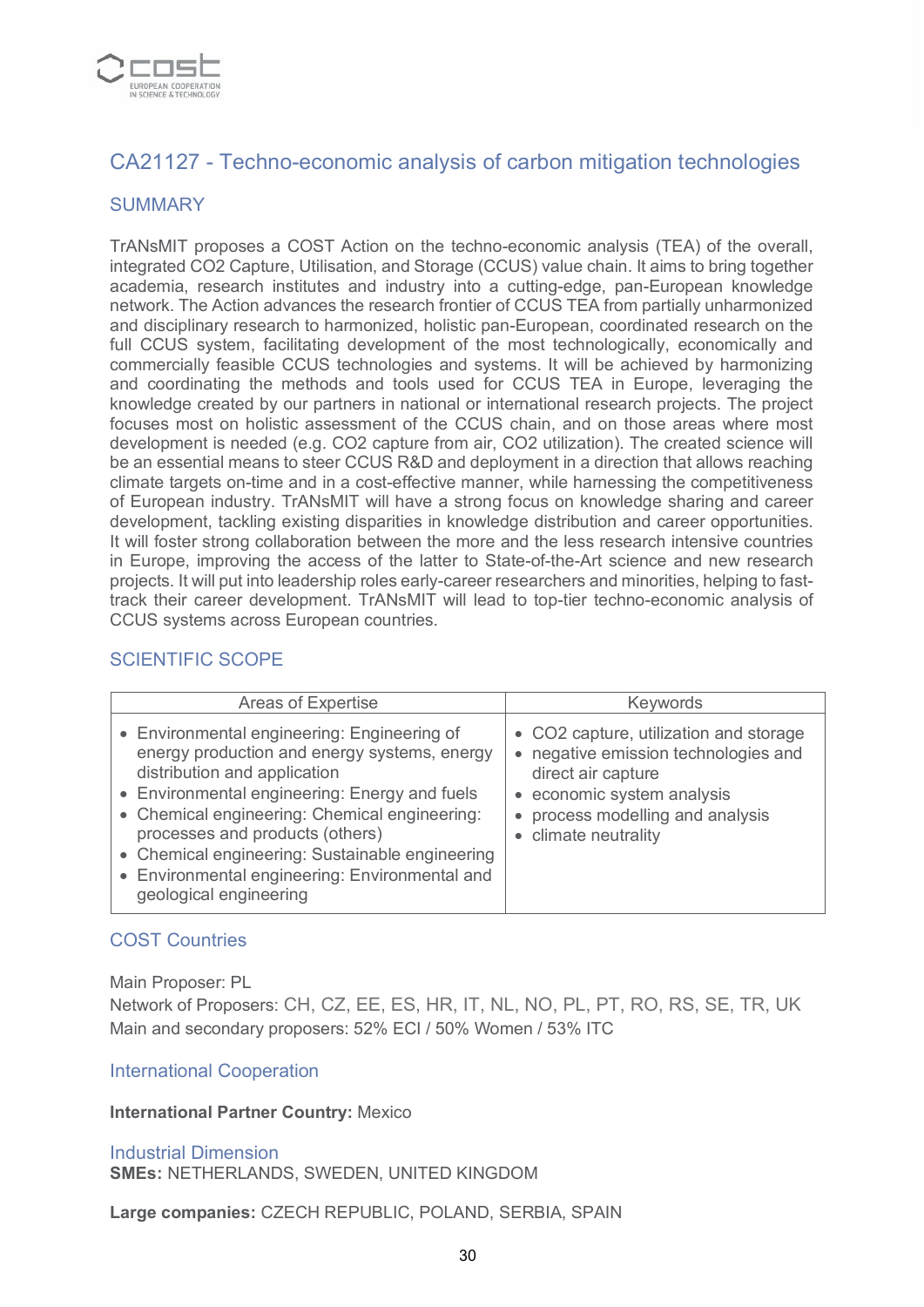## CA21127 - Techno-economic analysis of carbon mitigation technologies

### SUMMARY

TrANsMIT proposes a COST Action on the techno-economic analysis (TEA) of the overall, integrated CO2 Capture, Utilisation, and Storage (CCUS) value chain. It aims to bring together academia, research institutes and industry into a cutting-edge, pan-European knowledge network. The Action advances the research frontier of CCUS TEA from partially unharmonized and disciplinary research to harmonized, holistic pan-European, coordinated research on the full CCUS system, facilitating development of the most technologically, economically and commercially feasible CCUS technologies and systems. It will be achieved by harmonizing and coordinating the methods and tools used for CCUS TEA in Europe, leveraging the knowledge created by our partners in national or international research projects. The project focuses most on holistic assessment of the CCUS chain, and on those areas where most development is needed (e.g. CO2 capture from air, CO2 utilization). The created science will be an essential means to steer CCUS R&D and deployment in a direction that allows reaching climate targets on-time and in a cost-effective manner, while harnessing the competitiveness of European industry. TrANsMIT will have a strong focus on knowledge sharing and career development, tackling existing disparities in knowledge distribution and career opportunities. It will foster strong collaboration between the more and the less research intensive countries in Europe, improving the access of the latter to State-of-the-Art science and new research projects. It will put into leadership roles early-career researchers and minorities, helping to fast-track their career development. TrANsMIT will lead to top-tier techno-economic analysis of CCUS systems across European countries.

### SCIENTIFIC SCOPE

| Areas of Expertise | Keywords |
|---|---|
| • Environmental engineering: Engineering of energy production and energy systems, energy distribution and application<br>• Environmental engineering: Energy and fuels<br>• Chemical engineering: Chemical engineering: processes and products (others)<br>• Chemical engineering: Sustainable engineering<br>• Environmental engineering: Environmental and geological engineering | • CO2 capture, utilization and storage<br>• negative emission technologies and direct air capture<br>• economic system analysis<br>• process modelling and analysis<br>• climate neutrality |

### COST Countries

Main Proposer: PL
Network of Proposers: CH, CZ, EE, ES, HR, IT, NL, NO, PL, PT, RO, RS, SE, TR, UK
Main and secondary proposers: 52% ECI / 50% Women / 53% ITC

### International Cooperation

**International Partner Country:** Mexico

### Industrial Dimension

**SMEs:** NETHERLANDS, SWEDEN, UNITED KINGDOM

**Large companies:** CZECH REPUBLIC, POLAND, SERBIA, SPAIN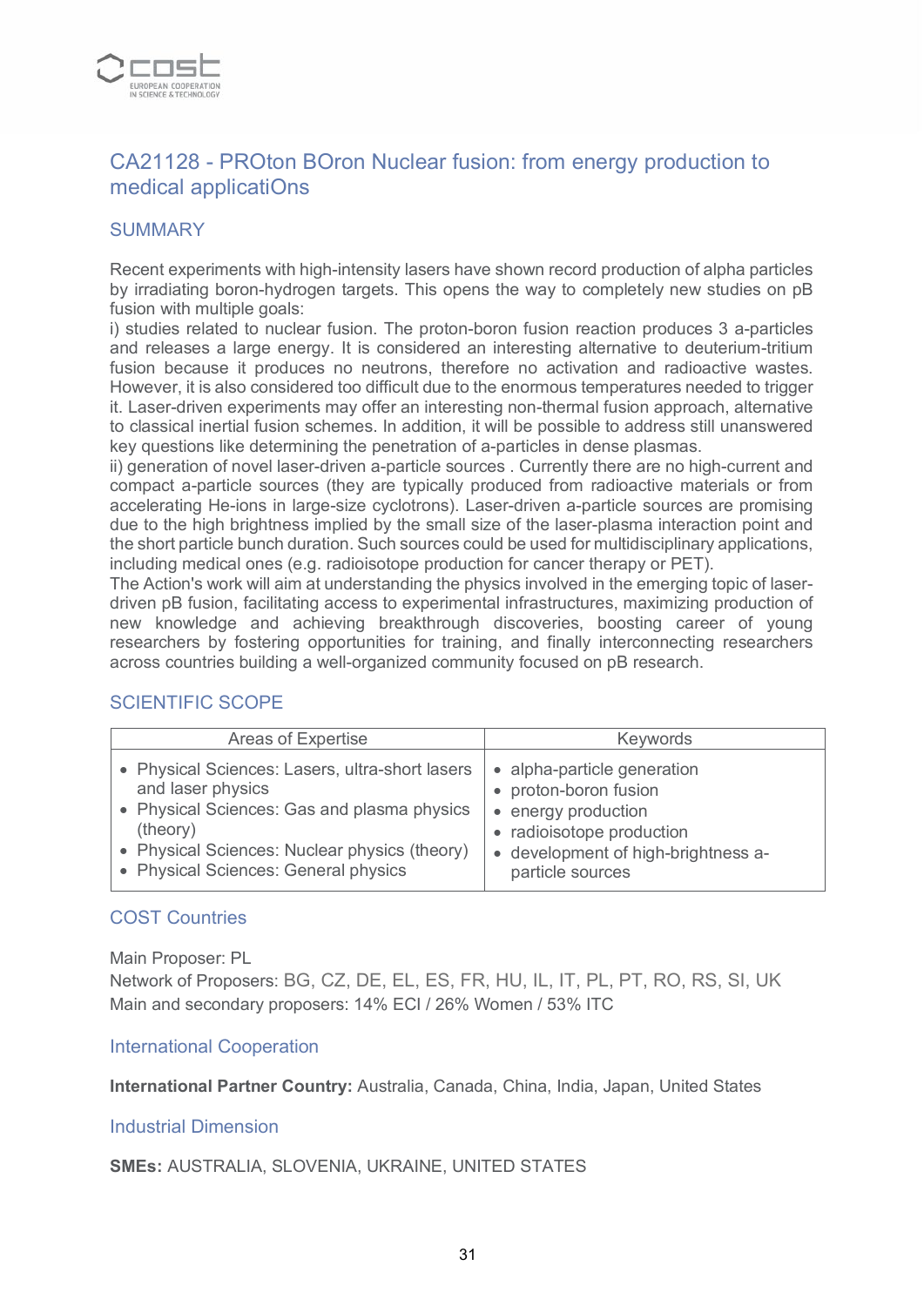## CA21128 - PROton BOron Nuclear fusion: from energy production to medical applicatiOns

### SUMMARY

Recent experiments with high-intensity lasers have shown record production of alpha particles by irradiating boron-hydrogen targets. This opens the way to completely new studies on pB fusion with multiple goals:

i) studies related to nuclear fusion. The proton-boron fusion reaction produces 3 a-particles and releases a large energy. It is considered an interesting alternative to deuterium-tritium fusion because it produces no neutrons, therefore no activation and radioactive wastes. However, it is also considered too difficult due to the enormous temperatures needed to trigger it. Laser-driven experiments may offer an interesting non-thermal fusion approach, alternative to classical inertial fusion schemes. In addition, it will be possible to address still unanswered key questions like determining the penetration of a-particles in dense plasmas.

ii) generation of novel laser-driven a-particle sources . Currently there are no high-current and compact a-particle sources (they are typically produced from radioactive materials or from accelerating He-ions in large-size cyclotrons). Laser-driven a-particle sources are promising due to the high brightness implied by the small size of the laser-plasma interaction point and the short particle bunch duration. Such sources could be used for multidisciplinary applications, including medical ones (e.g. radioisotope production for cancer therapy or PET).

The Action's work will aim at understanding the physics involved in the emerging topic of laser-driven pB fusion, facilitating access to experimental infrastructures, maximizing production of new knowledge and achieving breakthrough discoveries, boosting career of young researchers by fostering opportunities for training, and finally interconnecting researchers across countries building a well-organized community focused on pB research.

### SCIENTIFIC SCOPE

| Areas of Expertise | Keywords |
|---|---|
| • Physical Sciences: Lasers, ultra-short lasers and laser physics<br>• Physical Sciences: Gas and plasma physics (theory)<br>• Physical Sciences: Nuclear physics (theory)<br>• Physical Sciences: General physics | • alpha-particle generation<br>• proton-boron fusion<br>• energy production<br>• radioisotope production<br>• development of high-brightness a-particle sources |

### COST Countries

Main Proposer: PL
Network of Proposers: BG, CZ, DE, EL, ES, FR, HU, IL, IT, PL, PT, RO, RS, SI, UK
Main and secondary proposers: 14% ECI / 26% Women / 53% ITC

### International Cooperation

**International Partner Country:** Australia, Canada, China, India, Japan, United States

### Industrial Dimension

**SMEs:** AUSTRALIA, SLOVENIA, UKRAINE, UNITED STATES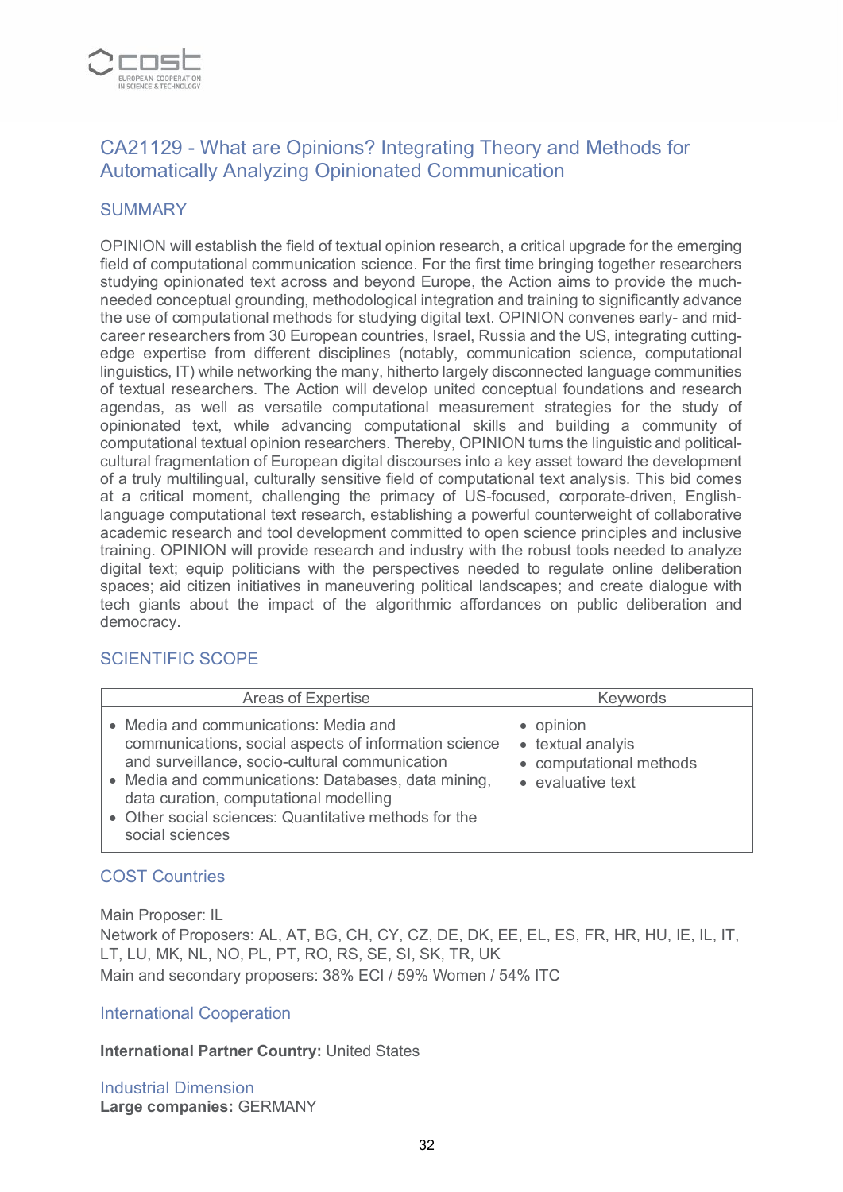## CA21129 - What are Opinions? Integrating Theory and Methods for Automatically Analyzing Opinionated Communication

### SUMMARY

OPINION will establish the field of textual opinion research, a critical upgrade for the emerging field of computational communication science. For the first time bringing together researchers studying opinionated text across and beyond Europe, the Action aims to provide the much-needed conceptual grounding, methodological integration and training to significantly advance the use of computational methods for studying digital text. OPINION convenes early- and mid-career researchers from 30 European countries, Israel, Russia and the US, integrating cutting-edge expertise from different disciplines (notably, communication science, computational linguistics, IT) while networking the many, hitherto largely disconnected language communities of textual researchers. The Action will develop united conceptual foundations and research agendas, as well as versatile computational measurement strategies for the study of opinionated text, while advancing computational skills and building a community of computational textual opinion researchers. Thereby, OPINION turns the linguistic and political-cultural fragmentation of European digital discourses into a key asset toward the development of a truly multilingual, culturally sensitive field of computational text analysis. This bid comes at a critical moment, challenging the primacy of US-focused, corporate-driven, English-language computational text research, establishing a powerful counterweight of collaborative academic research and tool development committed to open science principles and inclusive training. OPINION will provide research and industry with the robust tools needed to analyze digital text; equip politicians with the perspectives needed to regulate online deliberation spaces; aid citizen initiatives in maneuvering political landscapes; and create dialogue with tech giants about the impact of the algorithmic affordances on public deliberation and democracy.

### SCIENTIFIC SCOPE

| Areas of Expertise | Keywords |
|---|---|
| • Media and communications: Media and communications, social aspects of information science and surveillance, socio-cultural communication<br>• Media and communications: Databases, data mining, data curation, computational modelling<br>• Other social sciences: Quantitative methods for the social sciences | • opinion<br>• textual analyis<br>• computational methods<br>• evaluative text |

### COST Countries

Main Proposer: IL
Network of Proposers: AL, AT, BG, CH, CY, CZ, DE, DK, EE, EL, ES, FR, HR, HU, IE, IL, IT, LT, LU, MK, NL, NO, PL, PT, RO, RS, SE, SI, SK, TR, UK
Main and secondary proposers: 38% ECI / 59% Women / 54% ITC

### International Cooperation

**International Partner Country:** United States

### Industrial Dimension

**Large companies:** GERMANY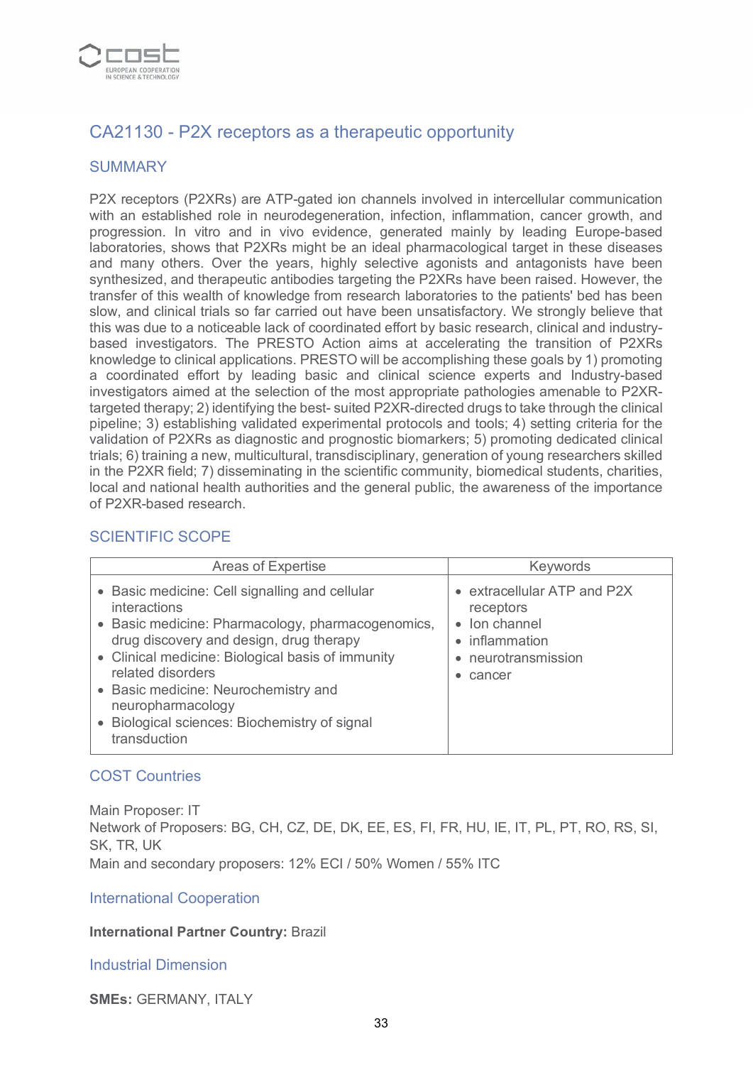## CA21130 - P2X receptors as a therapeutic opportunity

### SUMMARY

P2X receptors (P2XRs) are ATP-gated ion channels involved in intercellular communication with an established role in neurodegeneration, infection, inflammation, cancer growth, and progression. In vitro and in vivo evidence, generated mainly by leading Europe-based laboratories, shows that P2XRs might be an ideal pharmacological target in these diseases and many others. Over the years, highly selective agonists and antagonists have been synthesized, and therapeutic antibodies targeting the P2XRs have been raised. However, the transfer of this wealth of knowledge from research laboratories to the patients' bed has been slow, and clinical trials so far carried out have been unsatisfactory. We strongly believe that this was due to a noticeable lack of coordinated effort by basic research, clinical and industry-based investigators. The PRESTO Action aims at accelerating the transition of P2XRs knowledge to clinical applications. PRESTO will be accomplishing these goals by 1) promoting a coordinated effort by leading basic and clinical science experts and Industry-based investigators aimed at the selection of the most appropriate pathologies amenable to P2XR-targeted therapy; 2) identifying the best- suited P2XR-directed drugs to take through the clinical pipeline; 3) establishing validated experimental protocols and tools; 4) setting criteria for the validation of P2XRs as diagnostic and prognostic biomarkers; 5) promoting dedicated clinical trials; 6) training a new, multicultural, transdisciplinary, generation of young researchers skilled in the P2XR field; 7) disseminating in the scientific community, biomedical students, charities, local and national health authorities and the general public, the awareness of the importance of P2XR-based research.

### SCIENTIFIC SCOPE

| Areas of Expertise | Keywords |
|---|---|
| • Basic medicine: Cell signalling and cellular interactions<br>• Basic medicine: Pharmacology, pharmacogenomics, drug discovery and design, drug therapy<br>• Clinical medicine: Biological basis of immunity related disorders<br>• Basic medicine: Neurochemistry and neuropharmacology<br>• Biological sciences: Biochemistry of signal transduction | • extracellular ATP and P2X receptors<br>• Ion channel<br>• inflammation<br>• neurotransmission<br>• cancer |

### COST Countries

Main Proposer: IT
Network of Proposers: BG, CH, CZ, DE, DK, EE, ES, FI, FR, HU, IE, IT, PL, PT, RO, RS, SI, SK, TR, UK
Main and secondary proposers: 12% ECI / 50% Women / 55% ITC

### International Cooperation

**International Partner Country:** Brazil

### Industrial Dimension

**SMEs:** GERMANY, ITALY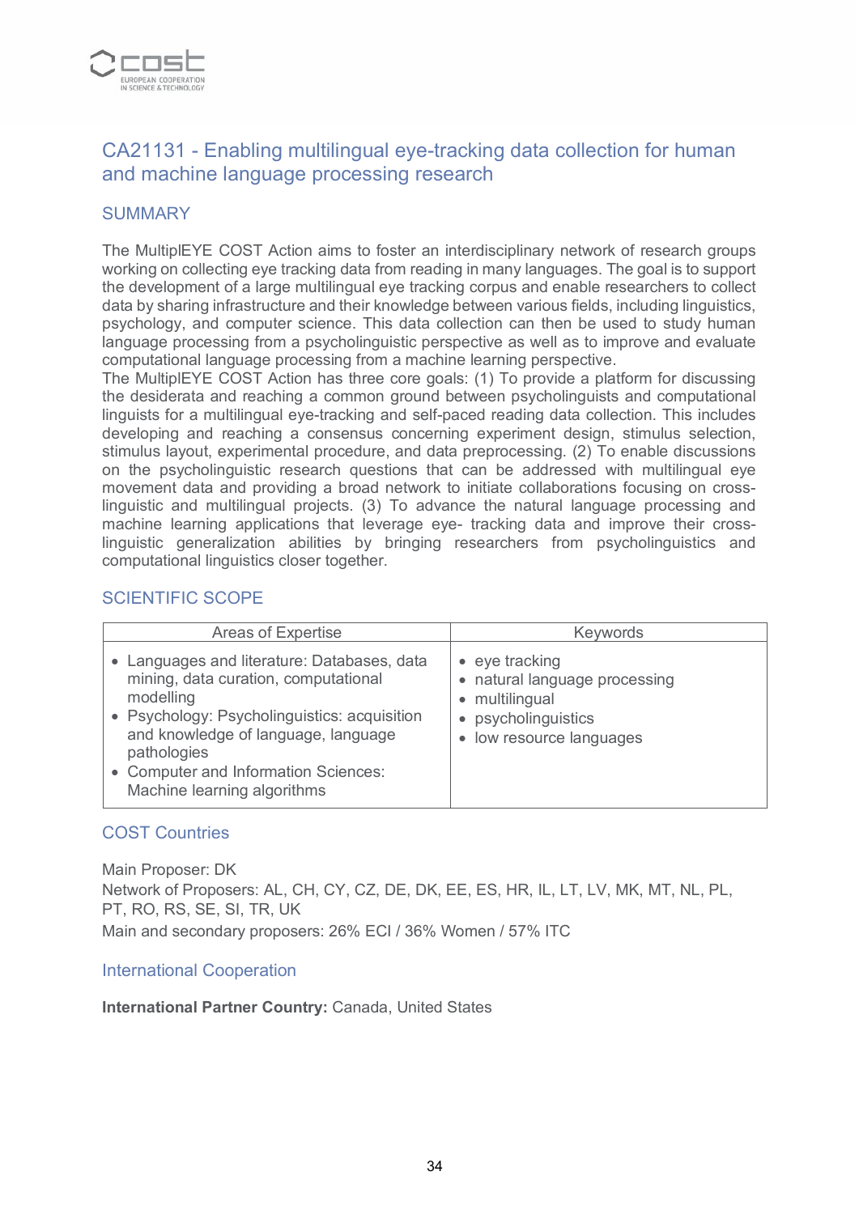## CA21131 - Enabling multilingual eye-tracking data collection for human and machine language processing research

### SUMMARY

The MultiplEYE COST Action aims to foster an interdisciplinary network of research groups working on collecting eye tracking data from reading in many languages. The goal is to support the development of a large multilingual eye tracking corpus and enable researchers to collect data by sharing infrastructure and their knowledge between various fields, including linguistics, psychology, and computer science. This data collection can then be used to study human language processing from a psycholinguistic perspective as well as to improve and evaluate computational language processing from a machine learning perspective.
The MultiplEYE COST Action has three core goals: (1) To provide a platform for discussing the desiderata and reaching a common ground between psycholinguists and computational linguists for a multilingual eye-tracking and self-paced reading data collection. This includes developing and reaching a consensus concerning experiment design, stimulus selection, stimulus layout, experimental procedure, and data preprocessing. (2) To enable discussions on the psycholinguistic research questions that can be addressed with multilingual eye movement data and providing a broad network to initiate collaborations focusing on cross-linguistic and multilingual projects. (3) To advance the natural language processing and machine learning applications that leverage eye- tracking data and improve their cross-linguistic generalization abilities by bringing researchers from psycholinguistics and computational linguistics closer together.

### SCIENTIFIC SCOPE

| Areas of Expertise | Keywords |
| --- | --- |
| • Languages and literature: Databases, data mining, data curation, computational modelling<br>• Psychology: Psycholinguistics: acquisition and knowledge of language, language pathologies<br>• Computer and Information Sciences: Machine learning algorithms | • eye tracking<br>• natural language processing<br>• multilingual<br>• psycholinguistics<br>• low resource languages |

### COST Countries

Main Proposer: DK
Network of Proposers: AL, CH, CY, CZ, DE, DK, EE, ES, HR, IL, LT, LV, MK, MT, NL, PL, PT, RO, RS, SE, SI, TR, UK
Main and secondary proposers: 26% ECI / 36% Women / 57% ITC

### International Cooperation

**International Partner Country:** Canada, United States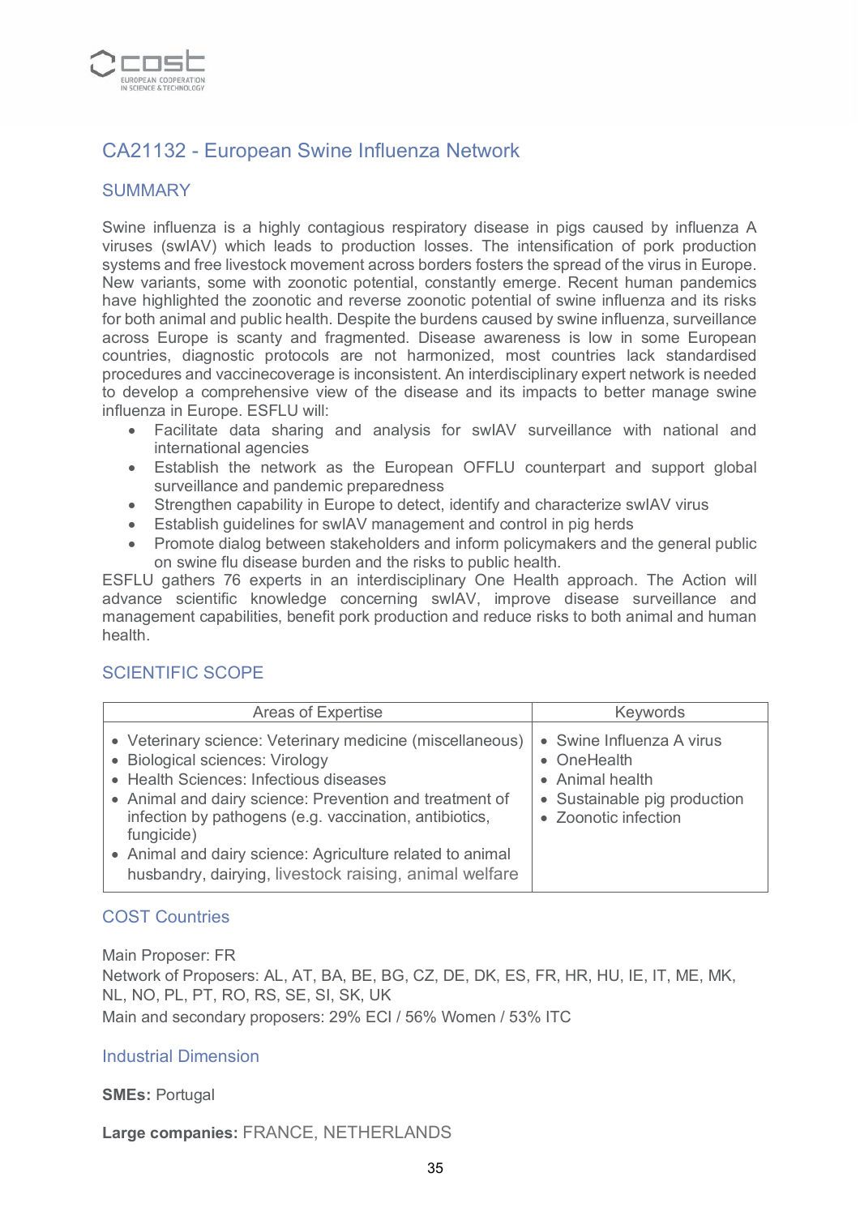## CA21132 - European Swine Influenza Network

### SUMMARY

Swine influenza is a highly contagious respiratory disease in pigs caused by influenza A viruses (swIAV) which leads to production losses. The intensification of pork production systems and free livestock movement across borders fosters the spread of the virus in Europe. New variants, some with zoonotic potential, constantly emerge. Recent human pandemics have highlighted the zoonotic and reverse zoonotic potential of swine influenza and its risks for both animal and public health. Despite the burdens caused by swine influenza, surveillance across Europe is scanty and fragmented. Disease awareness is low in some European countries, diagnostic protocols are not harmonized, most countries lack standardised procedures and vaccinecoverage is inconsistent. An interdisciplinary expert network is needed to develop a comprehensive view of the disease and its impacts to better manage swine influenza in Europe. ESFLU will:

- Facilitate data sharing and analysis for swIAV surveillance with national and international agencies
- Establish the network as the European OFFLU counterpart and support global surveillance and pandemic preparedness
- Strengthen capability in Europe to detect, identify and characterize swIAV virus
- Establish guidelines for swIAV management and control in pig herds
- Promote dialog between stakeholders and inform policymakers and the general public on swine flu disease burden and the risks to public health.

ESFLU gathers 76 experts in an interdisciplinary One Health approach. The Action will advance scientific knowledge concerning swIAV, improve disease surveillance and management capabilities, benefit pork production and reduce risks to both animal and human health.

### SCIENTIFIC SCOPE

| Areas of Expertise | Keywords |
|---|---|
| • Veterinary science: Veterinary medicine (miscellaneous)<br>• Biological sciences: Virology<br>• Health Sciences: Infectious diseases<br>• Animal and dairy science: Prevention and treatment of infection by pathogens (e.g. vaccination, antibiotics, fungicide)<br>• Animal and dairy science: Agriculture related to animal husbandry, dairying, livestock raising, animal welfare | • Swine Influenza A virus<br>• OneHealth<br>• Animal health<br>• Sustainable pig production<br>• Zoonotic infection |

### COST Countries

Main Proposer: FR
Network of Proposers: AL, AT, BA, BE, BG, CZ, DE, DK, ES, FR, HR, HU, IE, IT, ME, MK, NL, NO, PL, PT, RO, RS, SE, SI, SK, UK
Main and secondary proposers: 29% ECI / 56% Women / 53% ITC

### Industrial Dimension

**SMEs:** Portugal

**Large companies:** FRANCE, NETHERLANDS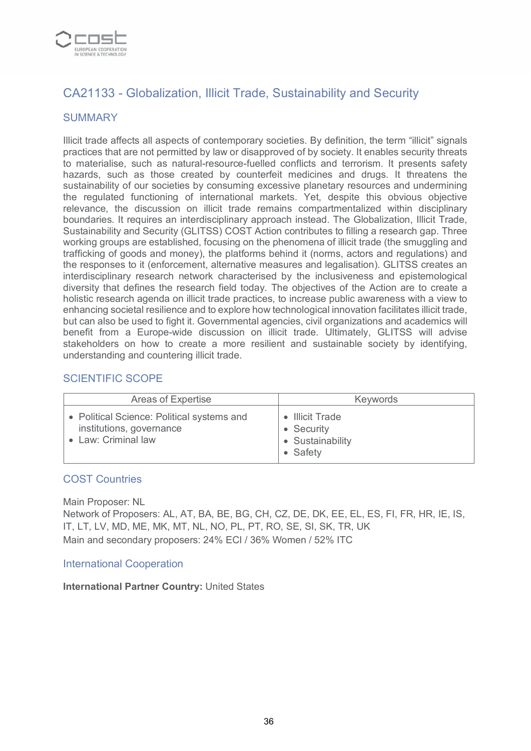## CA21133 - Globalization, Illicit Trade, Sustainability and Security

### SUMMARY

Illicit trade affects all aspects of contemporary societies. By definition, the term “illicit” signals practices that are not permitted by law or disapproved of by society. It enables security threats to materialise, such as natural-resource-fuelled conflicts and terrorism. It presents safety hazards, such as those created by counterfeit medicines and drugs. It threatens the sustainability of our societies by consuming excessive planetary resources and undermining the regulated functioning of international markets. Yet, despite this obvious objective relevance, the discussion on illicit trade remains compartmentalized within disciplinary boundaries. It requires an interdisciplinary approach instead. The Globalization, Illicit Trade, Sustainability and Security (GLITSS) COST Action contributes to filling a research gap. Three working groups are established, focusing on the phenomena of illicit trade (the smuggling and trafficking of goods and money), the platforms behind it (norms, actors and regulations) and the responses to it (enforcement, alternative measures and legalisation). GLITSS creates an interdisciplinary research network characterised by the inclusiveness and epistemological diversity that defines the research field today. The objectives of the Action are to create a holistic research agenda on illicit trade practices, to increase public awareness with a view to enhancing societal resilience and to explore how technological innovation facilitates illicit trade, but can also be used to fight it. Governmental agencies, civil organizations and academics will benefit from a Europe-wide discussion on illicit trade. Ultimately, GLITSS will advise stakeholders on how to create a more resilient and sustainable society by identifying, understanding and countering illicit trade.

### SCIENTIFIC SCOPE

| Areas of Expertise | Keywords |
|---|---|
| • Political Science: Political systems and institutions, governance<br>• Law: Criminal law | • Illicit Trade<br>• Security<br>• Sustainability<br>• Safety |

### COST Countries

Main Proposer: NL
Network of Proposers: AL, AT, BA, BE, BG, CH, CZ, DE, DK, EE, EL, ES, FI, FR, HR, IE, IS, IT, LT, LV, MD, ME, MK, MT, NL, NO, PL, PT, RO, SE, SI, SK, TR, UK
Main and secondary proposers: 24% ECI / 36% Women / 52% ITC

### International Cooperation

**International Partner Country:** United States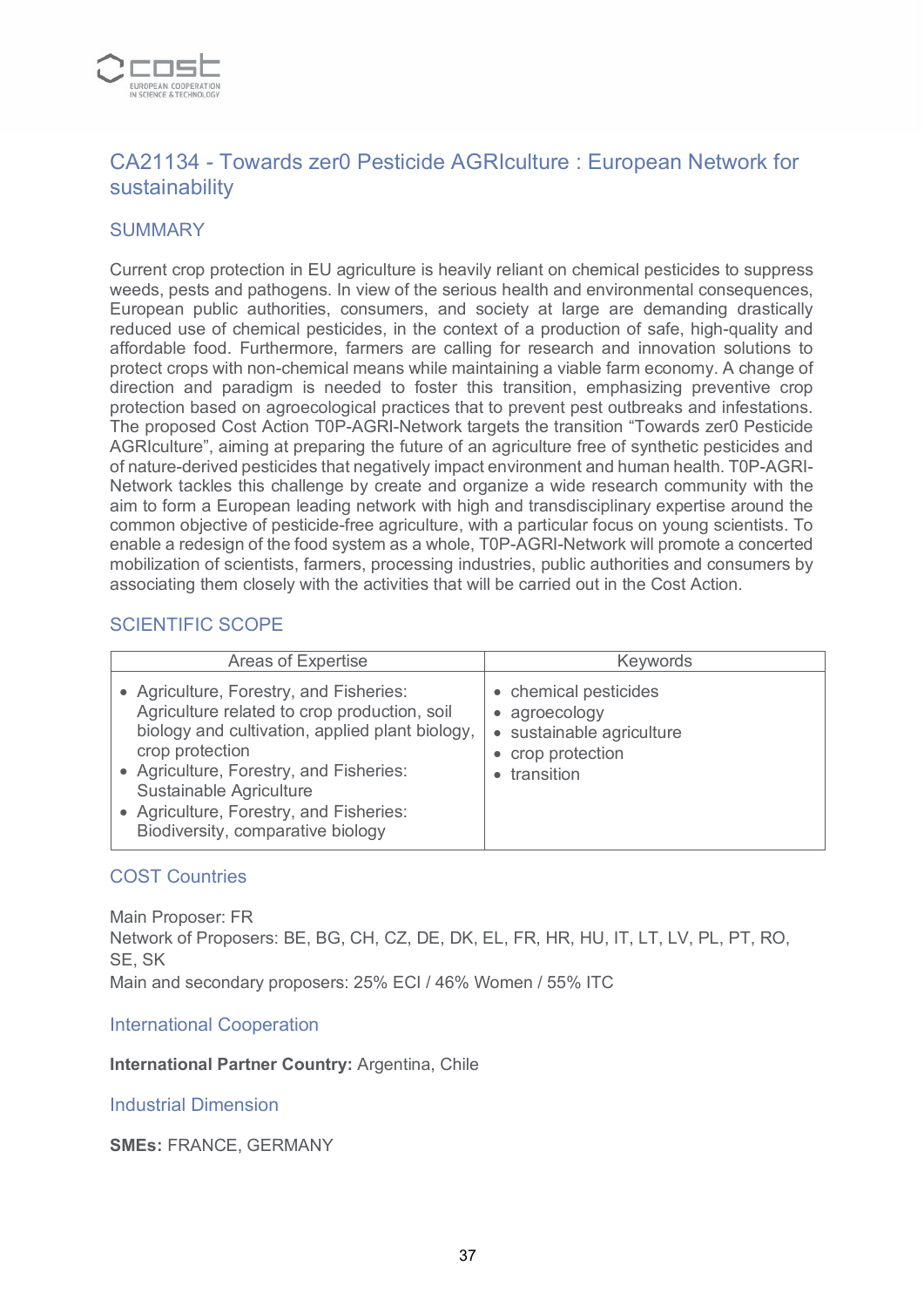## CA21134 - Towards zer0 Pesticide AGRIculture : European Network for sustainability

### SUMMARY

Current crop protection in EU agriculture is heavily reliant on chemical pesticides to suppress weeds, pests and pathogens. In view of the serious health and environmental consequences, European public authorities, consumers, and society at large are demanding drastically reduced use of chemical pesticides, in the context of a production of safe, high-quality and affordable food. Furthermore, farmers are calling for research and innovation solutions to protect crops with non-chemical means while maintaining a viable farm economy. A change of direction and paradigm is needed to foster this transition, emphasizing preventive crop protection based on agroecological practices that to prevent pest outbreaks and infestations. The proposed Cost Action T0P-AGRI-Network targets the transition "Towards zer0 Pesticide AGRIculture", aiming at preparing the future of an agriculture free of synthetic pesticides and of nature-derived pesticides that negatively impact environment and human health. T0P-AGRI-Network tackles this challenge by create and organize a wide research community with the aim to form a European leading network with high and transdisciplinary expertise around the common objective of pesticide-free agriculture, with a particular focus on young scientists. To enable a redesign of the food system as a whole, T0P-AGRI-Network will promote a concerted mobilization of scientists, farmers, processing industries, public authorities and consumers by associating them closely with the activities that will be carried out in the Cost Action.

### SCIENTIFIC SCOPE

| Areas of Expertise | Keywords |
|---|---|
| • Agriculture, Forestry, and Fisheries: Agriculture related to crop production, soil biology and cultivation, applied plant biology, crop protection<br>• Agriculture, Forestry, and Fisheries: Sustainable Agriculture<br>• Agriculture, Forestry, and Fisheries: Biodiversity, comparative biology | • chemical pesticides<br>• agroecology<br>• sustainable agriculture<br>• crop protection<br>• transition |

### COST Countries

Main Proposer: FR
Network of Proposers: BE, BG, CH, CZ, DE, DK, EL, FR, HR, HU, IT, LT, LV, PL, PT, RO, SE, SK
Main and secondary proposers: 25% ECI / 46% Women / 55% ITC

### International Cooperation

**International Partner Country:** Argentina, Chile

### Industrial Dimension

**SMEs:** FRANCE, GERMANY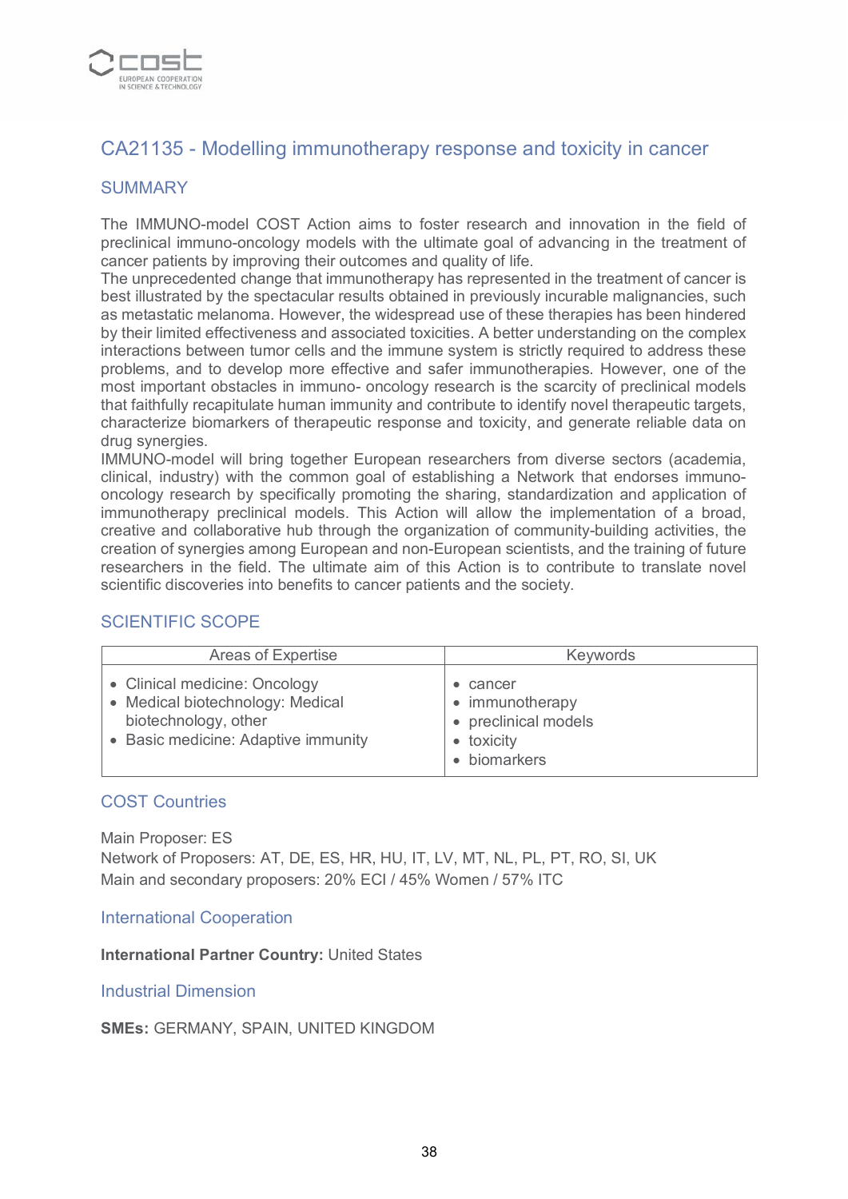## CA21135 - Modelling immunotherapy response and toxicity in cancer

### SUMMARY

The IMMUNO-model COST Action aims to foster research and innovation in the field of preclinical immuno-oncology models with the ultimate goal of advancing in the treatment of cancer patients by improving their outcomes and quality of life.
The unprecedented change that immunotherapy has represented in the treatment of cancer is best illustrated by the spectacular results obtained in previously incurable malignancies, such as metastatic melanoma. However, the widespread use of these therapies has been hindered by their limited effectiveness and associated toxicities. A better understanding on the complex interactions between tumor cells and the immune system is strictly required to address these problems, and to develop more effective and safer immunotherapies. However, one of the most important obstacles in immuno- oncology research is the scarcity of preclinical models that faithfully recapitulate human immunity and contribute to identify novel therapeutic targets, characterize biomarkers of therapeutic response and toxicity, and generate reliable data on drug synergies.
IMMUNO-model will bring together European researchers from diverse sectors (academia, clinical, industry) with the common goal of establishing a Network that endorses immuno-oncology research by specifically promoting the sharing, standardization and application of immunotherapy preclinical models. This Action will allow the implementation of a broad, creative and collaborative hub through the organization of community-building activities, the creation of synergies among European and non-European scientists, and the training of future researchers in the field. The ultimate aim of this Action is to contribute to translate novel scientific discoveries into benefits to cancer patients and the society.

### SCIENTIFIC SCOPE

| Areas of Expertise | Keywords |
| --- | --- |
| • Clinical medicine: Oncology<br>• Medical biotechnology: Medical biotechnology, other<br>• Basic medicine: Adaptive immunity | • cancer<br>• immunotherapy<br>• preclinical models<br>• toxicity<br>• biomarkers |

### COST Countries

Main Proposer: ES
Network of Proposers: AT, DE, ES, HR, HU, IT, LV, MT, NL, PL, PT, RO, SI, UK
Main and secondary proposers: 20% ECI / 45% Women / 57% ITC

### International Cooperation

**International Partner Country:** United States

### Industrial Dimension

**SMEs:** GERMANY, SPAIN, UNITED KINGDOM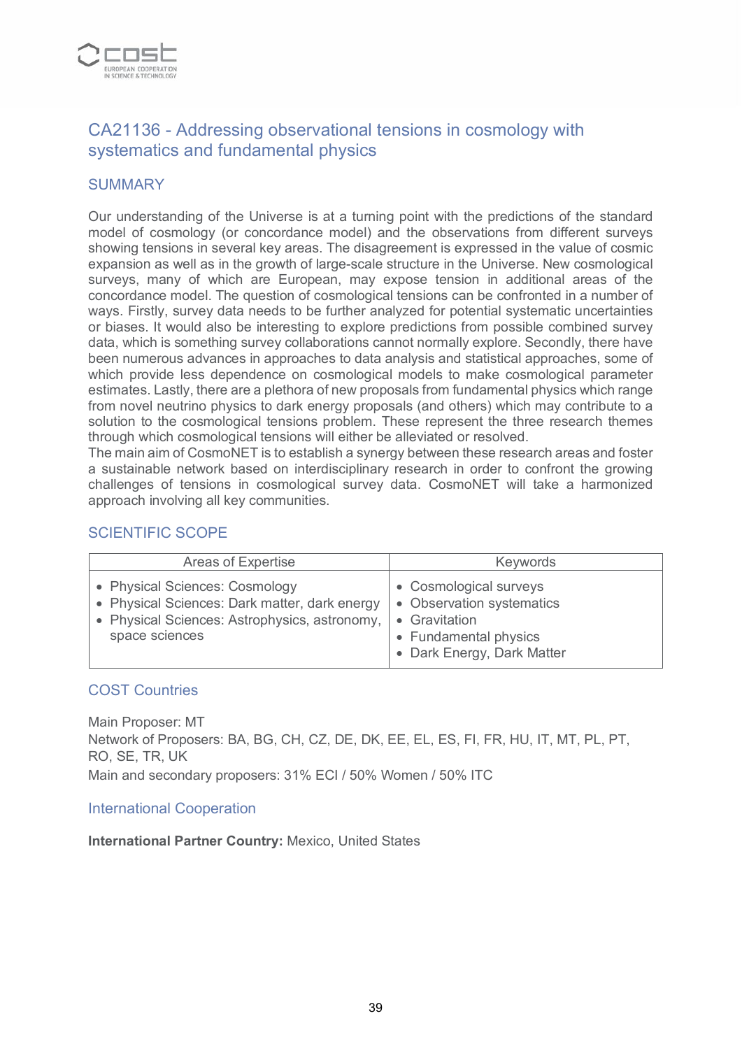## CA21136 - Addressing observational tensions in cosmology with systematics and fundamental physics

### SUMMARY

Our understanding of the Universe is at a turning point with the predictions of the standard model of cosmology (or concordance model) and the observations from different surveys showing tensions in several key areas. The disagreement is expressed in the value of cosmic expansion as well as in the growth of large-scale structure in the Universe. New cosmological surveys, many of which are European, may expose tension in additional areas of the concordance model. The question of cosmological tensions can be confronted in a number of ways. Firstly, survey data needs to be further analyzed for potential systematic uncertainties or biases. It would also be interesting to explore predictions from possible combined survey data, which is something survey collaborations cannot normally explore. Secondly, there have been numerous advances in approaches to data analysis and statistical approaches, some of which provide less dependence on cosmological models to make cosmological parameter estimates. Lastly, there are a plethora of new proposals from fundamental physics which range from novel neutrino physics to dark energy proposals (and others) which may contribute to a solution to the cosmological tensions problem. These represent the three research themes through which cosmological tensions will either be alleviated or resolved.
The main aim of CosmoNET is to establish a synergy between these research areas and foster a sustainable network based on interdisciplinary research in order to confront the growing challenges of tensions in cosmological survey data. CosmoNET will take a harmonized approach involving all key communities.

### SCIENTIFIC SCOPE

| Areas of Expertise | Keywords |
|---|---|
| • Physical Sciences: Cosmology<br>• Physical Sciences: Dark matter, dark energy<br>• Physical Sciences: Astrophysics, astronomy, space sciences | • Cosmological surveys<br>• Observation systematics<br>• Gravitation<br>• Fundamental physics<br>• Dark Energy, Dark Matter |

### COST Countries

Main Proposer: MT
Network of Proposers: BA, BG, CH, CZ, DE, DK, EE, EL, ES, FI, FR, HU, IT, MT, PL, PT, RO, SE, TR, UK
Main and secondary proposers: 31% ECI / 50% Women / 50% ITC

### International Cooperation

**International Partner Country:** Mexico, United States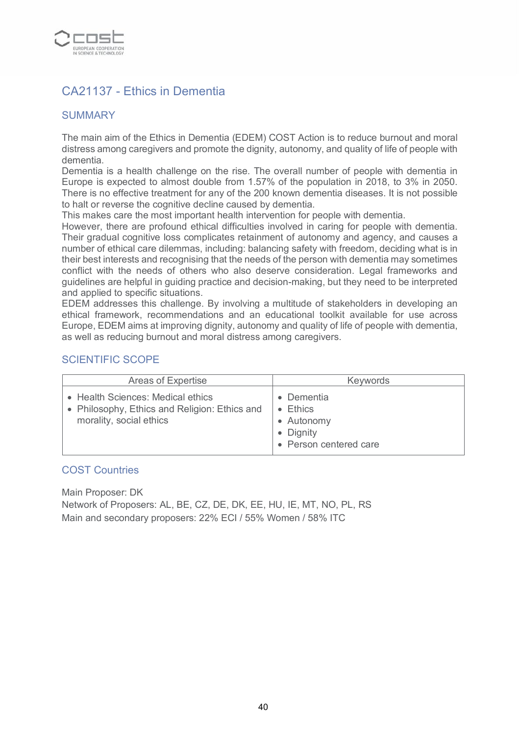## CA21137 - Ethics in Dementia

### SUMMARY

The main aim of the Ethics in Dementia (EDEM) COST Action is to reduce burnout and moral distress among caregivers and promote the dignity, autonomy, and quality of life of people with dementia.
Dementia is a health challenge on the rise. The overall number of people with dementia in Europe is expected to almost double from 1.57% of the population in 2018, to 3% in 2050. There is no effective treatment for any of the 200 known dementia diseases. It is not possible to halt or reverse the cognitive decline caused by dementia.
This makes care the most important health intervention for people with dementia.
However, there are profound ethical difficulties involved in caring for people with dementia. Their gradual cognitive loss complicates retainment of autonomy and agency, and causes a number of ethical care dilemmas, including: balancing safety with freedom, deciding what is in their best interests and recognising that the needs of the person with dementia may sometimes conflict with the needs of others who also deserve consideration. Legal frameworks and guidelines are helpful in guiding practice and decision-making, but they need to be interpreted and applied to specific situations.
EDEM addresses this challenge. By involving a multitude of stakeholders in developing an ethical framework, recommendations and an educational toolkit available for use across Europe, EDEM aims at improving dignity, autonomy and quality of life of people with dementia, as well as reducing burnout and moral distress among caregivers.

### SCIENTIFIC SCOPE

| Areas of Expertise | Keywords |
|---|---|
| • Health Sciences: Medical ethics<br>• Philosophy, Ethics and Religion: Ethics and morality, social ethics | • Dementia<br>• Ethics<br>• Autonomy<br>• Dignity<br>• Person centered care |

### COST Countries

Main Proposer: DK
Network of Proposers: AL, BE, CZ, DE, DK, EE, HU, IE, MT, NO, PL, RS
Main and secondary proposers: 22% ECI / 55% Women / 58% ITC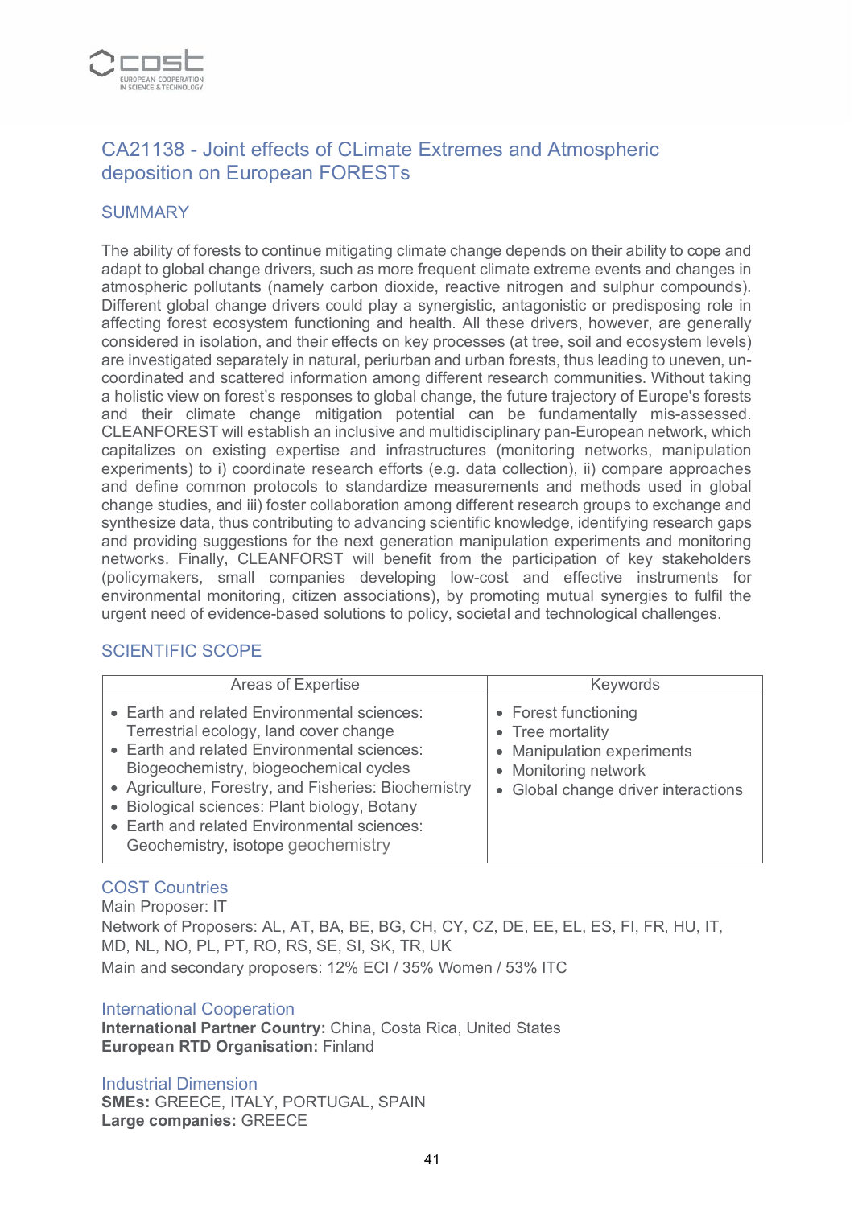## CA21138 - Joint effects of CLimate Extremes and Atmospheric deposition on European FORESTs

### SUMMARY

The ability of forests to continue mitigating climate change depends on their ability to cope and adapt to global change drivers, such as more frequent climate extreme events and changes in atmospheric pollutants (namely carbon dioxide, reactive nitrogen and sulphur compounds). Different global change drivers could play a synergistic, antagonistic or predisposing role in affecting forest ecosystem functioning and health. All these drivers, however, are generally considered in isolation, and their effects on key processes (at tree, soil and ecosystem levels) are investigated separately in natural, periurban and urban forests, thus leading to uneven, un-coordinated and scattered information among different research communities. Without taking a holistic view on forest's responses to global change, the future trajectory of Europe's forests and their climate change mitigation potential can be fundamentally mis-assessed. CLEANFOREST will establish an inclusive and multidisciplinary pan-European network, which capitalizes on existing expertise and infrastructures (monitoring networks, manipulation experiments) to i) coordinate research efforts (e.g. data collection), ii) compare approaches and define common protocols to standardize measurements and methods used in global change studies, and iii) foster collaboration among different research groups to exchange and synthesize data, thus contributing to advancing scientific knowledge, identifying research gaps and providing suggestions for the next generation manipulation experiments and monitoring networks. Finally, CLEANFORST will benefit from the participation of key stakeholders (policymakers, small companies developing low-cost and effective instruments for environmental monitoring, citizen associations), by promoting mutual synergies to fulfil the urgent need of evidence-based solutions to policy, societal and technological challenges.

### SCIENTIFIC SCOPE

| Areas of Expertise | Keywords |
| --- | --- |
| • Earth and related Environmental sciences: Terrestrial ecology, land cover change<br>• Earth and related Environmental sciences: Biogeochemistry, biogeochemical cycles<br>• Agriculture, Forestry, and Fisheries: Biochemistry<br>• Biological sciences: Plant biology, Botany<br>• Earth and related Environmental sciences: Geochemistry, isotope geochemistry | • Forest functioning<br>• Tree mortality<br>• Manipulation experiments<br>• Monitoring network<br>• Global change driver interactions |

### COST Countries

Main Proposer: IT

Network of Proposers: AL, AT, BA, BE, BG, CH, CY, CZ, DE, EE, EL, ES, FI, FR, HU, IT, MD, NL, NO, PL, PT, RO, RS, SE, SI, SK, TR, UK

Main and secondary proposers: 12% ECI / 35% Women / 53% ITC

### International Cooperation

**International Partner Country:** China, Costa Rica, United States
**European RTD Organisation:** Finland

### Industrial Dimension

**SMEs:** GREECE, ITALY, PORTUGAL, SPAIN
**Large companies:** GREECE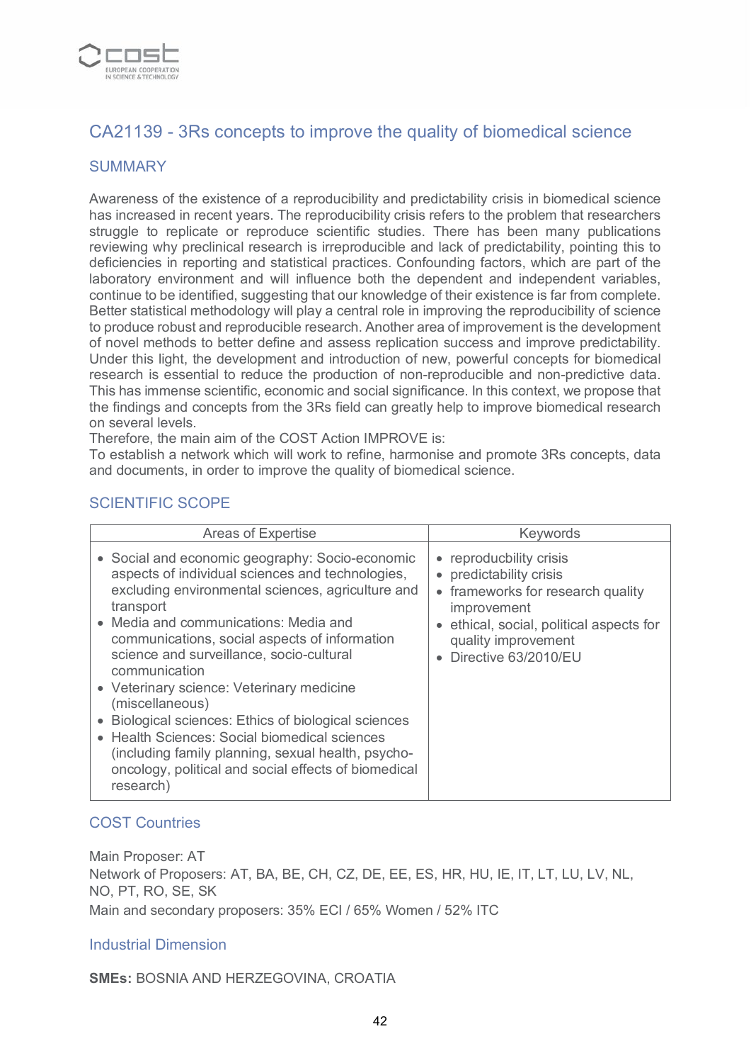## CA21139 - 3Rs concepts to improve the quality of biomedical science

### SUMMARY

Awareness of the existence of a reproducibility and predictability crisis in biomedical science has increased in recent years. The reproducibility crisis refers to the problem that researchers struggle to replicate or reproduce scientific studies. There has been many publications reviewing why preclinical research is irreproducible and lack of predictability, pointing this to deficiencies in reporting and statistical practices. Confounding factors, which are part of the laboratory environment and will influence both the dependent and independent variables, continue to be identified, suggesting that our knowledge of their existence is far from complete. Better statistical methodology will play a central role in improving the reproducibility of science to produce robust and reproducible research. Another area of improvement is the development of novel methods to better define and assess replication success and improve predictability. Under this light, the development and introduction of new, powerful concepts for biomedical research is essential to reduce the production of non-reproducible and non-predictive data. This has immense scientific, economic and social significance. In this context, we propose that the findings and concepts from the 3Rs field can greatly help to improve biomedical research on several levels.
Therefore, the main aim of the COST Action IMPROVE is:
To establish a network which will work to refine, harmonise and promote 3Rs concepts, data and documents, in order to improve the quality of biomedical science.

### SCIENTIFIC SCOPE

| Areas of Expertise | Keywords |
| --- | --- |
| • Social and economic geography: Socio-economic aspects of individual sciences and technologies, excluding environmental sciences, agriculture and transport<br>• Media and communications: Media and communications, social aspects of information science and surveillance, socio-cultural communication<br>• Veterinary science: Veterinary medicine (miscellaneous)<br>• Biological sciences: Ethics of biological sciences<br>• Health Sciences: Social biomedical sciences (including family planning, sexual health, psycho-oncology, political and social effects of biomedical research) | • reproducbility crisis<br>• predictability crisis<br>• frameworks for research quality improvement<br>• ethical, social, political aspects for quality improvement<br>• Directive 63/2010/EU |

### COST Countries

Main Proposer: AT
Network of Proposers: AT, BA, BE, CH, CZ, DE, EE, ES, HR, HU, IE, IT, LT, LU, LV, NL, NO, PT, RO, SE, SK
Main and secondary proposers: 35% ECI / 65% Women / 52% ITC

### Industrial Dimension

**SMEs:** BOSNIA AND HERZEGOVINA, CROATIA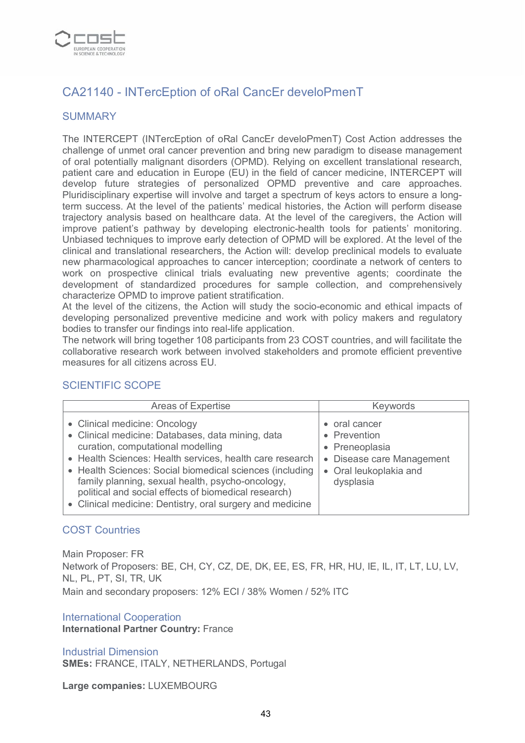## CA21140 - INTercEption of oRal CancEr develoPmenT

### SUMMARY

The INTERCEPT (INTercEption of oRal CancEr develoPmenT) Cost Action addresses the challenge of unmet oral cancer prevention and bring new paradigm to disease management of oral potentially malignant disorders (OPMD). Relying on excellent translational research, patient care and education in Europe (EU) in the field of cancer medicine, INTERCEPT will develop future strategies of personalized OPMD preventive and care approaches. Pluridisciplinary expertise will involve and target a spectrum of keys actors to ensure a long-term success. At the level of the patients' medical histories, the Action will perform disease trajectory analysis based on healthcare data. At the level of the caregivers, the Action will improve patient's pathway by developing electronic-health tools for patients' monitoring. Unbiased techniques to improve early detection of OPMD will be explored. At the level of the clinical and translational researchers, the Action will: develop preclinical models to evaluate new pharmacological approaches to cancer interception; coordinate a network of centers to work on prospective clinical trials evaluating new preventive agents; coordinate the development of standardized procedures for sample collection, and comprehensively characterize OPMD to improve patient stratification.
At the level of the citizens, the Action will study the socio-economic and ethical impacts of developing personalized preventive medicine and work with policy makers and regulatory bodies to transfer our findings into real-life application.
The network will bring together 108 participants from 23 COST countries, and will facilitate the collaborative research work between involved stakeholders and promote efficient preventive measures for all citizens across EU.

### SCIENTIFIC SCOPE

| Areas of Expertise | Keywords |
| --- | --- |
| • Clinical medicine: Oncology<br>• Clinical medicine: Databases, data mining, data curation, computational modelling<br>• Health Sciences: Health services, health care research<br>• Health Sciences: Social biomedical sciences (including family planning, sexual health, psycho-oncology, political and social effects of biomedical research)<br>• Clinical medicine: Dentistry, oral surgery and medicine | • oral cancer<br>• Prevention<br>• Preneoplasia<br>• Disease care Management<br>• Oral leukoplakia and dysplasia |

### COST Countries

Main Proposer: FR
Network of Proposers: BE, CH, CY, CZ, DE, DK, EE, ES, FR, HR, HU, IE, IL, IT, LT, LU, LV, NL, PL, PT, SI, TR, UK
Main and secondary proposers: 12% ECI / 38% Women / 52% ITC

### International Cooperation

**International Partner Country:** France

### Industrial Dimension

**SMEs:** FRANCE, ITALY, NETHERLANDS, Portugal

**Large companies:** LUXEMBOURG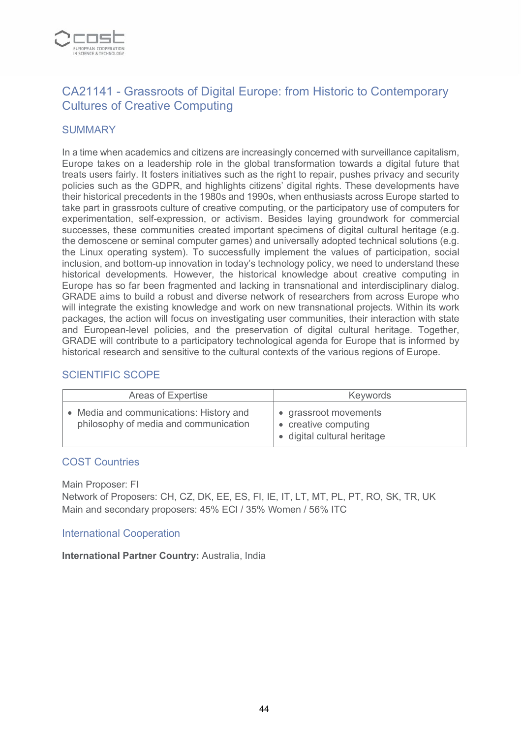## CA21141 - Grassroots of Digital Europe: from Historic to Contemporary Cultures of Creative Computing

### SUMMARY

In a time when academics and citizens are increasingly concerned with surveillance capitalism, Europe takes on a leadership role in the global transformation towards a digital future that treats users fairly. It fosters initiatives such as the right to repair, pushes privacy and security policies such as the GDPR, and highlights citizens' digital rights. These developments have their historical precedents in the 1980s and 1990s, when enthusiasts across Europe started to take part in grassroots culture of creative computing, or the participatory use of computers for experimentation, self-expression, or activism. Besides laying groundwork for commercial successes, these communities created important specimens of digital cultural heritage (e.g. the demoscene or seminal computer games) and universally adopted technical solutions (e.g. the Linux operating system). To successfully implement the values of participation, social inclusion, and bottom-up innovation in today's technology policy, we need to understand these historical developments. However, the historical knowledge about creative computing in Europe has so far been fragmented and lacking in transnational and interdisciplinary dialog. GRADE aims to build a robust and diverse network of researchers from across Europe who will integrate the existing knowledge and work on new transnational projects. Within its work packages, the action will focus on investigating user communities, their interaction with state and European-level policies, and the preservation of digital cultural heritage. Together, GRADE will contribute to a participatory technological agenda for Europe that is informed by historical research and sensitive to the cultural contexts of the various regions of Europe.

### SCIENTIFIC SCOPE

| Areas of Expertise | Keywords |
| --- | --- |
| • Media and communications: History and philosophy of media and communication | • grassroot movements<br>• creative computing<br>• digital cultural heritage |

### COST Countries

Main Proposer: FI
Network of Proposers: CH, CZ, DK, EE, ES, FI, IE, IT, LT, MT, PL, PT, RO, SK, TR, UK
Main and secondary proposers: 45% ECI / 35% Women / 56% ITC

### International Cooperation

**International Partner Country:** Australia, India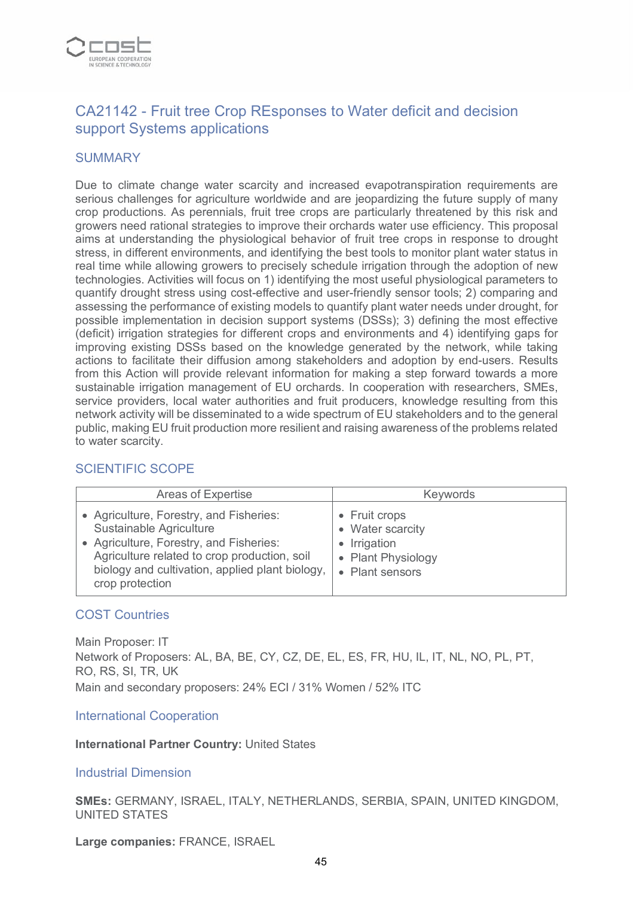## CA21142 - Fruit tree Crop REsponses to Water deficit and decision support Systems applications

### SUMMARY

Due to climate change water scarcity and increased evapotranspiration requirements are serious challenges for agriculture worldwide and are jeopardizing the future supply of many crop productions. As perennials, fruit tree crops are particularly threatened by this risk and growers need rational strategies to improve their orchards water use efficiency. This proposal aims at understanding the physiological behavior of fruit tree crops in response to drought stress, in different environments, and identifying the best tools to monitor plant water status in real time while allowing growers to precisely schedule irrigation through the adoption of new technologies. Activities will focus on 1) identifying the most useful physiological parameters to quantify drought stress using cost-effective and user-friendly sensor tools; 2) comparing and assessing the performance of existing models to quantify plant water needs under drought, for possible implementation in decision support systems (DSSs); 3) defining the most effective (deficit) irrigation strategies for different crops and environments and 4) identifying gaps for improving existing DSSs based on the knowledge generated by the network, while taking actions to facilitate their diffusion among stakeholders and adoption by end-users. Results from this Action will provide relevant information for making a step forward towards a more sustainable irrigation management of EU orchards. In cooperation with researchers, SMEs, service providers, local water authorities and fruit producers, knowledge resulting from this network activity will be disseminated to a wide spectrum of EU stakeholders and to the general public, making EU fruit production more resilient and raising awareness of the problems related to water scarcity.

### SCIENTIFIC SCOPE

| Areas of Expertise | Keywords |
| --- | --- |
| • Agriculture, Forestry, and Fisheries: Sustainable Agriculture<br>• Agriculture, Forestry, and Fisheries: Agriculture related to crop production, soil biology and cultivation, applied plant biology, crop protection | • Fruit crops<br>• Water scarcity<br>• Irrigation<br>• Plant Physiology<br>• Plant sensors |

### COST Countries

Main Proposer: IT
Network of Proposers: AL, BA, BE, CY, CZ, DE, EL, ES, FR, HU, IL, IT, NL, NO, PL, PT, RO, RS, SI, TR, UK
Main and secondary proposers: 24% ECI / 31% Women / 52% ITC

### International Cooperation

**International Partner Country:** United States

### Industrial Dimension

**SMEs:** GERMANY, ISRAEL, ITALY, NETHERLANDS, SERBIA, SPAIN, UNITED KINGDOM, UNITED STATES

**Large companies:** FRANCE, ISRAEL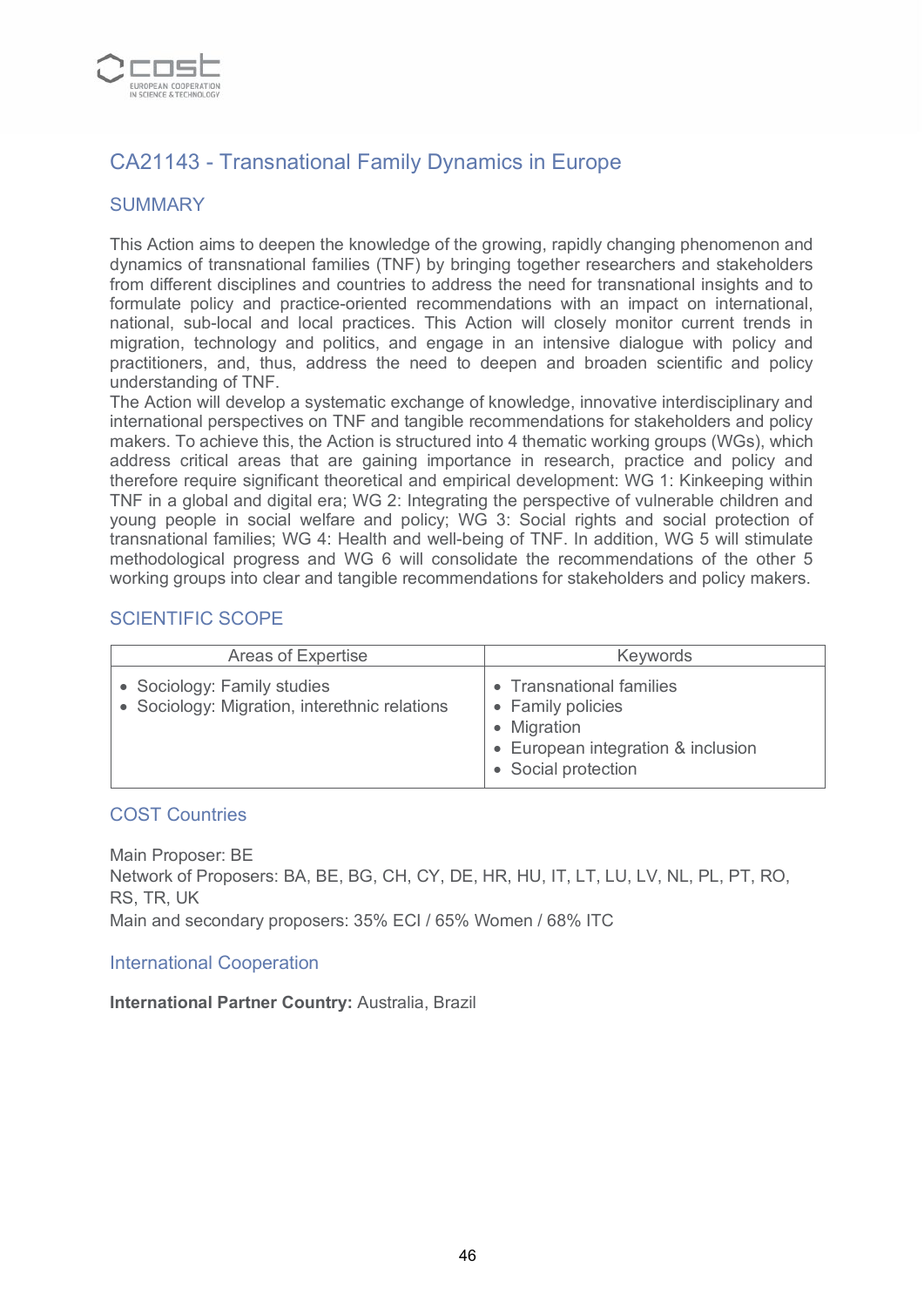## CA21143 - Transnational Family Dynamics in Europe

### SUMMARY

This Action aims to deepen the knowledge of the growing, rapidly changing phenomenon and dynamics of transnational families (TNF) by bringing together researchers and stakeholders from different disciplines and countries to address the need for transnational insights and to formulate policy and practice-oriented recommendations with an impact on international, national, sub-local and local practices. This Action will closely monitor current trends in migration, technology and politics, and engage in an intensive dialogue with policy and practitioners, and, thus, address the need to deepen and broaden scientific and policy understanding of TNF.
The Action will develop a systematic exchange of knowledge, innovative interdisciplinary and international perspectives on TNF and tangible recommendations for stakeholders and policy makers. To achieve this, the Action is structured into 4 thematic working groups (WGs), which address critical areas that are gaining importance in research, practice and policy and therefore require significant theoretical and empirical development: WG 1: Kinkeeping within TNF in a global and digital era; WG 2: Integrating the perspective of vulnerable children and young people in social welfare and policy; WG 3: Social rights and social protection of transnational families; WG 4: Health and well-being of TNF. In addition, WG 5 will stimulate methodological progress and WG 6 will consolidate the recommendations of the other 5 working groups into clear and tangible recommendations for stakeholders and policy makers.

### SCIENTIFIC SCOPE

| Areas of Expertise | Keywords |
|---|---|
| • Sociology: Family studies<br>• Sociology: Migration, interethnic relations | • Transnational families<br>• Family policies<br>• Migration<br>• European integration & inclusion<br>• Social protection |

### COST Countries

Main Proposer: BE
Network of Proposers: BA, BE, BG, CH, CY, DE, HR, HU, IT, LT, LU, LV, NL, PL, PT, RO, RS, TR, UK
Main and secondary proposers: 35% ECI / 65% Women / 68% ITC

### International Cooperation

**International Partner Country:** Australia, Brazil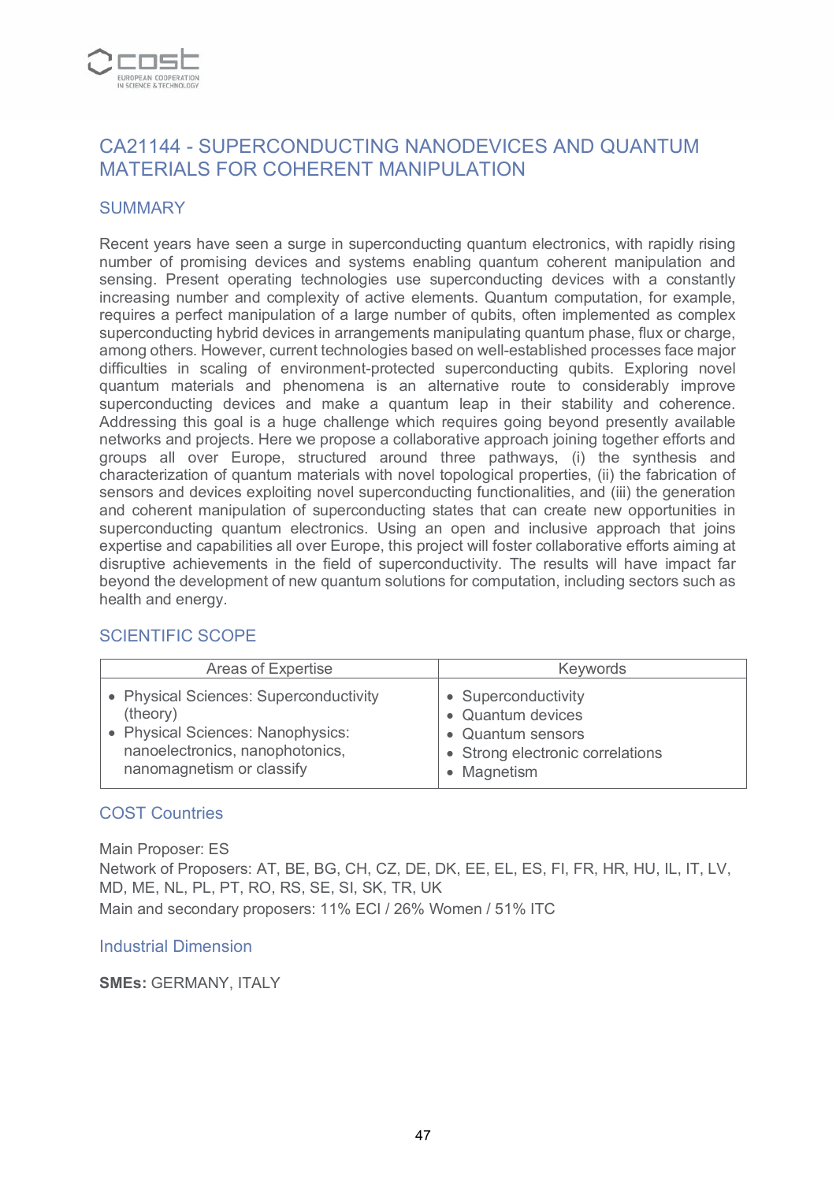## CA21144 - SUPERCONDUCTING NANODEVICES AND QUANTUM MATERIALS FOR COHERENT MANIPULATION

### SUMMARY

Recent years have seen a surge in superconducting quantum electronics, with rapidly rising number of promising devices and systems enabling quantum coherent manipulation and sensing. Present operating technologies use superconducting devices with a constantly increasing number and complexity of active elements. Quantum computation, for example, requires a perfect manipulation of a large number of qubits, often implemented as complex superconducting hybrid devices in arrangements manipulating quantum phase, flux or charge, among others. However, current technologies based on well-established processes face major difficulties in scaling of environment-protected superconducting qubits. Exploring novel quantum materials and phenomena is an alternative route to considerably improve superconducting devices and make a quantum leap in their stability and coherence. Addressing this goal is a huge challenge which requires going beyond presently available networks and projects. Here we propose a collaborative approach joining together efforts and groups all over Europe, structured around three pathways, (i) the synthesis and characterization of quantum materials with novel topological properties, (ii) the fabrication of sensors and devices exploiting novel superconducting functionalities, and (iii) the generation and coherent manipulation of superconducting states that can create new opportunities in superconducting quantum electronics. Using an open and inclusive approach that joins expertise and capabilities all over Europe, this project will foster collaborative efforts aiming at disruptive achievements in the field of superconductivity. The results will have impact far beyond the development of new quantum solutions for computation, including sectors such as health and energy.

### SCIENTIFIC SCOPE

| Areas of Expertise | Keywords |
| --- | --- |
| • Physical Sciences: Superconductivity (theory)<br>• Physical Sciences: Nanophysics: nanoelectronics, nanophotonics, nanomagnetism or classify | • Superconductivity<br>• Quantum devices<br>• Quantum sensors<br>• Strong electronic correlations<br>• Magnetism |

### COST Countries

Main Proposer: ES

Network of Proposers: AT, BE, BG, CH, CZ, DE, DK, EE, EL, ES, FI, FR, HR, HU, IL, IT, LV, MD, ME, NL, PL, PT, RO, RS, SE, SI, SK, TR, UK

Main and secondary proposers: 11% ECI / 26% Women / 51% ITC

### Industrial Dimension

**SMEs:** GERMANY, ITALY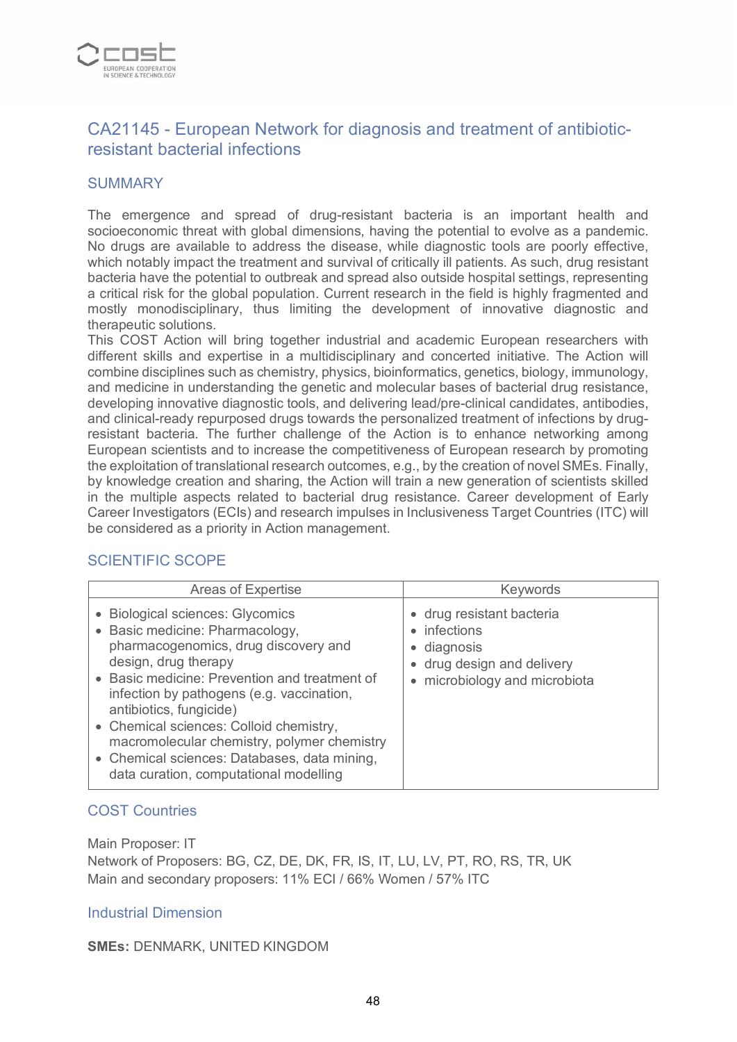## CA21145 - European Network for diagnosis and treatment of antibiotic-resistant bacterial infections

### SUMMARY

The emergence and spread of drug-resistant bacteria is an important health and socioeconomic threat with global dimensions, having the potential to evolve as a pandemic. No drugs are available to address the disease, while diagnostic tools are poorly effective, which notably impact the treatment and survival of critically ill patients. As such, drug resistant bacteria have the potential to outbreak and spread also outside hospital settings, representing a critical risk for the global population. Current research in the field is highly fragmented and mostly monodisciplinary, thus limiting the development of innovative diagnostic and therapeutic solutions.
This COST Action will bring together industrial and academic European researchers with different skills and expertise in a multidisciplinary and concerted initiative. The Action will combine disciplines such as chemistry, physics, bioinformatics, genetics, biology, immunology, and medicine in understanding the genetic and molecular bases of bacterial drug resistance, developing innovative diagnostic tools, and delivering lead/pre-clinical candidates, antibodies, and clinical-ready repurposed drugs towards the personalized treatment of infections by drug-resistant bacteria. The further challenge of the Action is to enhance networking among European scientists and to increase the competitiveness of European research by promoting the exploitation of translational research outcomes, e.g., by the creation of novel SMEs. Finally, by knowledge creation and sharing, the Action will train a new generation of scientists skilled in the multiple aspects related to bacterial drug resistance. Career development of Early Career Investigators (ECIs) and research impulses in Inclusiveness Target Countries (ITC) will be considered as a priority in Action management.

### SCIENTIFIC SCOPE

| Areas of Expertise | Keywords |
|---|---|
| • Biological sciences: Glycomics<br>• Basic medicine: Pharmacology, pharmacogenomics, drug discovery and design, drug therapy<br>• Basic medicine: Prevention and treatment of infection by pathogens (e.g. vaccination, antibiotics, fungicide)<br>• Chemical sciences: Colloid chemistry, macromolecular chemistry, polymer chemistry<br>• Chemical sciences: Databases, data mining, data curation, computational modelling | • drug resistant bacteria<br>• infections<br>• diagnosis<br>• drug design and delivery<br>• microbiology and microbiota |

### COST Countries

Main Proposer: IT
Network of Proposers: BG, CZ, DE, DK, FR, IS, IT, LU, LV, PT, RO, RS, TR, UK
Main and secondary proposers: 11% ECI / 66% Women / 57% ITC

### Industrial Dimension

**SMEs:** DENMARK, UNITED KINGDOM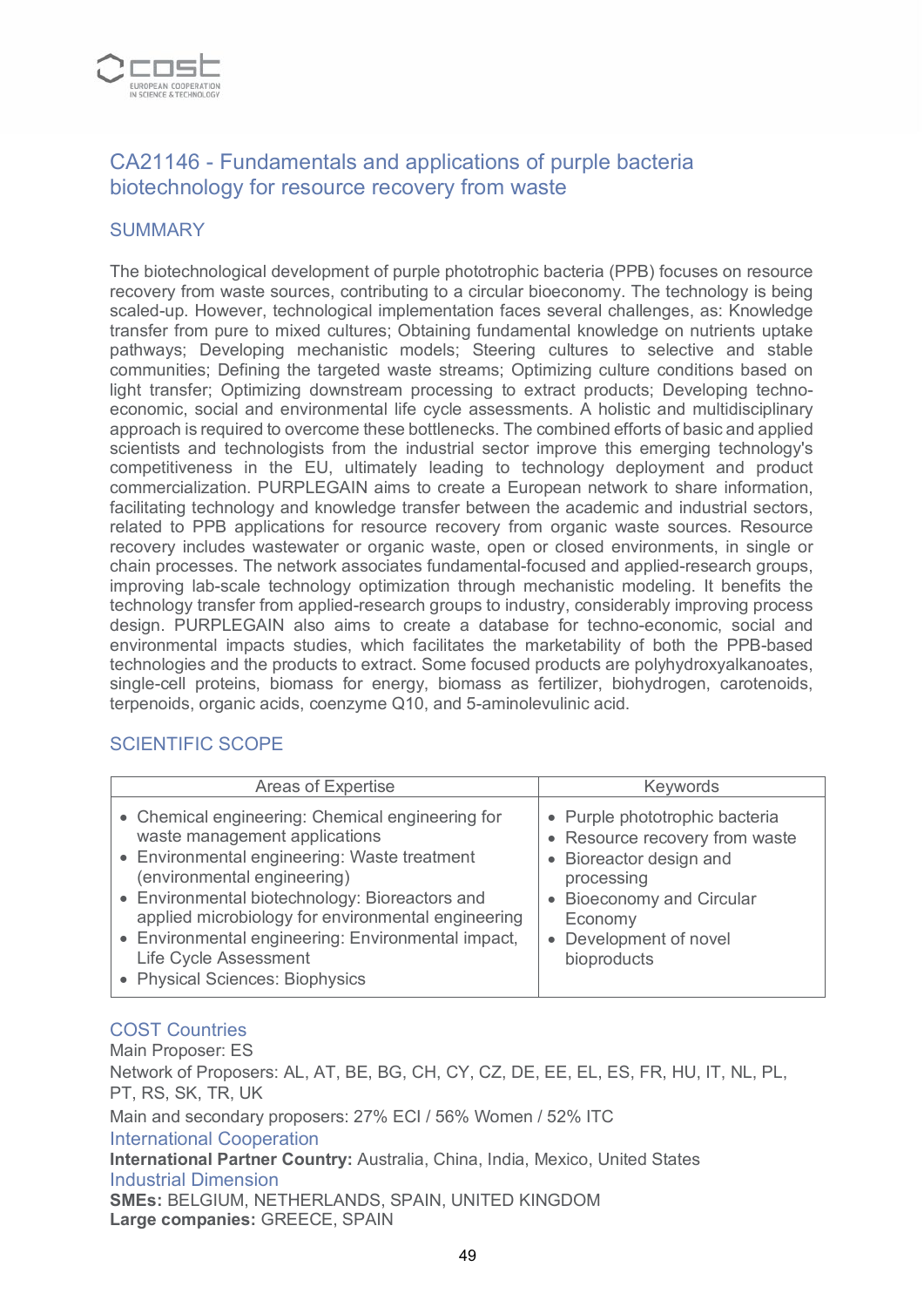## CA21146 - Fundamentals and applications of purple bacteria biotechnology for resource recovery from waste

### SUMMARY

The biotechnological development of purple phototrophic bacteria (PPB) focuses on resource recovery from waste sources, contributing to a circular bioeconomy. The technology is being scaled-up. However, technological implementation faces several challenges, as: Knowledge transfer from pure to mixed cultures; Obtaining fundamental knowledge on nutrients uptake pathways; Developing mechanistic models; Steering cultures to selective and stable communities; Defining the targeted waste streams; Optimizing culture conditions based on light transfer; Optimizing downstream processing to extract products; Developing techno-economic, social and environmental life cycle assessments. A holistic and multidisciplinary approach is required to overcome these bottlenecks. The combined efforts of basic and applied scientists and technologists from the industrial sector improve this emerging technology's competitiveness in the EU, ultimately leading to technology deployment and product commercialization. PURPLEGAIN aims to create a European network to share information, facilitating technology and knowledge transfer between the academic and industrial sectors, related to PPB applications for resource recovery from organic waste sources. Resource recovery includes wastewater or organic waste, open or closed environments, in single or chain processes. The network associates fundamental-focused and applied-research groups, improving lab-scale technology optimization through mechanistic modeling. It benefits the technology transfer from applied-research groups to industry, considerably improving process design. PURPLEGAIN also aims to create a database for techno-economic, social and environmental impacts studies, which facilitates the marketability of both the PPB-based technologies and the products to extract. Some focused products are polyhydroxyalkanoates, single-cell proteins, biomass for energy, biomass as fertilizer, biohydrogen, carotenoids, terpenoids, organic acids, coenzyme Q10, and 5-aminolevulinic acid.

### SCIENTIFIC SCOPE

| Areas of Expertise | Keywords |
|---|---|
| • Chemical engineering: Chemical engineering for waste management applications<br>• Environmental engineering: Waste treatment (environmental engineering)<br>• Environmental biotechnology: Bioreactors and applied microbiology for environmental engineering<br>• Environmental engineering: Environmental impact, Life Cycle Assessment<br>• Physical Sciences: Biophysics | • Purple phototrophic bacteria<br>• Resource recovery from waste<br>• Bioreactor design and processing<br>• Bioeconomy and Circular Economy<br>• Development of novel bioproducts |

### COST Countries

Main Proposer: ES

Network of Proposers: AL, AT, BE, BG, CH, CY, CZ, DE, EE, EL, ES, FR, HU, IT, NL, PL, PT, RS, SK, TR, UK

Main and secondary proposers: 27% ECI / 56% Women / 52% ITC

### International Cooperation

**International Partner Country:** Australia, China, India, Mexico, United States

### Industrial Dimension

**SMEs:** BELGIUM, NETHERLANDS, SPAIN, UNITED KINGDOM
**Large companies:** GREECE, SPAIN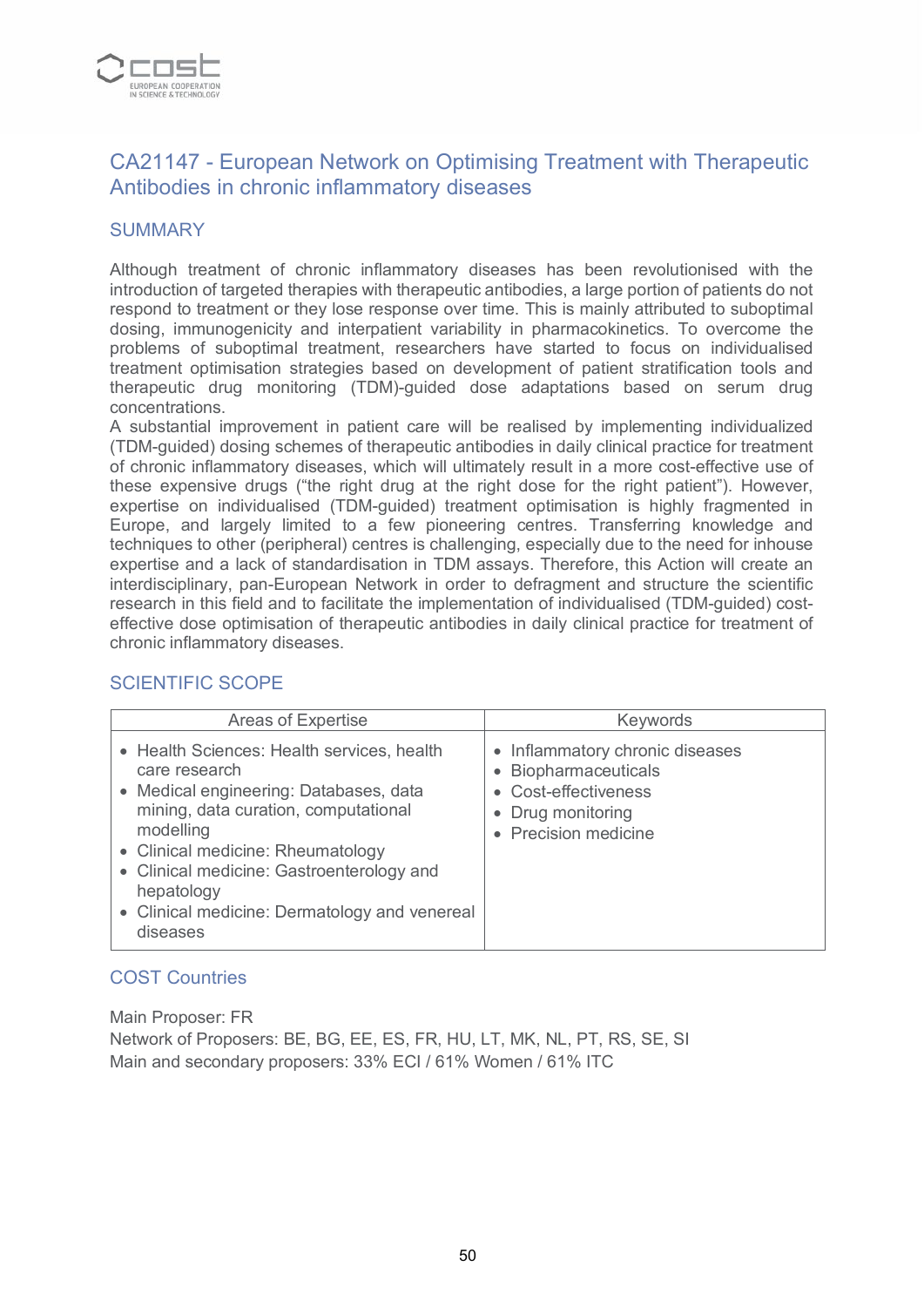## CA21147 - European Network on Optimising Treatment with Therapeutic Antibodies in chronic inflammatory diseases

### SUMMARY

Although treatment of chronic inflammatory diseases has been revolutionised with the introduction of targeted therapies with therapeutic antibodies, a large portion of patients do not respond to treatment or they lose response over time. This is mainly attributed to suboptimal dosing, immunogenicity and interpatient variability in pharmacokinetics. To overcome the problems of suboptimal treatment, researchers have started to focus on individualised treatment optimisation strategies based on development of patient stratification tools and therapeutic drug monitoring (TDM)-guided dose adaptations based on serum drug concentrations.
A substantial improvement in patient care will be realised by implementing individualized (TDM-guided) dosing schemes of therapeutic antibodies in daily clinical practice for treatment of chronic inflammatory diseases, which will ultimately result in a more cost-effective use of these expensive drugs ("the right drug at the right dose for the right patient"). However, expertise on individualised (TDM-guided) treatment optimisation is highly fragmented in Europe, and largely limited to a few pioneering centres. Transferring knowledge and techniques to other (peripheral) centres is challenging, especially due to the need for inhouse expertise and a lack of standardisation in TDM assays. Therefore, this Action will create an interdisciplinary, pan-European Network in order to defragment and structure the scientific research in this field and to facilitate the implementation of individualised (TDM-guided) cost-effective dose optimisation of therapeutic antibodies in daily clinical practice for treatment of chronic inflammatory diseases.

### SCIENTIFIC SCOPE

| Areas of Expertise | Keywords |
|---|---|
| • Health Sciences: Health services, health care research<br>• Medical engineering: Databases, data mining, data curation, computational modelling<br>• Clinical medicine: Rheumatology<br>• Clinical medicine: Gastroenterology and hepatology<br>• Clinical medicine: Dermatology and venereal diseases | • Inflammatory chronic diseases<br>• Biopharmaceuticals<br>• Cost-effectiveness<br>• Drug monitoring<br>• Precision medicine |

### COST Countries

Main Proposer: FR
Network of Proposers: BE, BG, EE, ES, FR, HU, LT, MK, NL, PT, RS, SE, SI
Main and secondary proposers: 33% ECI / 61% Women / 61% ITC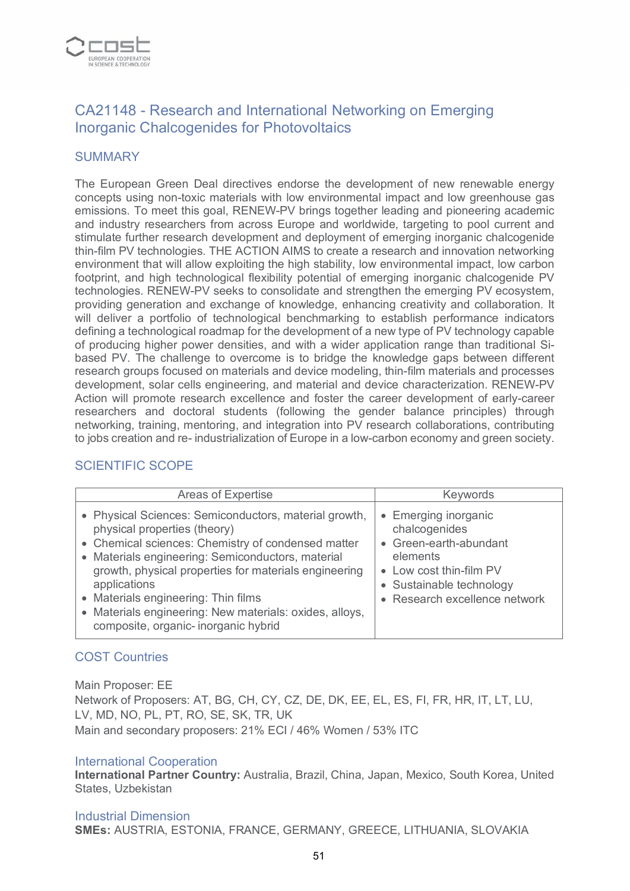## CA21148 - Research and International Networking on Emerging Inorganic Chalcogenides for Photovoltaics

### SUMMARY

The European Green Deal directives endorse the development of new renewable energy concepts using non-toxic materials with low environmental impact and low greenhouse gas emissions. To meet this goal, RENEW-PV brings together leading and pioneering academic and industry researchers from across Europe and worldwide, targeting to pool current and stimulate further research development and deployment of emerging inorganic chalcogenide thin-film PV technologies. THE ACTION AIMS to create a research and innovation networking environment that will allow exploiting the high stability, low environmental impact, low carbon footprint, and high technological flexibility potential of emerging inorganic chalcogenide PV technologies. RENEW-PV seeks to consolidate and strengthen the emerging PV ecosystem, providing generation and exchange of knowledge, enhancing creativity and collaboration. It will deliver a portfolio of technological benchmarking to establish performance indicators defining a technological roadmap for the development of a new type of PV technology capable of producing higher power densities, and with a wider application range than traditional Si-based PV. The challenge to overcome is to bridge the knowledge gaps between different research groups focused on materials and device modeling, thin-film materials and processes development, solar cells engineering, and material and device characterization. RENEW-PV Action will promote research excellence and foster the career development of early-career researchers and doctoral students (following the gender balance principles) through networking, training, mentoring, and integration into PV research collaborations, contributing to jobs creation and re- industrialization of Europe in a low-carbon economy and green society.

### SCIENTIFIC SCOPE

| Areas of Expertise | Keywords |
| --- | --- |
| • Physical Sciences: Semiconductors, material growth, physical properties (theory)<br>• Chemical sciences: Chemistry of condensed matter<br>• Materials engineering: Semiconductors, material growth, physical properties for materials engineering applications<br>• Materials engineering: Thin films<br>• Materials engineering: New materials: oxides, alloys, composite, organic- inorganic hybrid | • Emerging inorganic chalcogenides<br>• Green-earth-abundant elements<br>• Low cost thin-film PV<br>• Sustainable technology<br>• Research excellence network |

### COST Countries

Main Proposer: EE
Network of Proposers: AT, BG, CH, CY, CZ, DE, DK, EE, EL, ES, FI, FR, HR, IT, LT, LU, LV, MD, NO, PL, PT, RO, SE, SK, TR, UK
Main and secondary proposers: 21% ECI / 46% Women / 53% ITC

### International Cooperation

**International Partner Country:** Australia, Brazil, China, Japan, Mexico, South Korea, United States, Uzbekistan

### Industrial Dimension

**SMEs:** AUSTRIA, ESTONIA, FRANCE, GERMANY, GREECE, LITHUANIA, SLOVAKIA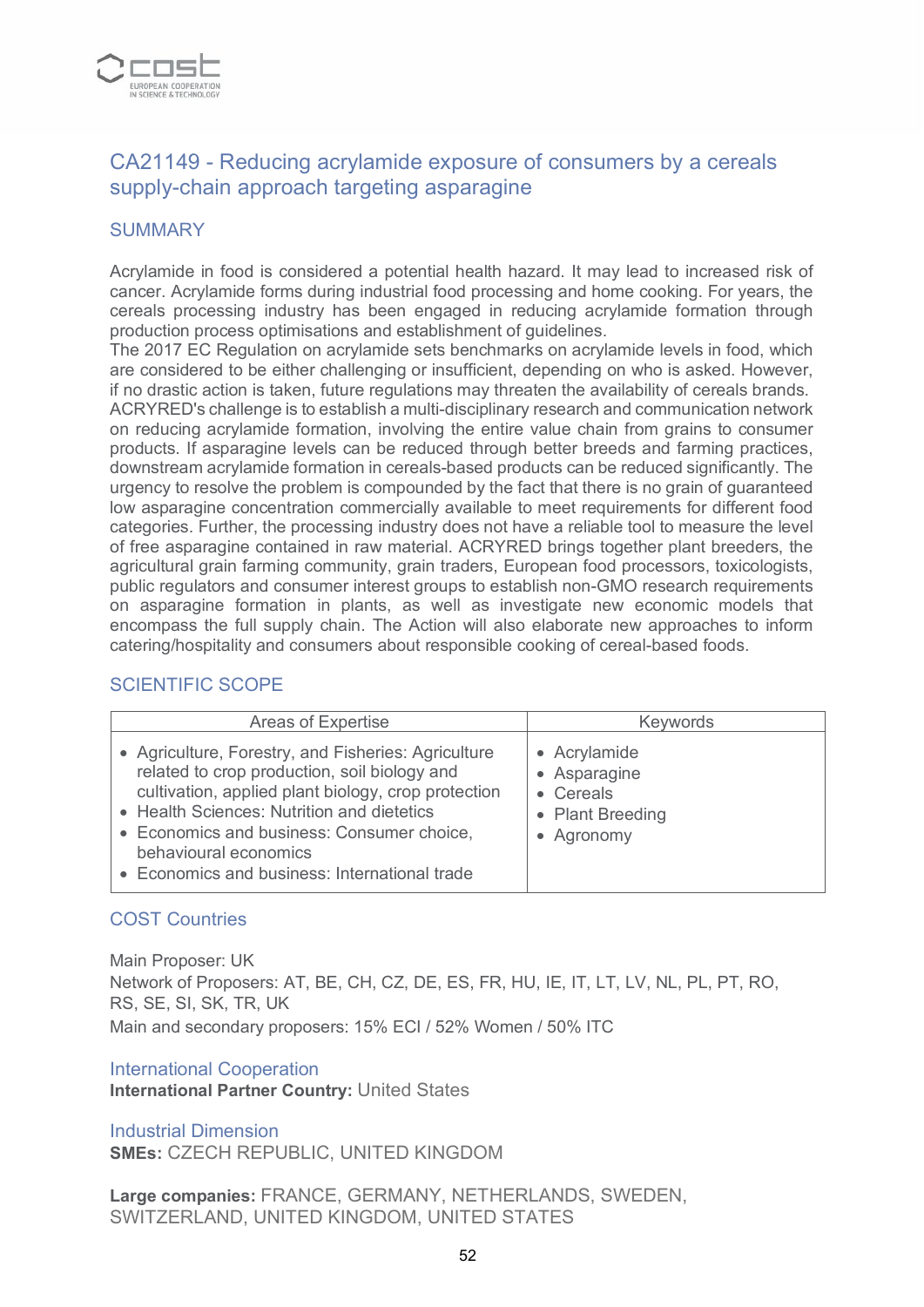## CA21149 - Reducing acrylamide exposure of consumers by a cereals supply-chain approach targeting asparagine

### SUMMARY

Acrylamide in food is considered a potential health hazard. It may lead to increased risk of cancer. Acrylamide forms during industrial food processing and home cooking. For years, the cereals processing industry has been engaged in reducing acrylamide formation through production process optimisations and establishment of guidelines.
The 2017 EC Regulation on acrylamide sets benchmarks on acrylamide levels in food, which are considered to be either challenging or insufficient, depending on who is asked. However, if no drastic action is taken, future regulations may threaten the availability of cereals brands. ACRYRED's challenge is to establish a multi-disciplinary research and communication network on reducing acrylamide formation, involving the entire value chain from grains to consumer products. If asparagine levels can be reduced through better breeds and farming practices, downstream acrylamide formation in cereals-based products can be reduced significantly. The urgency to resolve the problem is compounded by the fact that there is no grain of guaranteed low asparagine concentration commercially available to meet requirements for different food categories. Further, the processing industry does not have a reliable tool to measure the level of free asparagine contained in raw material. ACRYRED brings together plant breeders, the agricultural grain farming community, grain traders, European food processors, toxicologists, public regulators and consumer interest groups to establish non-GMO research requirements on asparagine formation in plants, as well as investigate new economic models that encompass the full supply chain. The Action will also elaborate new approaches to inform catering/hospitality and consumers about responsible cooking of cereal-based foods.

### SCIENTIFIC SCOPE

| Areas of Expertise | Keywords |
|---|---|
| • Agriculture, Forestry, and Fisheries: Agriculture related to crop production, soil biology and cultivation, applied plant biology, crop protection<br>• Health Sciences: Nutrition and dietetics<br>• Economics and business: Consumer choice, behavioural economics<br>• Economics and business: International trade | • Acrylamide<br>• Asparagine<br>• Cereals<br>• Plant Breeding<br>• Agronomy |

### COST Countries

Main Proposer: UK
Network of Proposers: AT, BE, CH, CZ, DE, ES, FR, HU, IE, IT, LT, LV, NL, PL, PT, RO, RS, SE, SI, SK, TR, UK
Main and secondary proposers: 15% ECI / 52% Women / 50% ITC

### International Cooperation

**International Partner Country:** United States

### Industrial Dimension

**SMEs:** CZECH REPUBLIC, UNITED KINGDOM

**Large companies:** FRANCE, GERMANY, NETHERLANDS, SWEDEN, SWITZERLAND, UNITED KINGDOM, UNITED STATES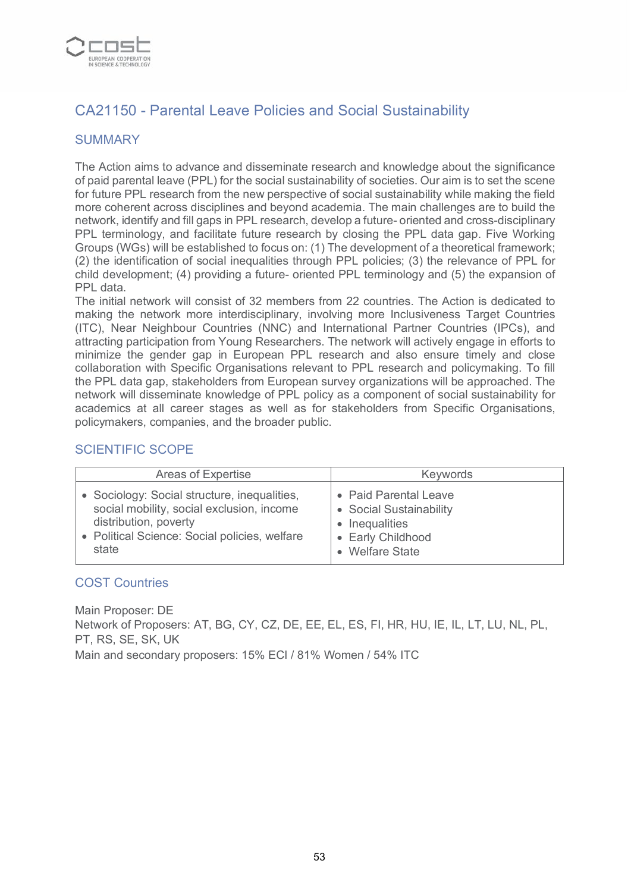## CA21150 - Parental Leave Policies and Social Sustainability

### SUMMARY

The Action aims to advance and disseminate research and knowledge about the significance of paid parental leave (PPL) for the social sustainability of societies. Our aim is to set the scene for future PPL research from the new perspective of social sustainability while making the field more coherent across disciplines and beyond academia. The main challenges are to build the network, identify and fill gaps in PPL research, develop a future- oriented and cross-disciplinary PPL terminology, and facilitate future research by closing the PPL data gap. Five Working Groups (WGs) will be established to focus on: (1) The development of a theoretical framework; (2) the identification of social inequalities through PPL policies; (3) the relevance of PPL for child development; (4) providing a future- oriented PPL terminology and (5) the expansion of PPL data.
The initial network will consist of 32 members from 22 countries. The Action is dedicated to making the network more interdisciplinary, involving more Inclusiveness Target Countries (ITC), Near Neighbour Countries (NNC) and International Partner Countries (IPCs), and attracting participation from Young Researchers. The network will actively engage in efforts to minimize the gender gap in European PPL research and also ensure timely and close collaboration with Specific Organisations relevant to PPL research and policymaking. To fill the PPL data gap, stakeholders from European survey organizations will be approached. The network will disseminate knowledge of PPL policy as a component of social sustainability for academics at all career stages as well as for stakeholders from Specific Organisations, policymakers, companies, and the broader public.

### SCIENTIFIC SCOPE

| Areas of Expertise | Keywords |
|---|---|
| • Sociology: Social structure, inequalities, social mobility, social exclusion, income distribution, poverty<br>• Political Science: Social policies, welfare state | • Paid Parental Leave<br>• Social Sustainability<br>• Inequalities<br>• Early Childhood<br>• Welfare State |

### COST Countries

Main Proposer: DE
Network of Proposers: AT, BG, CY, CZ, DE, EE, EL, ES, FI, HR, HU, IE, IL, LT, LU, NL, PL, PT, RS, SE, SK, UK
Main and secondary proposers: 15% ECI / 81% Women / 54% ITC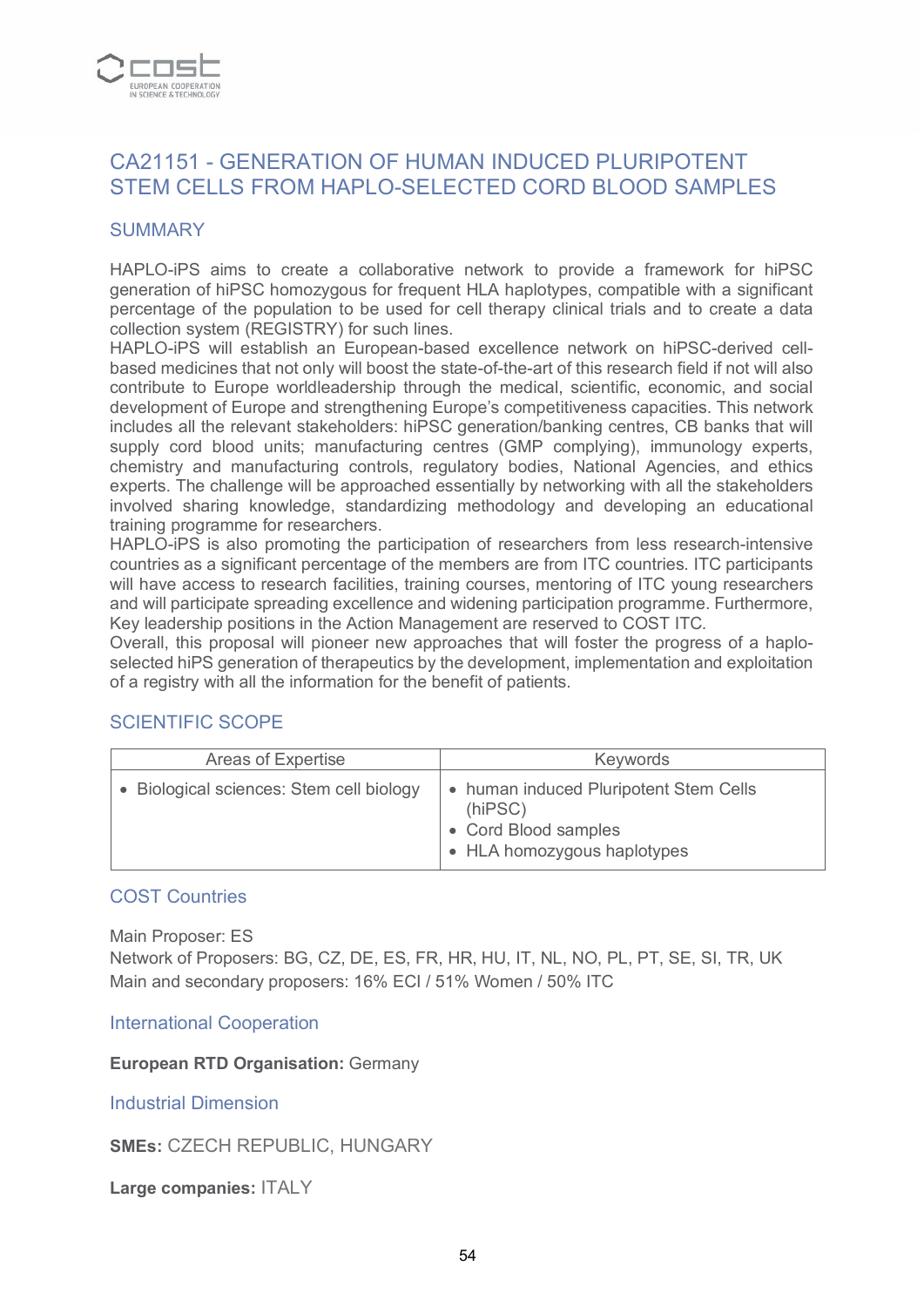## CA21151 - GENERATION OF HUMAN INDUCED PLURIPOTENT STEM CELLS FROM HAPLO-SELECTED CORD BLOOD SAMPLES

### SUMMARY

HAPLO-iPS aims to create a collaborative network to provide a framework for hiPSC generation of hiPSC homozygous for frequent HLA haplotypes, compatible with a significant percentage of the population to be used for cell therapy clinical trials and to create a data collection system (REGISTRY) for such lines.
HAPLO-iPS will establish an European-based excellence network on hiPSC-derived cell-based medicines that not only will boost the state-of-the-art of this research field if not will also contribute to Europe worldleadership through the medical, scientific, economic, and social development of Europe and strengthening Europe's competitiveness capacities. This network includes all the relevant stakeholders: hiPSC generation/banking centres, CB banks that will supply cord blood units; manufacturing centres (GMP complying), immunology experts, chemistry and manufacturing controls, regulatory bodies, National Agencies, and ethics experts. The challenge will be approached essentially by networking with all the stakeholders involved sharing knowledge, standardizing methodology and developing an educational training programme for researchers.
HAPLO-iPS is also promoting the participation of researchers from less research-intensive countries as a significant percentage of the members are from ITC countries. ITC participants will have access to research facilities, training courses, mentoring of ITC young researchers and will participate spreading excellence and widening participation programme. Furthermore, Key leadership positions in the Action Management are reserved to COST ITC.
Overall, this proposal will pioneer new approaches that will foster the progress of a haplo-selected hiPS generation of therapeutics by the development, implementation and exploitation of a registry with all the information for the benefit of patients.

### SCIENTIFIC SCOPE

| Areas of Expertise | Keywords |
|---|---|
| • Biological sciences: Stem cell biology | • human induced Pluripotent Stem Cells (hiPSC)<br>• Cord Blood samples<br>• HLA homozygous haplotypes |

### COST Countries

Main Proposer: ES
Network of Proposers: BG, CZ, DE, ES, FR, HR, HU, IT, NL, NO, PL, PT, SE, SI, TR, UK
Main and secondary proposers: 16% ECI / 51% Women / 50% ITC

### International Cooperation

**European RTD Organisation:** Germany

### Industrial Dimension

**SMEs:** CZECH REPUBLIC, HUNGARY

**Large companies:** ITALY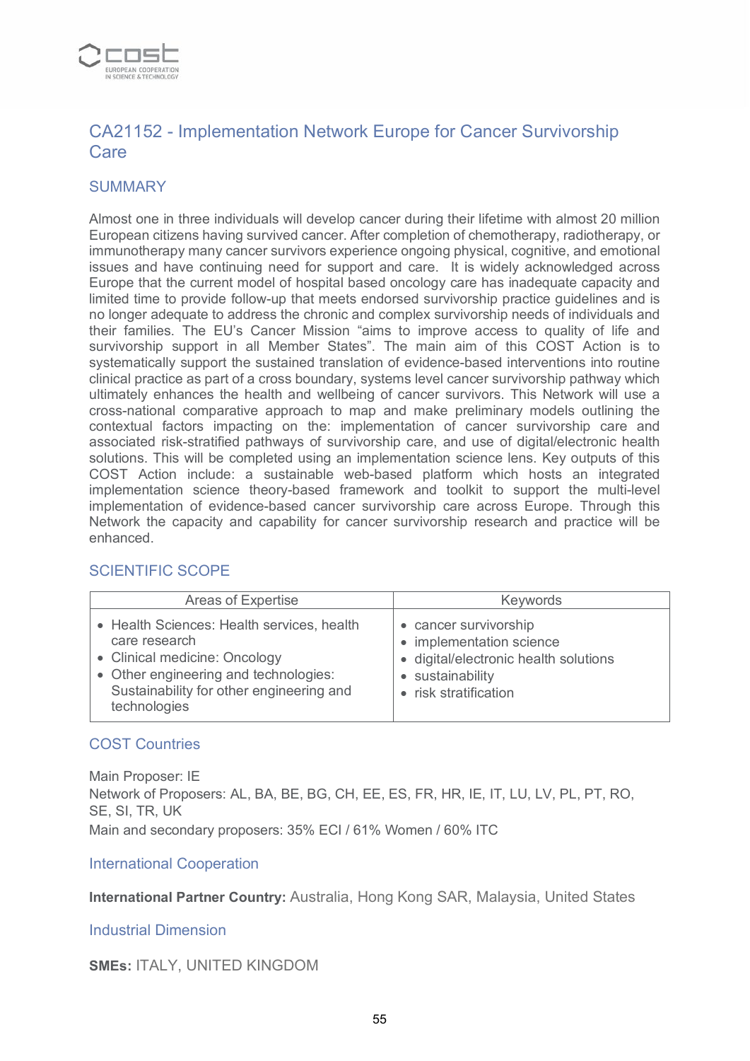## CA21152 - Implementation Network Europe for Cancer Survivorship Care

### SUMMARY

Almost one in three individuals will develop cancer during their lifetime with almost 20 million European citizens having survived cancer. After completion of chemotherapy, radiotherapy, or immunotherapy many cancer survivors experience ongoing physical, cognitive, and emotional issues and have continuing need for support and care. It is widely acknowledged across Europe that the current model of hospital based oncology care has inadequate capacity and limited time to provide follow-up that meets endorsed survivorship practice guidelines and is no longer adequate to address the chronic and complex survivorship needs of individuals and their families. The EU's Cancer Mission "aims to improve access to quality of life and survivorship support in all Member States". The main aim of this COST Action is to systematically support the sustained translation of evidence-based interventions into routine clinical practice as part of a cross boundary, systems level cancer survivorship pathway which ultimately enhances the health and wellbeing of cancer survivors. This Network will use a cross-national comparative approach to map and make preliminary models outlining the contextual factors impacting on the: implementation of cancer survivorship care and associated risk-stratified pathways of survivorship care, and use of digital/electronic health solutions. This will be completed using an implementation science lens. Key outputs of this COST Action include: a sustainable web-based platform which hosts an integrated implementation science theory-based framework and toolkit to support the multi-level implementation of evidence-based cancer survivorship care across Europe. Through this Network the capacity and capability for cancer survivorship research and practice will be enhanced.

### SCIENTIFIC SCOPE

| Areas of Expertise | Keywords |
| --- | --- |
| • Health Sciences: Health services, health care research<br>• Clinical medicine: Oncology<br>• Other engineering and technologies: Sustainability for other engineering and technologies | • cancer survivorship<br>• implementation science<br>• digital/electronic health solutions<br>• sustainability<br>• risk stratification |

### COST Countries

Main Proposer: IE

Network of Proposers: AL, BA, BE, BG, CH, EE, ES, FR, HR, IE, IT, LU, LV, PL, PT, RO, SE, SI, TR, UK

Main and secondary proposers: 35% ECI / 61% Women / 60% ITC

### International Cooperation

**International Partner Country:** Australia, Hong Kong SAR, Malaysia, United States

### Industrial Dimension

**SMEs:** ITALY, UNITED KINGDOM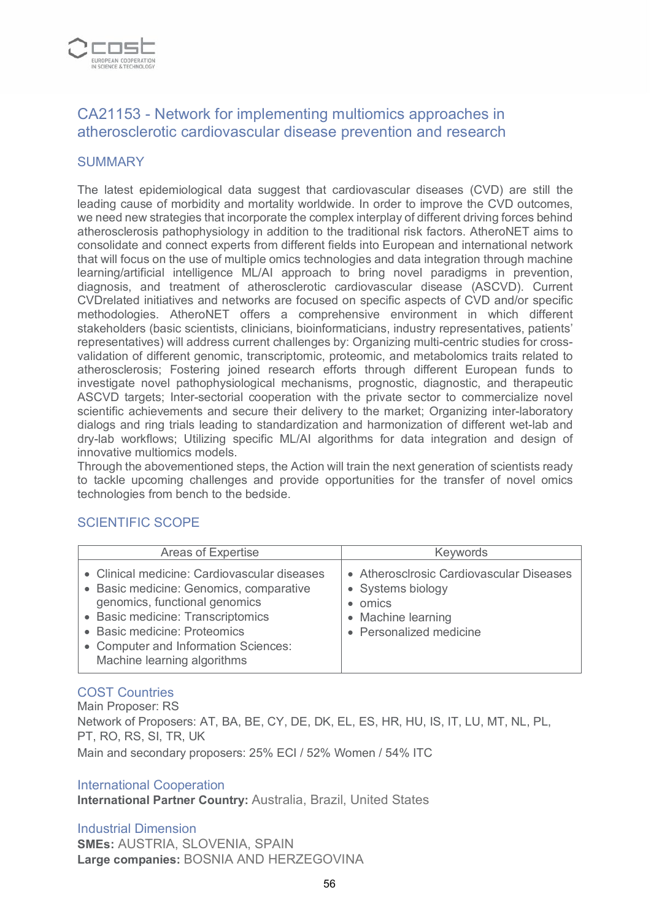## CA21153 - Network for implementing multiomics approaches in atherosclerotic cardiovascular disease prevention and research

### SUMMARY

The latest epidemiological data suggest that cardiovascular diseases (CVD) are still the leading cause of morbidity and mortality worldwide. In order to improve the CVD outcomes, we need new strategies that incorporate the complex interplay of different driving forces behind atherosclerosis pathophysiology in addition to the traditional risk factors. AtheroNET aims to consolidate and connect experts from different fields into European and international network that will focus on the use of multiple omics technologies and data integration through machine learning/artificial intelligence ML/AI approach to bring novel paradigms in prevention, diagnosis, and treatment of atherosclerotic cardiovascular disease (ASCVD). Current CVDrelated initiatives and networks are focused on specific aspects of CVD and/or specific methodologies. AtheroNET offers a comprehensive environment in which different stakeholders (basic scientists, clinicians, bioinformaticians, industry representatives, patients' representatives) will address current challenges by: Organizing multi-centric studies for cross-validation of different genomic, transcriptomic, proteomic, and metabolomics traits related to atherosclerosis; Fostering joined research efforts through different European funds to investigate novel pathophysiological mechanisms, prognostic, diagnostic, and therapeutic ASCVD targets; Inter-sectorial cooperation with the private sector to commercialize novel scientific achievements and secure their delivery to the market; Organizing inter-laboratory dialogs and ring trials leading to standardization and harmonization of different wet-lab and dry-lab workflows; Utilizing specific ML/AI algorithms for data integration and design of innovative multiomics models.
Through the abovementioned steps, the Action will train the next generation of scientists ready to tackle upcoming challenges and provide opportunities for the transfer of novel omics technologies from bench to the bedside.

### SCIENTIFIC SCOPE

| Areas of Expertise | Keywords |
| --- | --- |
| • Clinical medicine: Cardiovascular diseases<br>• Basic medicine: Genomics, comparative genomics, functional genomics<br>• Basic medicine: Transcriptomics<br>• Basic medicine: Proteomics<br>• Computer and Information Sciences: Machine learning algorithms | • Atherosclrosic Cardiovascular Diseases<br>• Systems biology<br>• omics<br>• Machine learning<br>• Personalized medicine |

### COST Countries

Main Proposer: RS
Network of Proposers: AT, BA, BE, CY, DE, DK, EL, ES, HR, HU, IS, IT, LU, MT, NL, PL, PT, RO, RS, SI, TR, UK
Main and secondary proposers: 25% ECI / 52% Women / 54% ITC

### International Cooperation

**International Partner Country:** Australia, Brazil, United States

### Industrial Dimension

**SMEs:** AUSTRIA, SLOVENIA, SPAIN
**Large companies:** BOSNIA AND HERZEGOVINA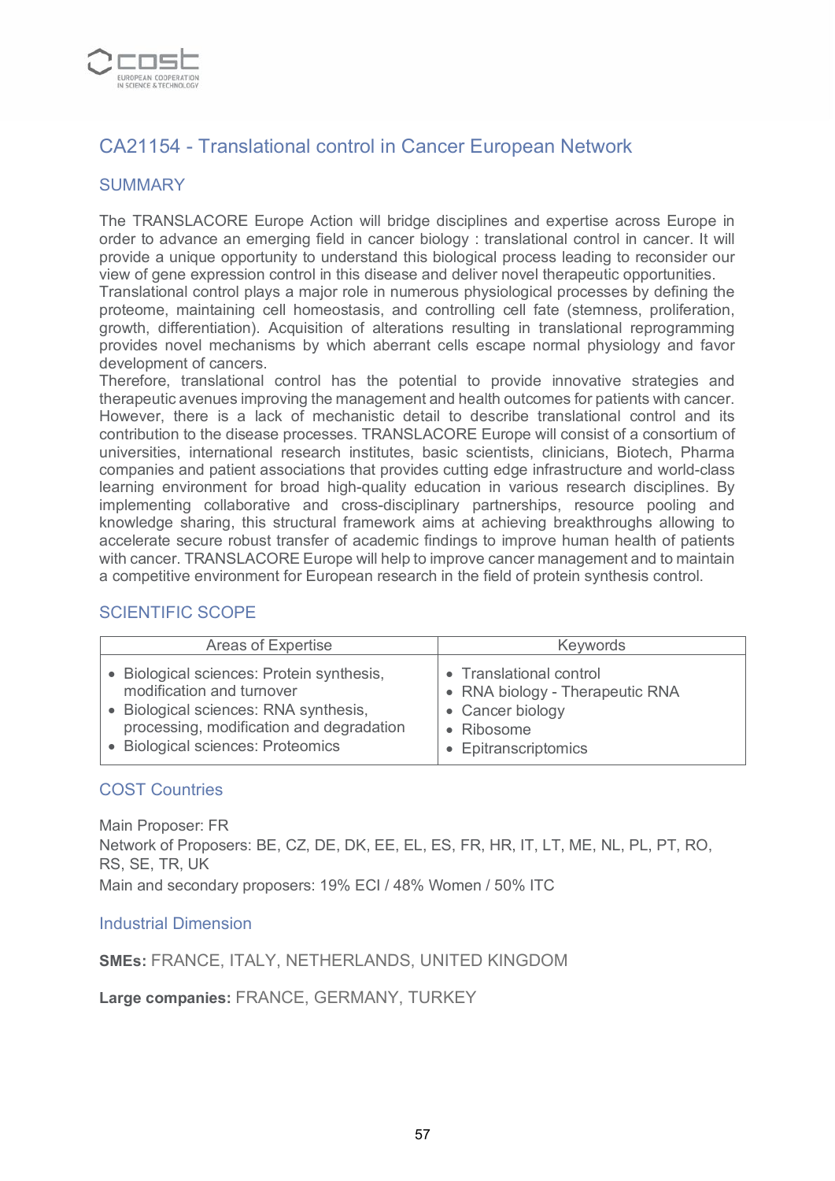## CA21154 - Translational control in Cancer European Network

### SUMMARY

The TRANSLACORE Europe Action will bridge disciplines and expertise across Europe in order to advance an emerging field in cancer biology : translational control in cancer. It will provide a unique opportunity to understand this biological process leading to reconsider our view of gene expression control in this disease and deliver novel therapeutic opportunities. Translational control plays a major role in numerous physiological processes by defining the proteome, maintaining cell homeostasis, and controlling cell fate (stemness, proliferation, growth, differentiation). Acquisition of alterations resulting in translational reprogramming provides novel mechanisms by which aberrant cells escape normal physiology and favor development of cancers.
Therefore, translational control has the potential to provide innovative strategies and therapeutic avenues improving the management and health outcomes for patients with cancer. However, there is a lack of mechanistic detail to describe translational control and its contribution to the disease processes. TRANSLACORE Europe will consist of a consortium of universities, international research institutes, basic scientists, clinicians, Biotech, Pharma companies and patient associations that provides cutting edge infrastructure and world-class learning environment for broad high-quality education in various research disciplines. By implementing collaborative and cross-disciplinary partnerships, resource pooling and knowledge sharing, this structural framework aims at achieving breakthroughs allowing to accelerate secure robust transfer of academic findings to improve human health of patients with cancer. TRANSLACORE Europe will help to improve cancer management and to maintain a competitive environment for European research in the field of protein synthesis control.

### SCIENTIFIC SCOPE

| Areas of Expertise | Keywords |
|---|---|
| • Biological sciences: Protein synthesis, modification and turnover<br>• Biological sciences: RNA synthesis, processing, modification and degradation<br>• Biological sciences: Proteomics | • Translational control<br>• RNA biology - Therapeutic RNA<br>• Cancer biology<br>• Ribosome<br>• Epitranscriptomics |

### COST Countries

Main Proposer: FR
Network of Proposers: BE, CZ, DE, DK, EE, EL, ES, FR, HR, IT, LT, ME, NL, PL, PT, RO, RS, SE, TR, UK
Main and secondary proposers: 19% ECI / 48% Women / 50% ITC

### Industrial Dimension

**SMEs:** FRANCE, ITALY, NETHERLANDS, UNITED KINGDOM

**Large companies:** FRANCE, GERMANY, TURKEY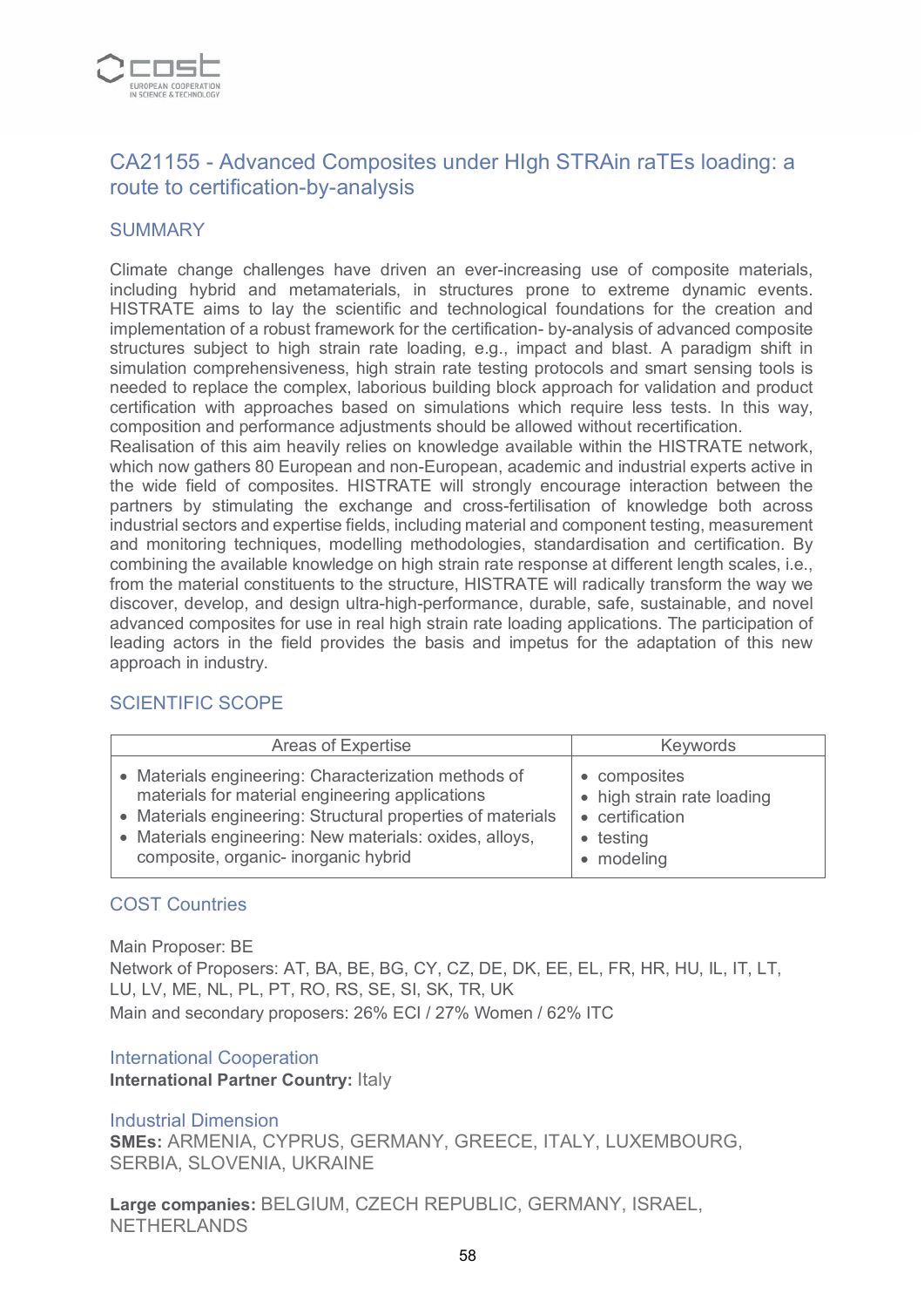## CA21155 - Advanced Composites under HIgh STRAin raTEs loading: a route to certification-by-analysis

### SUMMARY

Climate change challenges have driven an ever-increasing use of composite materials, including hybrid and metamaterials, in structures prone to extreme dynamic events. HISTRATE aims to lay the scientific and technological foundations for the creation and implementation of a robust framework for the certification- by-analysis of advanced composite structures subject to high strain rate loading, e.g., impact and blast. A paradigm shift in simulation comprehensiveness, high strain rate testing protocols and smart sensing tools is needed to replace the complex, laborious building block approach for validation and product certification with approaches based on simulations which require less tests. In this way, composition and performance adjustments should be allowed without recertification.
Realisation of this aim heavily relies on knowledge available within the HISTRATE network, which now gathers 80 European and non-European, academic and industrial experts active in the wide field of composites. HISTRATE will strongly encourage interaction between the partners by stimulating the exchange and cross-fertilisation of knowledge both across industrial sectors and expertise fields, including material and component testing, measurement and monitoring techniques, modelling methodologies, standardisation and certification. By combining the available knowledge on high strain rate response at different length scales, i.e., from the material constituents to the structure, HISTRATE will radically transform the way we discover, develop, and design ultra-high-performance, durable, safe, sustainable, and novel advanced composites for use in real high strain rate loading applications. The participation of leading actors in the field provides the basis and impetus for the adaptation of this new approach in industry.

### SCIENTIFIC SCOPE

| Areas of Expertise | Keywords |
|---|---|
| • Materials engineering: Characterization methods of materials for material engineering applications<br>• Materials engineering: Structural properties of materials<br>• Materials engineering: New materials: oxides, alloys, composite, organic- inorganic hybrid | • composites<br>• high strain rate loading<br>• certification<br>• testing<br>• modeling |

### COST Countries

Main Proposer: BE
Network of Proposers: AT, BA, BE, BG, CY, CZ, DE, DK, EE, EL, FR, HR, HU, IL, IT, LT, LU, LV, ME, NL, PL, PT, RO, RS, SE, SI, SK, TR, UK
Main and secondary proposers: 26% ECI / 27% Women / 62% ITC

### International Cooperation

**International Partner Country:** Italy

### Industrial Dimension

**SMEs:** ARMENIA, CYPRUS, GERMANY, GREECE, ITALY, LUXEMBOURG, SERBIA, SLOVENIA, UKRAINE

**Large companies:** BELGIUM, CZECH REPUBLIC, GERMANY, ISRAEL, NETHERLANDS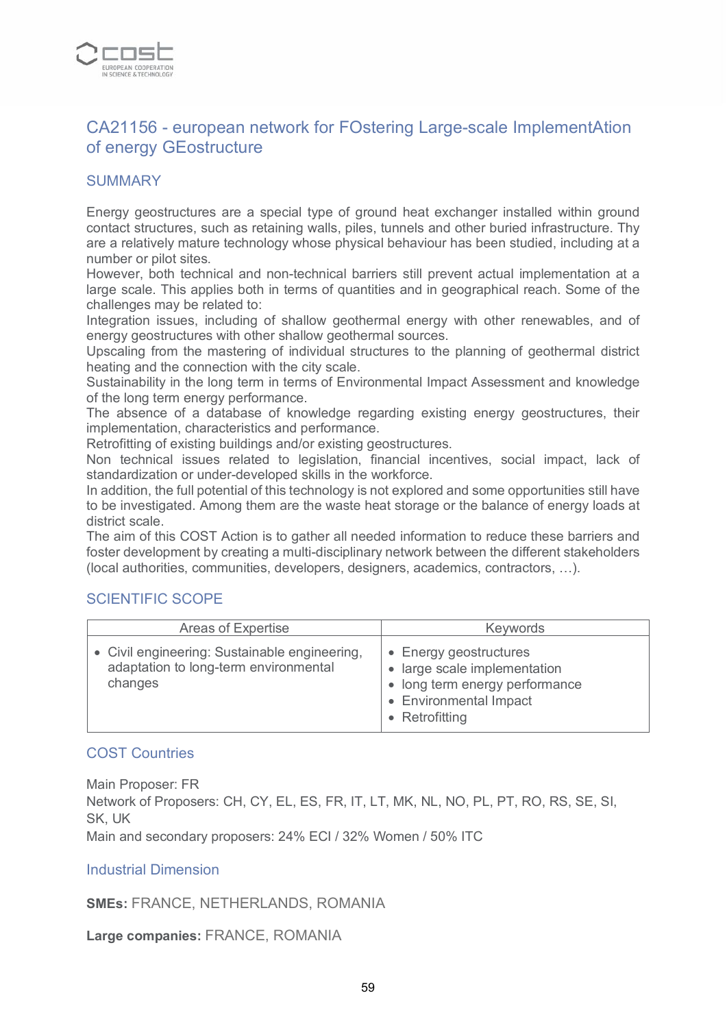## CA21156 - european network for FOstering Large-scale ImplementAtion of energy GEostructure

### SUMMARY

Energy geostructures are a special type of ground heat exchanger installed within ground contact structures, such as retaining walls, piles, tunnels and other buried infrastructure. Thy are a relatively mature technology whose physical behaviour has been studied, including at a number or pilot sites.
However, both technical and non-technical barriers still prevent actual implementation at a large scale. This applies both in terms of quantities and in geographical reach. Some of the challenges may be related to:
Integration issues, including of shallow geothermal energy with other renewables, and of energy geostructures with other shallow geothermal sources.
Upscaling from the mastering of individual structures to the planning of geothermal district heating and the connection with the city scale.
Sustainability in the long term in terms of Environmental Impact Assessment and knowledge of the long term energy performance.
The absence of a database of knowledge regarding existing energy geostructures, their implementation, characteristics and performance.
Retrofitting of existing buildings and/or existing geostructures.
Non technical issues related to legislation, financial incentives, social impact, lack of standardization or under-developed skills in the workforce.
In addition, the full potential of this technology is not explored and some opportunities still have to be investigated. Among them are the waste heat storage or the balance of energy loads at district scale.
The aim of this COST Action is to gather all needed information to reduce these barriers and foster development by creating a multi-disciplinary network between the different stakeholders (local authorities, communities, developers, designers, academics, contractors, …).

### SCIENTIFIC SCOPE

| Areas of Expertise | Keywords |
|---|---|
| • Civil engineering: Sustainable engineering, adaptation to long-term environmental changes | • Energy geostructures<br>• large scale implementation<br>• long term energy performance<br>• Environmental Impact<br>• Retrofitting |

### COST Countries

Main Proposer: FR
Network of Proposers: CH, CY, EL, ES, FR, IT, LT, MK, NL, NO, PL, PT, RO, RS, SE, SI, SK, UK
Main and secondary proposers: 24% ECI / 32% Women / 50% ITC

### Industrial Dimension

**SMEs:** FRANCE, NETHERLANDS, ROMANIA

**Large companies:** FRANCE, ROMANIA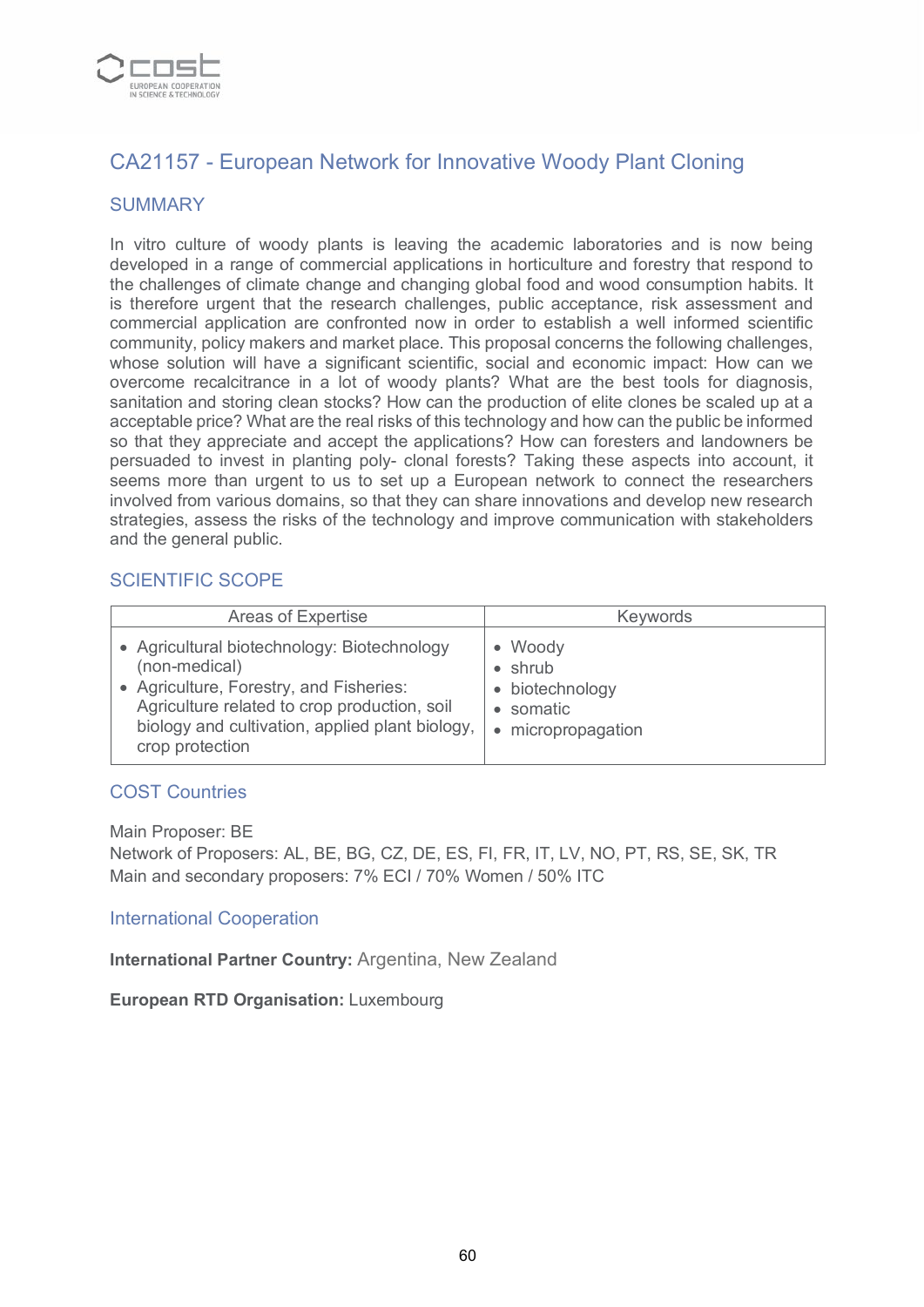## CA21157 - European Network for Innovative Woody Plant Cloning

### SUMMARY

In vitro culture of woody plants is leaving the academic laboratories and is now being developed in a range of commercial applications in horticulture and forestry that respond to the challenges of climate change and changing global food and wood consumption habits. It is therefore urgent that the research challenges, public acceptance, risk assessment and commercial application are confronted now in order to establish a well informed scientific community, policy makers and market place. This proposal concerns the following challenges, whose solution will have a significant scientific, social and economic impact: How can we overcome recalcitrance in a lot of woody plants? What are the best tools for diagnosis, sanitation and storing clean stocks? How can the production of elite clones be scaled up at a acceptable price? What are the real risks of this technology and how can the public be informed so that they appreciate and accept the applications? How can foresters and landowners be persuaded to invest in planting poly- clonal forests? Taking these aspects into account, it seems more than urgent to us to set up a European network to connect the researchers involved from various domains, so that they can share innovations and develop new research strategies, assess the risks of the technology and improve communication with stakeholders and the general public.

### SCIENTIFIC SCOPE

| Areas of Expertise | Keywords |
|---|---|
| • Agricultural biotechnology: Biotechnology (non-medical)<br>• Agriculture, Forestry, and Fisheries: Agriculture related to crop production, soil biology and cultivation, applied plant biology, crop protection | • Woody<br>• shrub<br>• biotechnology<br>• somatic<br>• micropropagation |

### COST Countries

Main Proposer: BE
Network of Proposers: AL, BE, BG, CZ, DE, ES, FI, FR, IT, LV, NO, PT, RS, SE, SK, TR
Main and secondary proposers: 7% ECI / 70% Women / 50% ITC

### International Cooperation

**International Partner Country:** Argentina, New Zealand

**European RTD Organisation:** Luxembourg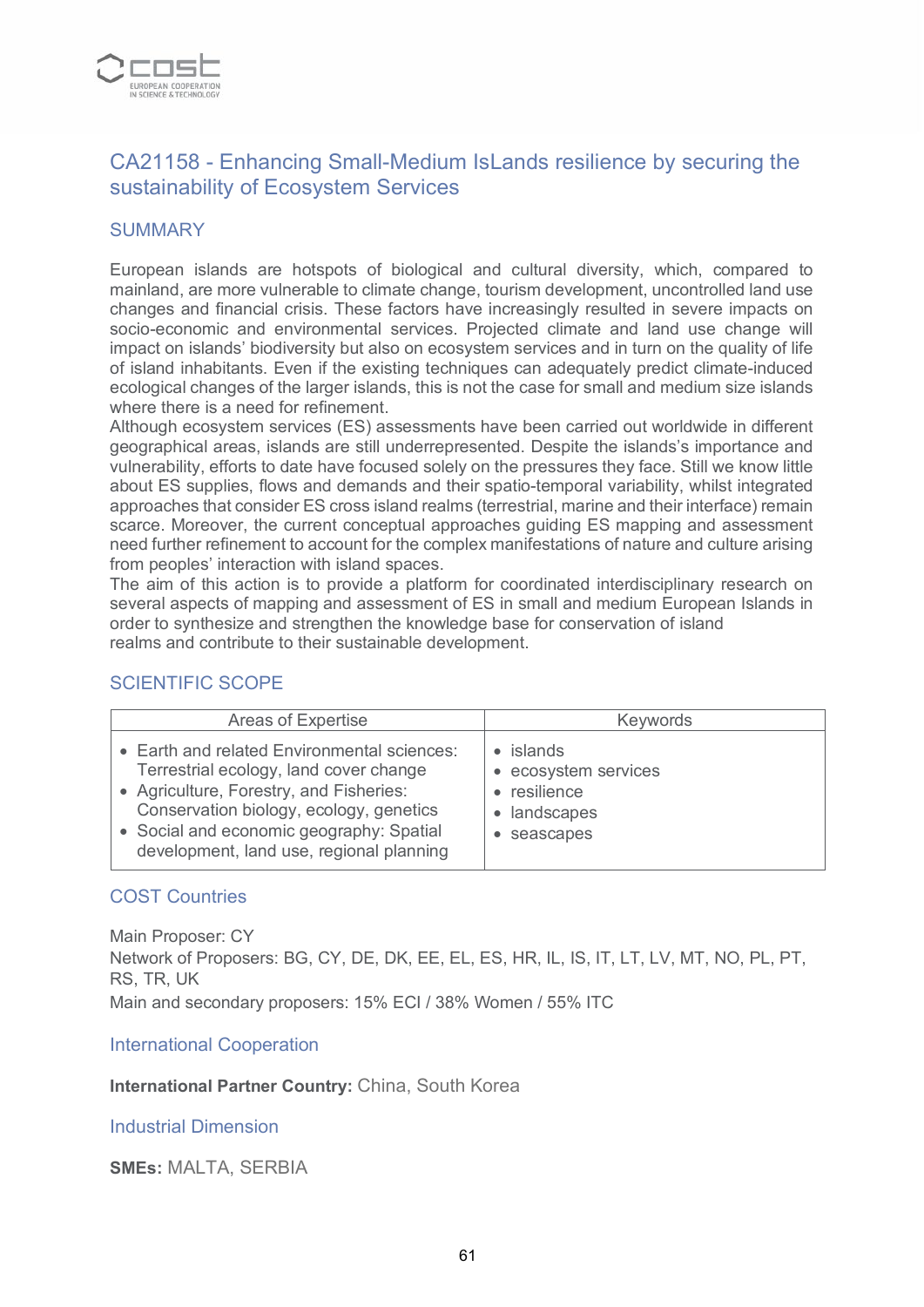## CA21158 - Enhancing Small-Medium IsLands resilience by securing the sustainability of Ecosystem Services

### SUMMARY

European islands are hotspots of biological and cultural diversity, which, compared to mainland, are more vulnerable to climate change, tourism development, uncontrolled land use changes and financial crisis. These factors have increasingly resulted in severe impacts on socio-economic and environmental services. Projected climate and land use change will impact on islands' biodiversity but also on ecosystem services and in turn on the quality of life of island inhabitants. Even if the existing techniques can adequately predict climate-induced ecological changes of the larger islands, this is not the case for small and medium size islands where there is a need for refinement.

Although ecosystem services (ES) assessments have been carried out worldwide in different geographical areas, islands are still underrepresented. Despite the islands's importance and vulnerability, efforts to date have focused solely on the pressures they face. Still we know little about ES supplies, flows and demands and their spatio-temporal variability, whilst integrated approaches that consider ES cross island realms (terrestrial, marine and their interface) remain scarce. Moreover, the current conceptual approaches guiding ES mapping and assessment need further refinement to account for the complex manifestations of nature and culture arising from peoples' interaction with island spaces.

The aim of this action is to provide a platform for coordinated interdisciplinary research on several aspects of mapping and assessment of ES in small and medium European Islands in order to synthesize and strengthen the knowledge base for conservation of island realms and contribute to their sustainable development.

### SCIENTIFIC SCOPE

| Areas of Expertise | Keywords |
|---|---|
| • Earth and related Environmental sciences: Terrestrial ecology, land cover change<br>• Agriculture, Forestry, and Fisheries: Conservation biology, ecology, genetics<br>• Social and economic geography: Spatial development, land use, regional planning | • islands<br>• ecosystem services<br>• resilience<br>• landscapes<br>• seascapes |

### COST Countries

Main Proposer: CY

Network of Proposers: BG, CY, DE, DK, EE, EL, ES, HR, IL, IS, IT, LT, LV, MT, NO, PL, PT, RS, TR, UK

Main and secondary proposers: 15% ECI / 38% Women / 55% ITC

### International Cooperation

**International Partner Country:** China, South Korea

### Industrial Dimension

**SMEs:** MALTA, SERBIA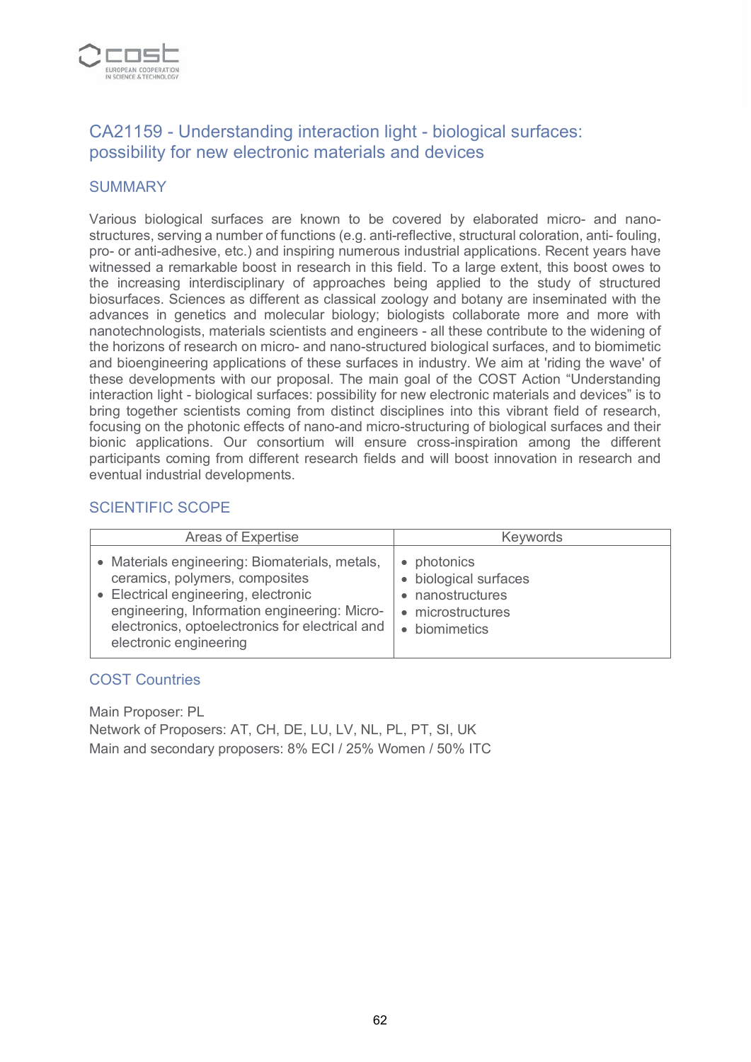## CA21159 - Understanding interaction light - biological surfaces: possibility for new electronic materials and devices

### SUMMARY

Various biological surfaces are known to be covered by elaborated micro- and nano-structures, serving a number of functions (e.g. anti-reflective, structural coloration, anti- fouling, pro- or anti-adhesive, etc.) and inspiring numerous industrial applications. Recent years have witnessed a remarkable boost in research in this field. To a large extent, this boost owes to the increasing interdisciplinary of approaches being applied to the study of structured biosurfaces. Sciences as different as classical zoology and botany are inseminated with the advances in genetics and molecular biology; biologists collaborate more and more with nanotechnologists, materials scientists and engineers - all these contribute to the widening of the horizons of research on micro- and nano-structured biological surfaces, and to biomimetic and bioengineering applications of these surfaces in industry. We aim at 'riding the wave' of these developments with our proposal. The main goal of the COST Action “Understanding interaction light - biological surfaces: possibility for new electronic materials and devices” is to bring together scientists coming from distinct disciplines into this vibrant field of research, focusing on the photonic effects of nano-and micro-structuring of biological surfaces and their bionic applications. Our consortium will ensure cross-inspiration among the different participants coming from different research fields and will boost innovation in research and eventual industrial developments.

### SCIENTIFIC SCOPE

| Areas of Expertise | Keywords |
|---|---|
| • Materials engineering: Biomaterials, metals, ceramics, polymers, composites<br>• Electrical engineering, electronic engineering, Information engineering: Micro-electronics, optoelectronics for electrical and electronic engineering | • photonics<br>• biological surfaces<br>• nanostructures<br>• microstructures<br>• biomimetics |

### COST Countries

Main Proposer: PL  
Network of Proposers: AT, CH, DE, LU, LV, NL, PL, PT, SI, UK  
Main and secondary proposers: 8% ECI / 25% Women / 50% ITC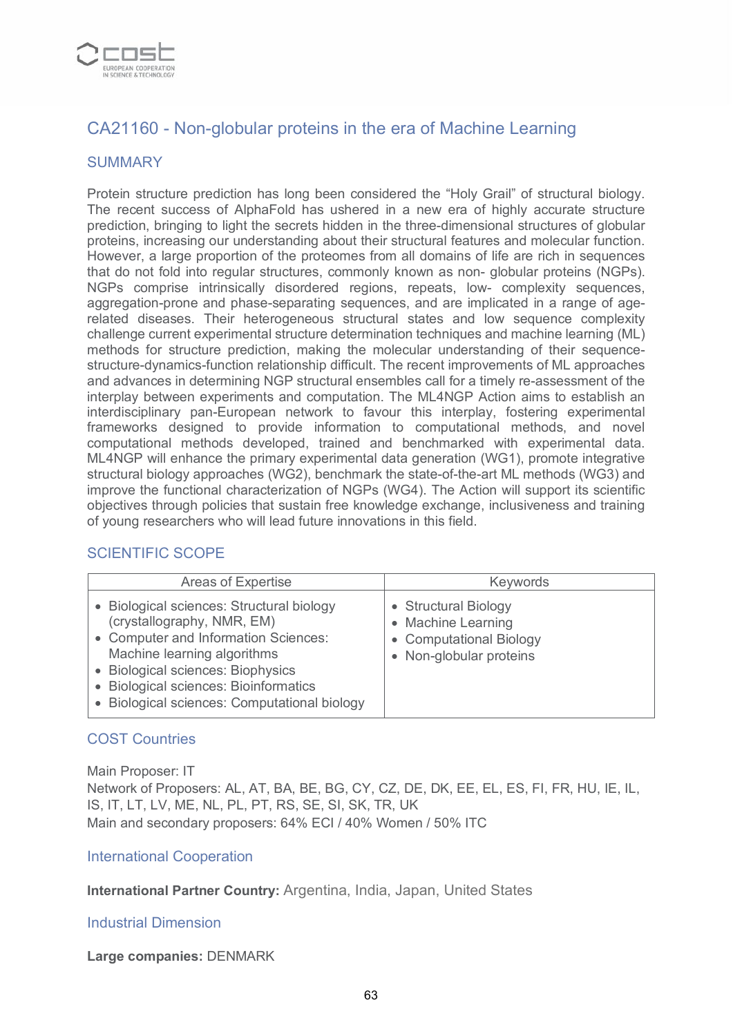## CA21160 - Non-globular proteins in the era of Machine Learning

### SUMMARY

Protein structure prediction has long been considered the “Holy Grail” of structural biology. The recent success of AlphaFold has ushered in a new era of highly accurate structure prediction, bringing to light the secrets hidden in the three-dimensional structures of globular proteins, increasing our understanding about their structural features and molecular function. However, a large proportion of the proteomes from all domains of life are rich in sequences that do not fold into regular structures, commonly known as non- globular proteins (NGPs). NGPs comprise intrinsically disordered regions, repeats, low- complexity sequences, aggregation-prone and phase-separating sequences, and are implicated in a range of age-related diseases. Their heterogeneous structural states and low sequence complexity challenge current experimental structure determination techniques and machine learning (ML) methods for structure prediction, making the molecular understanding of their sequence-structure-dynamics-function relationship difficult. The recent improvements of ML approaches and advances in determining NGP structural ensembles call for a timely re-assessment of the interplay between experiments and computation. The ML4NGP Action aims to establish an interdisciplinary pan-European network to favour this interplay, fostering experimental frameworks designed to provide information to computational methods, and novel computational methods developed, trained and benchmarked with experimental data. ML4NGP will enhance the primary experimental data generation (WG1), promote integrative structural biology approaches (WG2), benchmark the state-of-the-art ML methods (WG3) and improve the functional characterization of NGPs (WG4). The Action will support its scientific objectives through policies that sustain free knowledge exchange, inclusiveness and training of young researchers who will lead future innovations in this field.

### SCIENTIFIC SCOPE

| Areas of Expertise | Keywords |
| --- | --- |
| • Biological sciences: Structural biology (crystallography, NMR, EM)<br>• Computer and Information Sciences: Machine learning algorithms<br>• Biological sciences: Biophysics<br>• Biological sciences: Bioinformatics<br>• Biological sciences: Computational biology | • Structural Biology<br>• Machine Learning<br>• Computational Biology<br>• Non-globular proteins |

### COST Countries

Main Proposer: IT
Network of Proposers: AL, AT, BA, BE, BG, CY, CZ, DE, DK, EE, EL, ES, FI, FR, HU, IE, IL, IS, IT, LT, LV, ME, NL, PL, PT, RS, SE, SI, SK, TR, UK
Main and secondary proposers: 64% ECI / 40% Women / 50% ITC

### International Cooperation

**International Partner Country:** Argentina, India, Japan, United States

### Industrial Dimension

**Large companies:** DENMARK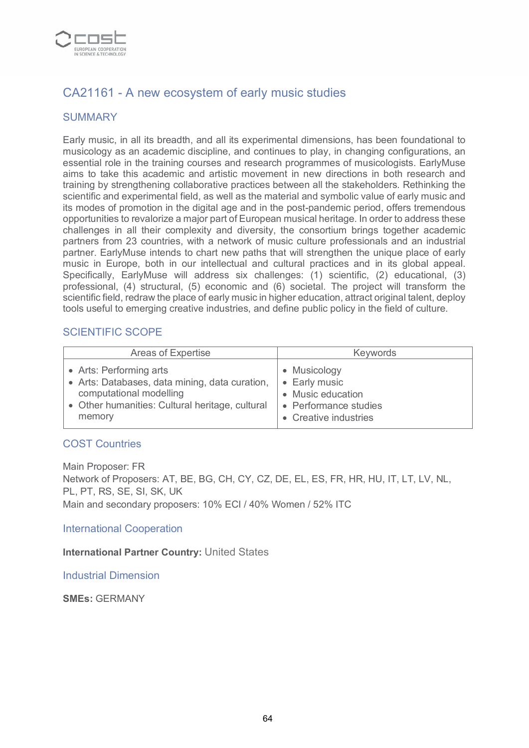## CA21161 - A new ecosystem of early music studies

### SUMMARY

Early music, in all its breadth, and all its experimental dimensions, has been foundational to musicology as an academic discipline, and continues to play, in changing configurations, an essential role in the training courses and research programmes of musicologists. EarlyMuse aims to take this academic and artistic movement in new directions in both research and training by strengthening collaborative practices between all the stakeholders. Rethinking the scientific and experimental field, as well as the material and symbolic value of early music and its modes of promotion in the digital age and in the post-pandemic period, offers tremendous opportunities to revalorize a major part of European musical heritage. In order to address these challenges in all their complexity and diversity, the consortium brings together academic partners from 23 countries, with a network of music culture professionals and an industrial partner. EarlyMuse intends to chart new paths that will strengthen the unique place of early music in Europe, both in our intellectual and cultural practices and in its global appeal. Specifically, EarlyMuse will address six challenges: (1) scientific, (2) educational, (3) professional, (4) structural, (5) economic and (6) societal. The project will transform the scientific field, redraw the place of early music in higher education, attract original talent, deploy tools useful to emerging creative industries, and define public policy in the field of culture.

### SCIENTIFIC SCOPE

| Areas of Expertise | Keywords |
|---|---|
| • Arts: Performing arts<br>• Arts: Databases, data mining, data curation, computational modelling<br>• Other humanities: Cultural heritage, cultural memory | • Musicology<br>• Early music<br>• Music education<br>• Performance studies<br>• Creative industries |

### COST Countries

Main Proposer: FR
Network of Proposers: AT, BE, BG, CH, CY, CZ, DE, EL, ES, FR, HR, HU, IT, LT, LV, NL, PL, PT, RS, SE, SI, SK, UK
Main and secondary proposers: 10% ECI / 40% Women / 52% ITC

### International Cooperation

**International Partner Country:** United States

### Industrial Dimension

**SMEs:** GERMANY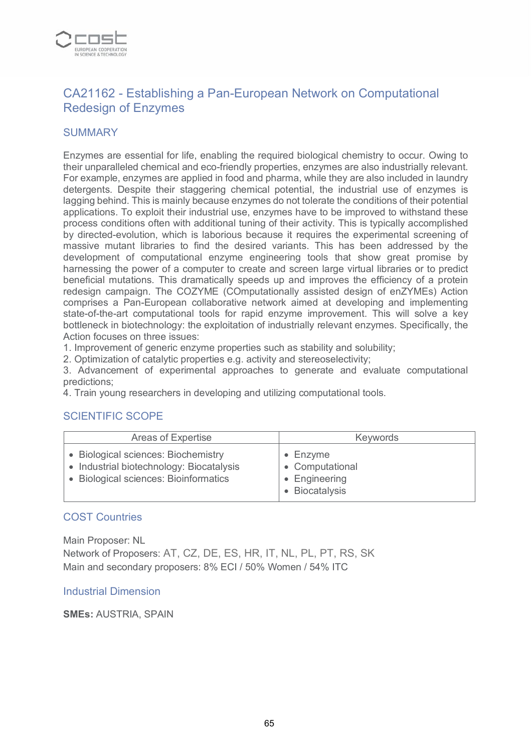## CA21162 - Establishing a Pan-European Network on Computational Redesign of Enzymes

### SUMMARY

Enzymes are essential for life, enabling the required biological chemistry to occur. Owing to their unparalleled chemical and eco-friendly properties, enzymes are also industrially relevant. For example, enzymes are applied in food and pharma, while they are also included in laundry detergents. Despite their staggering chemical potential, the industrial use of enzymes is lagging behind. This is mainly because enzymes do not tolerate the conditions of their potential applications. To exploit their industrial use, enzymes have to be improved to withstand these process conditions often with additional tuning of their activity. This is typically accomplished by directed-evolution, which is laborious because it requires the experimental screening of massive mutant libraries to find the desired variants. This has been addressed by the development of computational enzyme engineering tools that show great promise by harnessing the power of a computer to create and screen large virtual libraries or to predict beneficial mutations. This dramatically speeds up and improves the efficiency of a protein redesign campaign. The COZYME (COmputationally assisted design of enZYMEs) Action comprises a Pan-European collaborative network aimed at developing and implementing state-of-the-art computational tools for rapid enzyme improvement. This will solve a key bottleneck in biotechnology: the exploitation of industrially relevant enzymes. Specifically, the Action focuses on three issues:

1. Improvement of generic enzyme properties such as stability and solubility;
2. Optimization of catalytic properties e.g. activity and stereoselectivity;
3. Advancement of experimental approaches to generate and evaluate computational predictions;
4. Train young researchers in developing and utilizing computational tools.

### SCIENTIFIC SCOPE

| Areas of Expertise | Keywords |
| --- | --- |
| • Biological sciences: Biochemistry<br>• Industrial biotechnology: Biocatalysis<br>• Biological sciences: Bioinformatics | • Enzyme<br>• Computational<br>• Engineering<br>• Biocatalysis |

### COST Countries

Main Proposer: NL
Network of Proposers: AT, CZ, DE, ES, HR, IT, NL, PL, PT, RS, SK
Main and secondary proposers: 8% ECI / 50% Women / 54% ITC

### Industrial Dimension

**SMEs:** AUSTRIA, SPAIN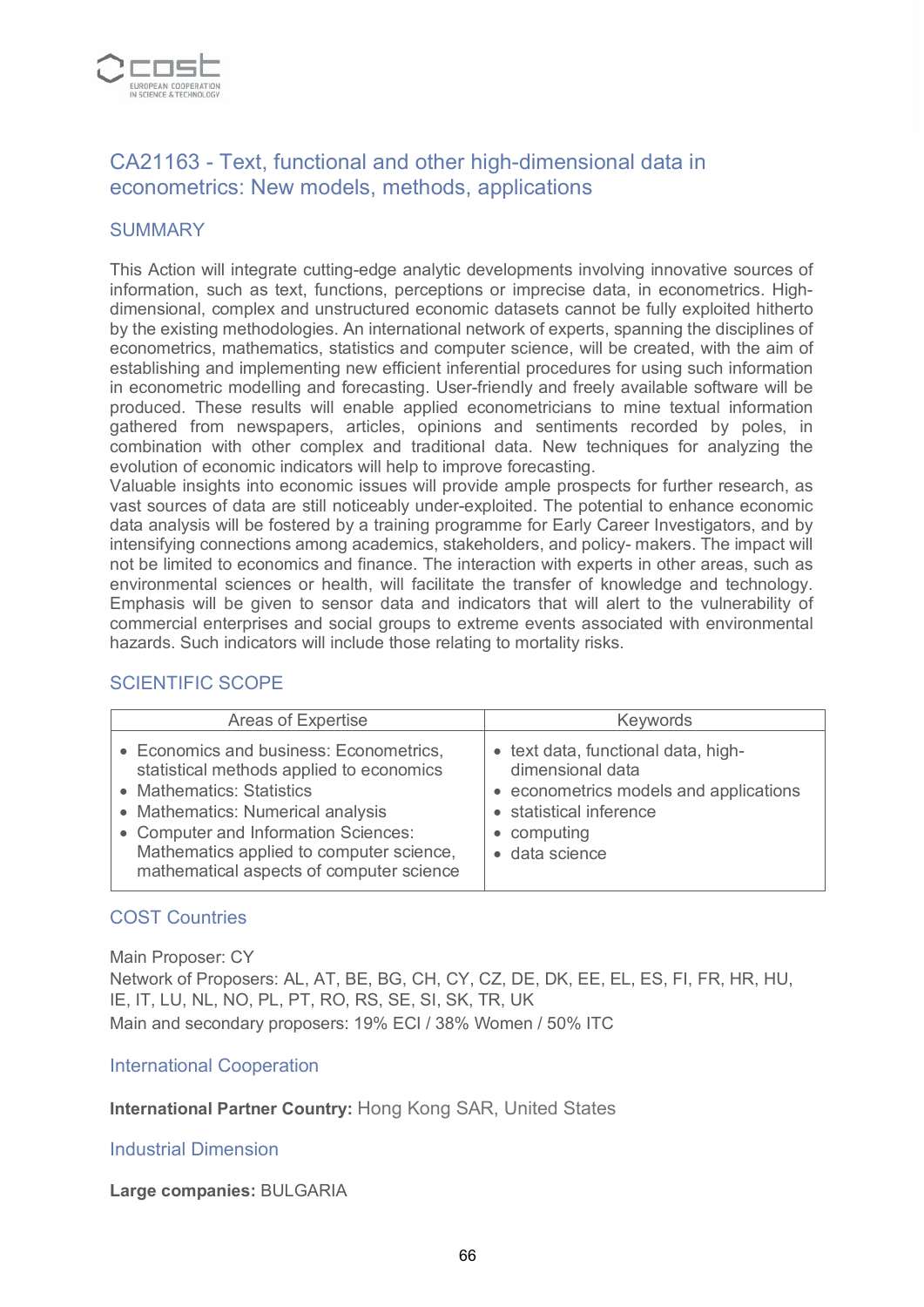## CA21163 - Text, functional and other high-dimensional data in econometrics: New models, methods, applications

### SUMMARY

This Action will integrate cutting-edge analytic developments involving innovative sources of information, such as text, functions, perceptions or imprecise data, in econometrics. High-dimensional, complex and unstructured economic datasets cannot be fully exploited hitherto by the existing methodologies. An international network of experts, spanning the disciplines of econometrics, mathematics, statistics and computer science, will be created, with the aim of establishing and implementing new efficient inferential procedures for using such information in econometric modelling and forecasting. User-friendly and freely available software will be produced. These results will enable applied econometricians to mine textual information gathered from newspapers, articles, opinions and sentiments recorded by poles, in combination with other complex and traditional data. New techniques for analyzing the evolution of economic indicators will help to improve forecasting.
Valuable insights into economic issues will provide ample prospects for further research, as vast sources of data are still noticeably under-exploited. The potential to enhance economic data analysis will be fostered by a training programme for Early Career Investigators, and by intensifying connections among academics, stakeholders, and policy- makers. The impact will not be limited to economics and finance. The interaction with experts in other areas, such as environmental sciences or health, will facilitate the transfer of knowledge and technology. Emphasis will be given to sensor data and indicators that will alert to the vulnerability of commercial enterprises and social groups to extreme events associated with environmental hazards. Such indicators will include those relating to mortality risks.

### SCIENTIFIC SCOPE

| Areas of Expertise | Keywords |
|---|---|
| • Economics and business: Econometrics, statistical methods applied to economics<br>• Mathematics: Statistics<br>• Mathematics: Numerical analysis<br>• Computer and Information Sciences: Mathematics applied to computer science, mathematical aspects of computer science | • text data, functional data, high-dimensional data<br>• econometrics models and applications<br>• statistical inference<br>• computing<br>• data science |

### COST Countries

Main Proposer: CY
Network of Proposers: AL, AT, BE, BG, CH, CY, CZ, DE, DK, EE, EL, ES, FI, FR, HR, HU, IE, IT, LU, NL, NO, PL, PT, RO, RS, SE, SI, SK, TR, UK
Main and secondary proposers: 19% ECI / 38% Women / 50% ITC

### International Cooperation

**International Partner Country:** Hong Kong SAR, United States

### Industrial Dimension

**Large companies:** BULGARIA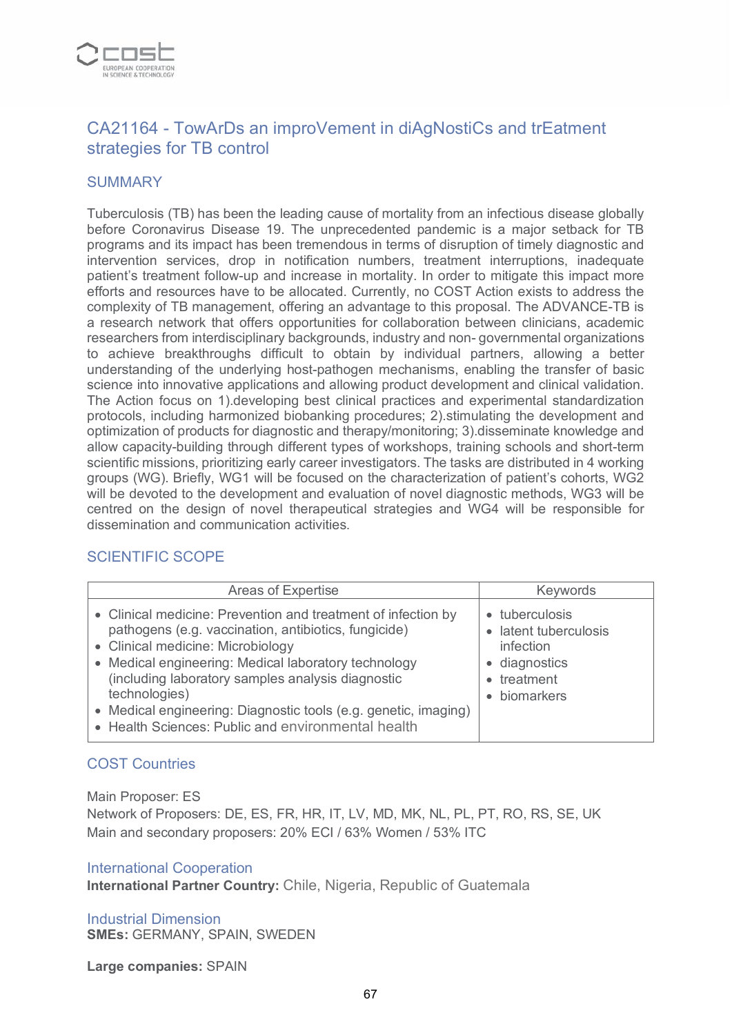## CA21164 - TowArDs an improVement in diAgNostiCs and trEatment strategies for TB control

### SUMMARY

Tuberculosis (TB) has been the leading cause of mortality from an infectious disease globally before Coronavirus Disease 19. The unprecedented pandemic is a major setback for TB programs and its impact has been tremendous in terms of disruption of timely diagnostic and intervention services, drop in notification numbers, treatment interruptions, inadequate patient's treatment follow-up and increase in mortality. In order to mitigate this impact more efforts and resources have to be allocated. Currently, no COST Action exists to address the complexity of TB management, offering an advantage to this proposal. The ADVANCE-TB is a research network that offers opportunities for collaboration between clinicians, academic researchers from interdisciplinary backgrounds, industry and non- governmental organizations to achieve breakthroughs difficult to obtain by individual partners, allowing a better understanding of the underlying host-pathogen mechanisms, enabling the transfer of basic science into innovative applications and allowing product development and clinical validation. The Action focus on 1).developing best clinical practices and experimental standardization protocols, including harmonized biobanking procedures; 2).stimulating the development and optimization of products for diagnostic and therapy/monitoring; 3).disseminate knowledge and allow capacity-building through different types of workshops, training schools and short-term scientific missions, prioritizing early career investigators. The tasks are distributed in 4 working groups (WG). Briefly, WG1 will be focused on the characterization of patient's cohorts, WG2 will be devoted to the development and evaluation of novel diagnostic methods, WG3 will be centred on the design of novel therapeutical strategies and WG4 will be responsible for dissemination and communication activities.

### SCIENTIFIC SCOPE

| Areas of Expertise | Keywords |
|---|---|
| • Clinical medicine: Prevention and treatment of infection by pathogens (e.g. vaccination, antibiotics, fungicide)<br>• Clinical medicine: Microbiology<br>• Medical engineering: Medical laboratory technology (including laboratory samples analysis diagnostic technologies)<br>• Medical engineering: Diagnostic tools (e.g. genetic, imaging)<br>• Health Sciences: Public and environmental health | • tuberculosis<br>• latent tuberculosis infection<br>• diagnostics<br>• treatment<br>• biomarkers |

### COST Countries

Main Proposer: ES
Network of Proposers: DE, ES, FR, HR, IT, LV, MD, MK, NL, PL, PT, RO, RS, SE, UK
Main and secondary proposers: 20% ECI / 63% Women / 53% ITC

### International Cooperation

**International Partner Country:** Chile, Nigeria, Republic of Guatemala

### Industrial Dimension

**SMEs:** GERMANY, SPAIN, SWEDEN

**Large companies:** SPAIN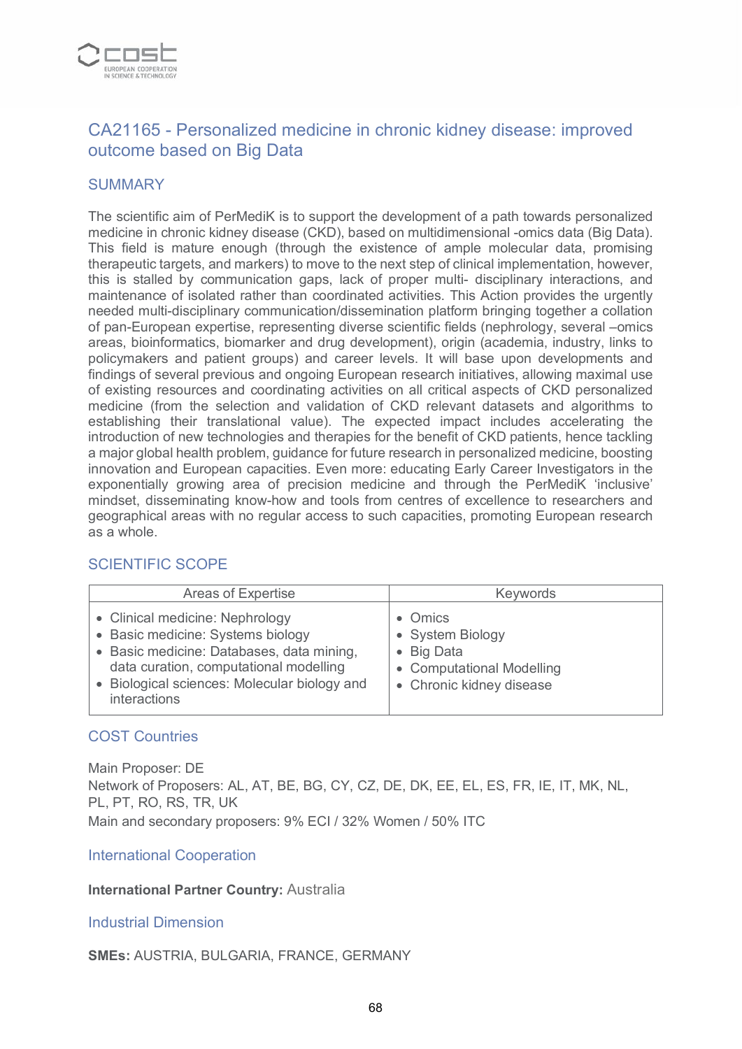## CA21165 - Personalized medicine in chronic kidney disease: improved outcome based on Big Data

### SUMMARY

The scientific aim of PerMediK is to support the development of a path towards personalized medicine in chronic kidney disease (CKD), based on multidimensional -omics data (Big Data). This field is mature enough (through the existence of ample molecular data, promising therapeutic targets, and markers) to move to the next step of clinical implementation, however, this is stalled by communication gaps, lack of proper multi- disciplinary interactions, and maintenance of isolated rather than coordinated activities. This Action provides the urgently needed multi-disciplinary communication/dissemination platform bringing together a collation of pan-European expertise, representing diverse scientific fields (nephrology, several –omics areas, bioinformatics, biomarker and drug development), origin (academia, industry, links to policymakers and patient groups) and career levels. It will base upon developments and findings of several previous and ongoing European research initiatives, allowing maximal use of existing resources and coordinating activities on all critical aspects of CKD personalized medicine (from the selection and validation of CKD relevant datasets and algorithms to establishing their translational value). The expected impact includes accelerating the introduction of new technologies and therapies for the benefit of CKD patients, hence tackling a major global health problem, guidance for future research in personalized medicine, boosting innovation and European capacities. Even more: educating Early Career Investigators in the exponentially growing area of precision medicine and through the PerMediK 'inclusive' mindset, disseminating know-how and tools from centres of excellence to researchers and geographical areas with no regular access to such capacities, promoting European research as a whole.

### SCIENTIFIC SCOPE

| Areas of Expertise | Keywords |
| --- | --- |
| • Clinical medicine: Nephrology<br>• Basic medicine: Systems biology<br>• Basic medicine: Databases, data mining, data curation, computational modelling<br>• Biological sciences: Molecular biology and interactions | • Omics<br>• System Biology<br>• Big Data<br>• Computational Modelling<br>• Chronic kidney disease |

### COST Countries

Main Proposer: DE
Network of Proposers: AL, AT, BE, BG, CY, CZ, DE, DK, EE, EL, ES, FR, IE, IT, MK, NL, PL, PT, RO, RS, TR, UK
Main and secondary proposers: 9% ECI / 32% Women / 50% ITC

### International Cooperation

**International Partner Country:** Australia

### Industrial Dimension

**SMEs:** AUSTRIA, BULGARIA, FRANCE, GERMANY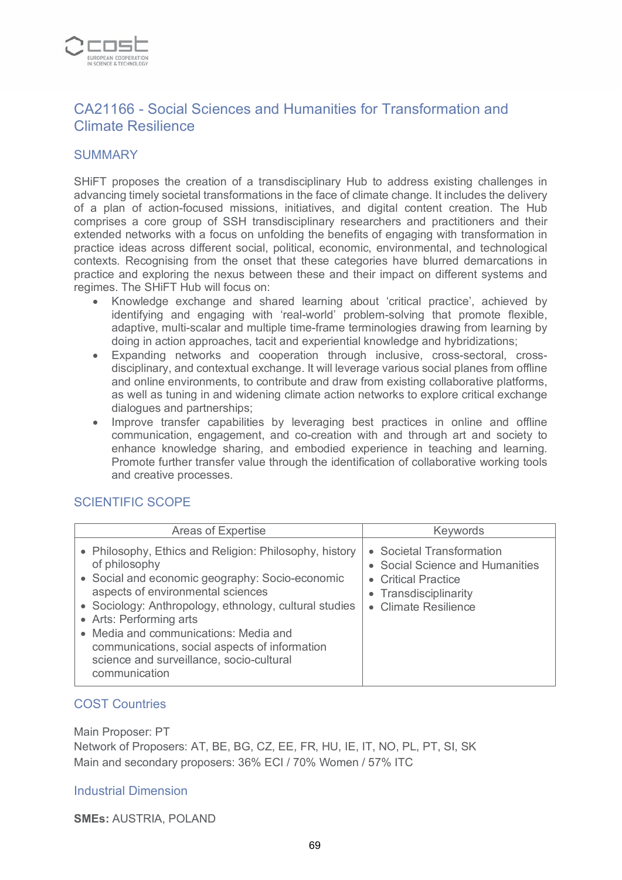## CA21166 - Social Sciences and Humanities for Transformation and Climate Resilience

### SUMMARY

SHiFT proposes the creation of a transdisciplinary Hub to address existing challenges in advancing timely societal transformations in the face of climate change. It includes the delivery of a plan of action-focused missions, initiatives, and digital content creation. The Hub comprises a core group of SSH transdisciplinary researchers and practitioners and their extended networks with a focus on unfolding the benefits of engaging with transformation in practice ideas across different social, political, economic, environmental, and technological contexts. Recognising from the onset that these categories have blurred demarcations in practice and exploring the nexus between these and their impact on different systems and regimes. The SHiFT Hub will focus on:

- Knowledge exchange and shared learning about 'critical practice', achieved by identifying and engaging with 'real-world' problem-solving that promote flexible, adaptive, multi-scalar and multiple time-frame terminologies drawing from learning by doing in action approaches, tacit and experiential knowledge and hybridizations;
- Expanding networks and cooperation through inclusive, cross-sectoral, cross-disciplinary, and contextual exchange. It will leverage various social planes from offline and online environments, to contribute and draw from existing collaborative platforms, as well as tuning in and widening climate action networks to explore critical exchange dialogues and partnerships;
- Improve transfer capabilities by leveraging best practices in online and offline communication, engagement, and co-creation with and through art and society to enhance knowledge sharing, and embodied experience in teaching and learning. Promote further transfer value through the identification of collaborative working tools and creative processes.

### SCIENTIFIC SCOPE

| Areas of Expertise | Keywords |
|---|---|
| • Philosophy, Ethics and Religion: Philosophy, history of philosophy<br>• Social and economic geography: Socio-economic aspects of environmental sciences<br>• Sociology: Anthropology, ethnology, cultural studies<br>• Arts: Performing arts<br>• Media and communications: Media and communications, social aspects of information science and surveillance, socio-cultural communication | • Societal Transformation<br>• Social Science and Humanities<br>• Critical Practice<br>• Transdisciplinarity<br>• Climate Resilience |

### COST Countries

Main Proposer: PT
Network of Proposers: AT, BE, BG, CZ, EE, FR, HU, IE, IT, NO, PL, PT, SI, SK
Main and secondary proposers: 36% ECI / 70% Women / 57% ITC

### Industrial Dimension

**SMEs:** AUSTRIA, POLAND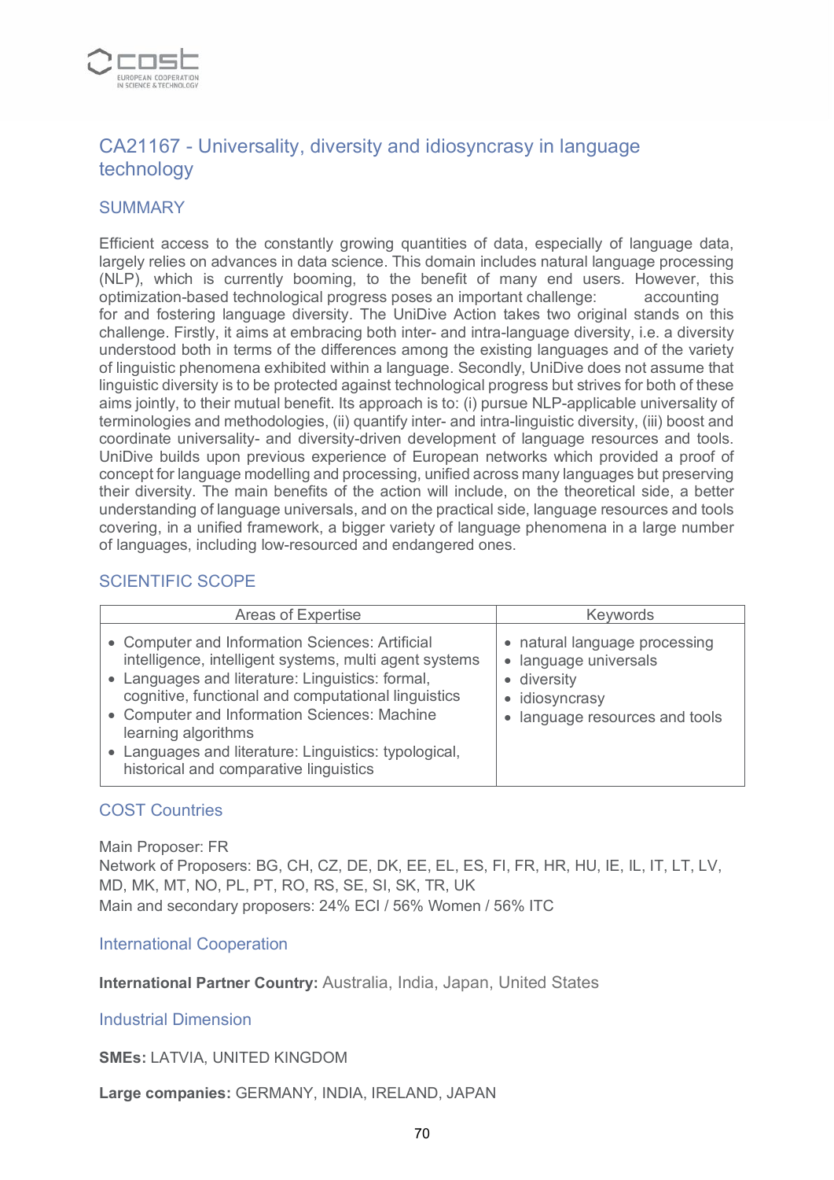## CA21167 - Universality, diversity and idiosyncrasy in language technology

### SUMMARY

Efficient access to the constantly growing quantities of data, especially of language data, largely relies on advances in data science. This domain includes natural language processing (NLP), which is currently booming, to the benefit of many end users. However, this optimization-based technological progress poses an important challenge: accounting for and fostering language diversity. The UniDive Action takes two original stands on this challenge. Firstly, it aims at embracing both inter- and intra-language diversity, i.e. a diversity understood both in terms of the differences among the existing languages and of the variety of linguistic phenomena exhibited within a language. Secondly, UniDive does not assume that linguistic diversity is to be protected against technological progress but strives for both of these aims jointly, to their mutual benefit. Its approach is to: (i) pursue NLP-applicable universality of terminologies and methodologies, (ii) quantify inter- and intra-linguistic diversity, (iii) boost and coordinate universality- and diversity-driven development of language resources and tools. UniDive builds upon previous experience of European networks which provided a proof of concept for language modelling and processing, unified across many languages but preserving their diversity. The main benefits of the action will include, on the theoretical side, a better understanding of language universals, and on the practical side, language resources and tools covering, in a unified framework, a bigger variety of language phenomena in a large number of languages, including low-resourced and endangered ones.

### SCIENTIFIC SCOPE

| Areas of Expertise | Keywords |
|---|---|
| • Computer and Information Sciences: Artificial intelligence, intelligent systems, multi agent systems<br>• Languages and literature: Linguistics: formal, cognitive, functional and computational linguistics<br>• Computer and Information Sciences: Machine learning algorithms<br>• Languages and literature: Linguistics: typological, historical and comparative linguistics | • natural language processing<br>• language universals<br>• diversity<br>• idiosyncrasy<br>• language resources and tools |

### COST Countries

Main Proposer: FR
Network of Proposers: BG, CH, CZ, DE, DK, EE, EL, ES, FI, FR, HR, HU, IE, IL, IT, LT, LV, MD, MK, MT, NO, PL, PT, RO, RS, SE, SI, SK, TR, UK
Main and secondary proposers: 24% ECI / 56% Women / 56% ITC

### International Cooperation

**International Partner Country:** Australia, India, Japan, United States

### Industrial Dimension

**SMEs:** LATVIA, UNITED KINGDOM

**Large companies:** GERMANY, INDIA, IRELAND, JAPAN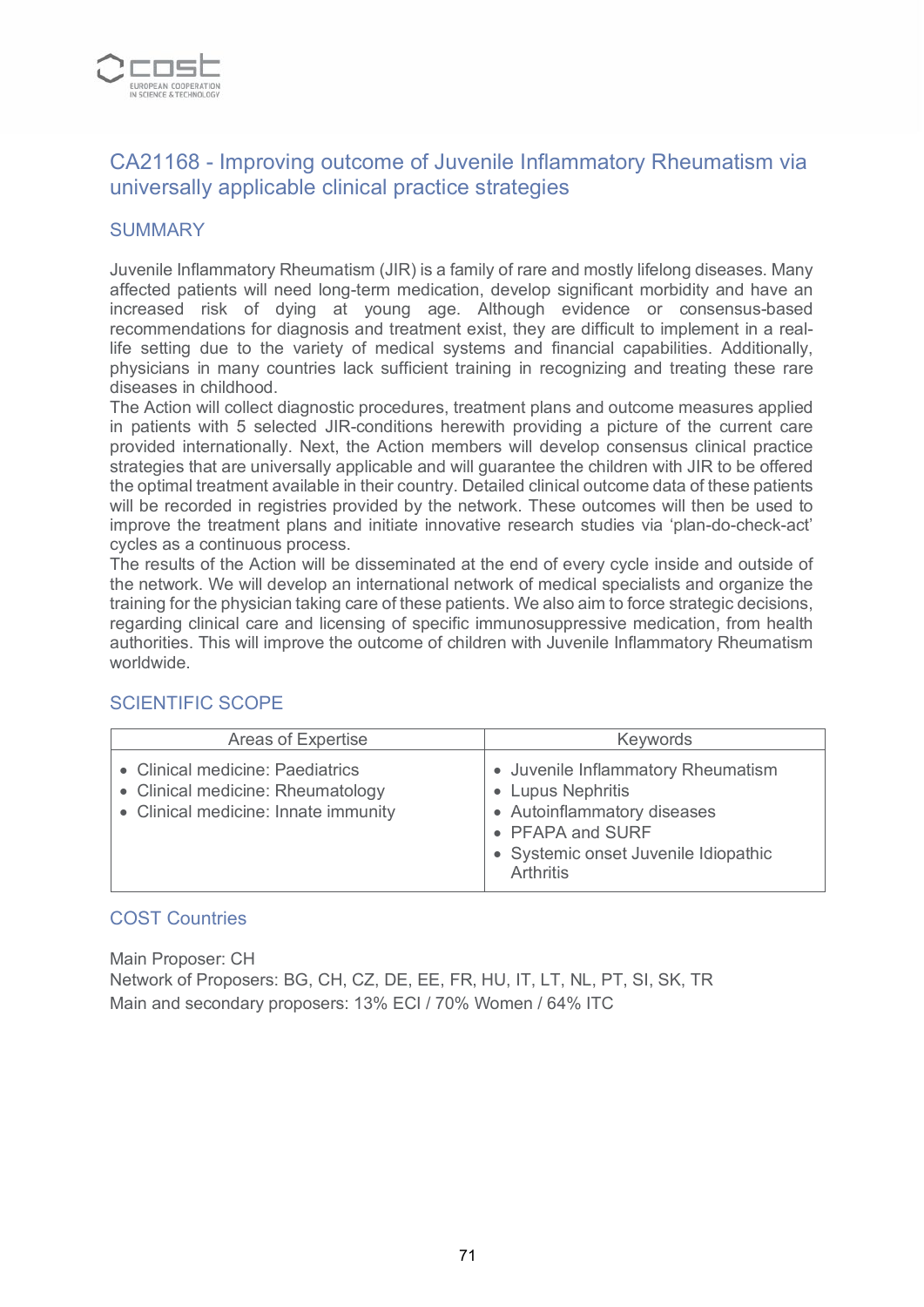## CA21168 - Improving outcome of Juvenile Inflammatory Rheumatism via universally applicable clinical practice strategies

### SUMMARY

Juvenile Inflammatory Rheumatism (JIR) is a family of rare and mostly lifelong diseases. Many affected patients will need long-term medication, develop significant morbidity and have an increased risk of dying at young age. Although evidence or consensus-based recommendations for diagnosis and treatment exist, they are difficult to implement in a real-life setting due to the variety of medical systems and financial capabilities. Additionally, physicians in many countries lack sufficient training in recognizing and treating these rare diseases in childhood.
The Action will collect diagnostic procedures, treatment plans and outcome measures applied in patients with 5 selected JIR-conditions herewith providing a picture of the current care provided internationally. Next, the Action members will develop consensus clinical practice strategies that are universally applicable and will guarantee the children with JIR to be offered the optimal treatment available in their country. Detailed clinical outcome data of these patients will be recorded in registries provided by the network. These outcomes will then be used to improve the treatment plans and initiate innovative research studies via 'plan-do-check-act' cycles as a continuous process.
The results of the Action will be disseminated at the end of every cycle inside and outside of the network. We will develop an international network of medical specialists and organize the training for the physician taking care of these patients. We also aim to force strategic decisions, regarding clinical care and licensing of specific immunosuppressive medication, from health authorities. This will improve the outcome of children with Juvenile Inflammatory Rheumatism worldwide.

### SCIENTIFIC SCOPE

| Areas of Expertise | Keywords |
|---|---|
| • Clinical medicine: Paediatrics<br>• Clinical medicine: Rheumatology<br>• Clinical medicine: Innate immunity | • Juvenile Inflammatory Rheumatism<br>• Lupus Nephritis<br>• Autoinflammatory diseases<br>• PFAPA and SURF<br>• Systemic onset Juvenile Idiopathic Arthritis |

### COST Countries

Main Proposer: CH
Network of Proposers: BG, CH, CZ, DE, EE, FR, HU, IT, LT, NL, PT, SI, SK, TR
Main and secondary proposers: 13% ECI / 70% Women / 64% ITC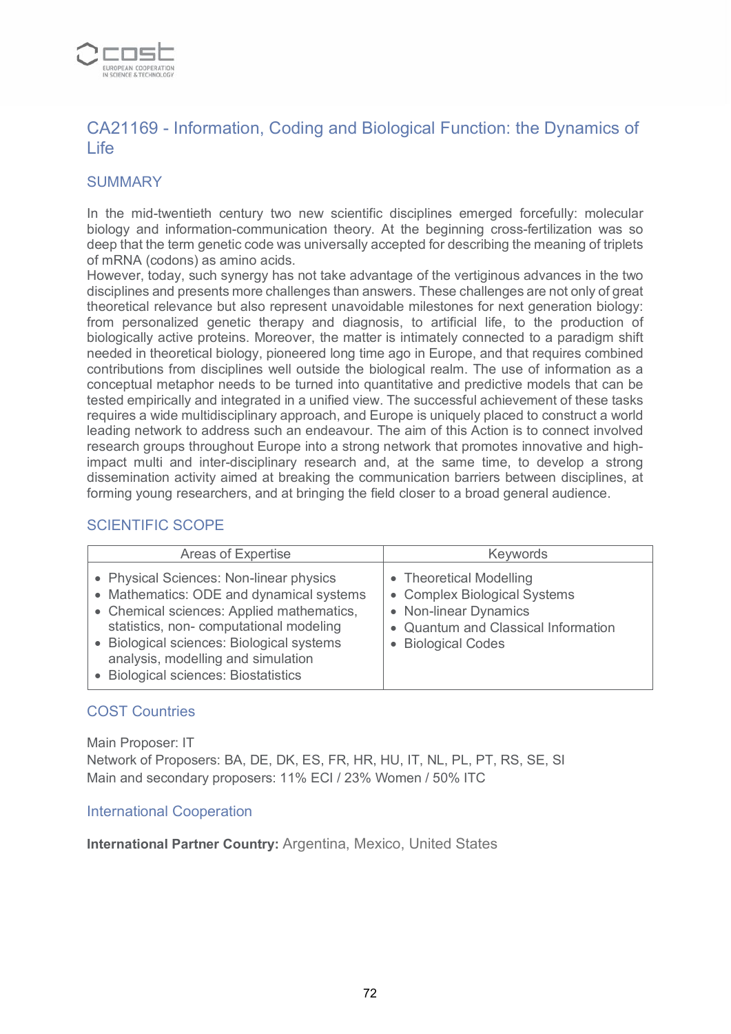## CA21169 - Information, Coding and Biological Function: the Dynamics of Life

### SUMMARY

In the mid-twentieth century two new scientific disciplines emerged forcefully: molecular biology and information-communication theory. At the beginning cross-fertilization was so deep that the term genetic code was universally accepted for describing the meaning of triplets of mRNA (codons) as amino acids.
However, today, such synergy has not take advantage of the vertiginous advances in the two disciplines and presents more challenges than answers. These challenges are not only of great theoretical relevance but also represent unavoidable milestones for next generation biology: from personalized genetic therapy and diagnosis, to artificial life, to the production of biologically active proteins. Moreover, the matter is intimately connected to a paradigm shift needed in theoretical biology, pioneered long time ago in Europe, and that requires combined contributions from disciplines well outside the biological realm. The use of information as a conceptual metaphor needs to be turned into quantitative and predictive models that can be tested empirically and integrated in a unified view. The successful achievement of these tasks requires a wide multidisciplinary approach, and Europe is uniquely placed to construct a world leading network to address such an endeavour. The aim of this Action is to connect involved research groups throughout Europe into a strong network that promotes innovative and high-impact multi and inter-disciplinary research and, at the same time, to develop a strong dissemination activity aimed at breaking the communication barriers between disciplines, at forming young researchers, and at bringing the field closer to a broad general audience.

### SCIENTIFIC SCOPE

| Areas of Expertise | Keywords |
|---|---|
| • Physical Sciences: Non-linear physics<br>• Mathematics: ODE and dynamical systems<br>• Chemical sciences: Applied mathematics, statistics, non- computational modeling<br>• Biological sciences: Biological systems analysis, modelling and simulation<br>• Biological sciences: Biostatistics | • Theoretical Modelling<br>• Complex Biological Systems<br>• Non-linear Dynamics<br>• Quantum and Classical Information<br>• Biological Codes |

### COST Countries

Main Proposer: IT
Network of Proposers: BA, DE, DK, ES, FR, HR, HU, IT, NL, PL, PT, RS, SE, SI
Main and secondary proposers: 11% ECI / 23% Women / 50% ITC

### International Cooperation

**International Partner Country:** Argentina, Mexico, United States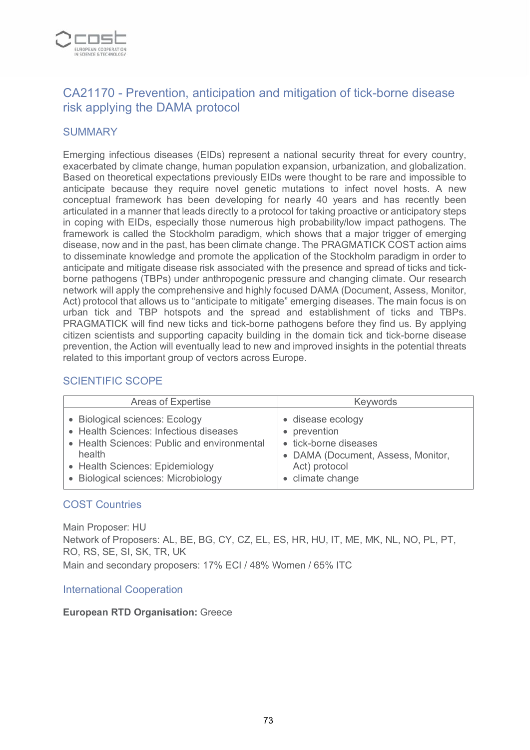## CA21170 - Prevention, anticipation and mitigation of tick-borne disease risk applying the DAMA protocol

### SUMMARY

Emerging infectious diseases (EIDs) represent a national security threat for every country, exacerbated by climate change, human population expansion, urbanization, and globalization. Based on theoretical expectations previously EIDs were thought to be rare and impossible to anticipate because they require novel genetic mutations to infect novel hosts. A new conceptual framework has been developing for nearly 40 years and has recently been articulated in a manner that leads directly to a protocol for taking proactive or anticipatory steps in coping with EIDs, especially those numerous high probability/low impact pathogens. The framework is called the Stockholm paradigm, which shows that a major trigger of emerging disease, now and in the past, has been climate change. The PRAGMATICK COST action aims to disseminate knowledge and promote the application of the Stockholm paradigm in order to anticipate and mitigate disease risk associated with the presence and spread of ticks and tick-borne pathogens (TBPs) under anthropogenic pressure and changing climate. Our research network will apply the comprehensive and highly focused DAMA (Document, Assess, Monitor, Act) protocol that allows us to "anticipate to mitigate" emerging diseases. The main focus is on urban tick and TBP hotspots and the spread and establishment of ticks and TBPs. PRAGMATICK will find new ticks and tick-borne pathogens before they find us. By applying citizen scientists and supporting capacity building in the domain tick and tick-borne disease prevention, the Action will eventually lead to new and improved insights in the potential threats related to this important group of vectors across Europe.

### SCIENTIFIC SCOPE

| Areas of Expertise | Keywords |
|---|---|
| • Biological sciences: Ecology<br>• Health Sciences: Infectious diseases<br>• Health Sciences: Public and environmental health<br>• Health Sciences: Epidemiology<br>• Biological sciences: Microbiology | • disease ecology<br>• prevention<br>• tick-borne diseases<br>• DAMA (Document, Assess, Monitor, Act) protocol<br>• climate change |

### COST Countries

Main Proposer: HU
Network of Proposers: AL, BE, BG, CY, CZ, EL, ES, HR, HU, IT, ME, MK, NL, NO, PL, PT, RO, RS, SE, SI, SK, TR, UK
Main and secondary proposers: 17% ECI / 48% Women / 65% ITC

### International Cooperation

**European RTD Organisation:** Greece